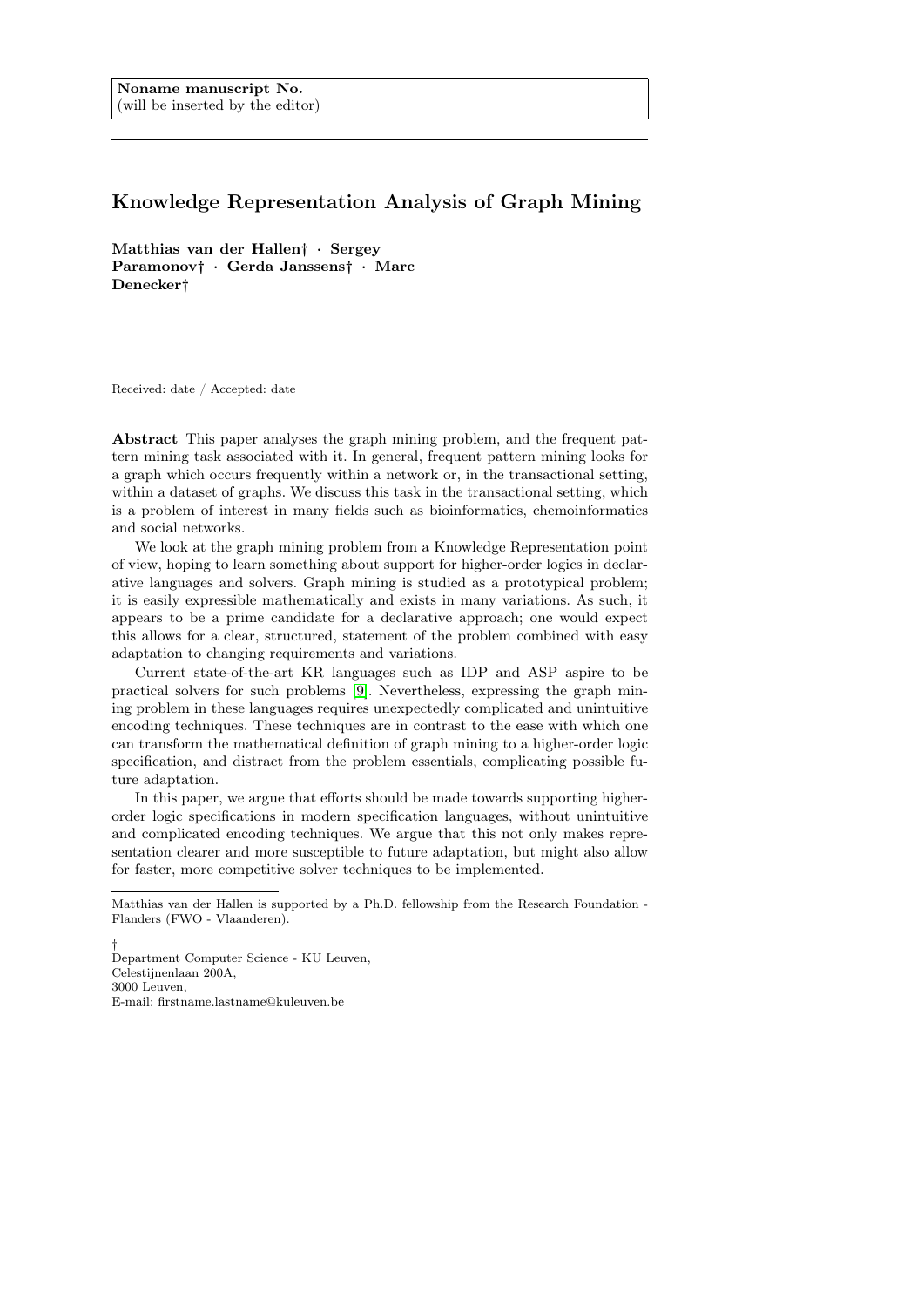Noname manuscript No.
(will be inserted by the editor)

# Knowledge Representation Analysis of Graph Mining

**Matthias van der Hallen† · Sergey Paramonov† · Gerda Janssens† · Marc Denecker†**

Received: date / Accepted: date

**Abstract** This paper analyses the graph mining problem, and the frequent pattern mining task associated with it. In general, frequent pattern mining looks for a graph which occurs frequently within a network or, in the transactional setting, within a dataset of graphs. We discuss this task in the transactional setting, which is a problem of interest in many fields such as bioinformatics, chemoinformatics and social networks.

We look at the graph mining problem from a Knowledge Representation point of view, hoping to learn something about support for higher-order logics in declarative languages and solvers. Graph mining is studied as a prototypical problem; it is easily expressible mathematically and exists in many variations. As such, it appears to be a prime candidate for a declarative approach; one would expect this allows for a clear, structured, statement of the problem combined with easy adaptation to changing requirements and variations.

Current state-of-the-art KR languages such as IDP and ASP aspire to be practical solvers for such problems [9]. Nevertheless, expressing the graph mining problem in these languages requires unexpectedly complicated and unintuitive encoding techniques. These techniques are in contrast to the ease with which one can transform the mathematical definition of graph mining to a higher-order logic specification, and distract from the problem essentials, complicating possible future adaptation.

In this paper, we argue that efforts should be made towards supporting higher-order logic specifications in modern specification languages, without unintuitive and complicated encoding techniques. We argue that this not only makes representation clearer and more susceptible to future adaptation, but might also allow for faster, more competitive solver techniques to be implemented.

---

Matthias van der Hallen is supported by a Ph.D. fellowship from the Research Foundation - Flanders (FWO - Vlaanderen).

†
Department Computer Science - KU Leuven,
Celestijnenlaan 200A,
3000 Leuven,
E-mail: firstname.lastname@kuleuven.be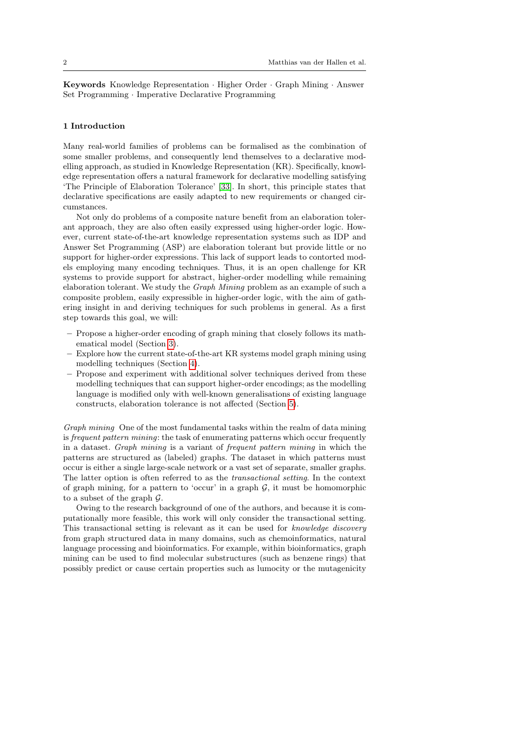**Keywords** Knowledge Representation · Higher Order · Graph Mining · Answer Set Programming · Imperative Declarative Programming

## 1 Introduction

Many real-world families of problems can be formalised as the combination of some smaller problems, and consequently lend themselves to a declarative modelling approach, as studied in Knowledge Representation (KR). Specifically, knowledge representation offers a natural framework for declarative modelling satisfying 'The Principle of Elaboration Tolerance' [33]. In short, this principle states that declarative specifications are easily adapted to new requirements or changed circumstances.

Not only do problems of a composite nature benefit from an elaboration tolerant approach, they are also often easily expressed using higher-order logic. However, current state-of-the-art knowledge representation systems such as IDP and Answer Set Programming (ASP) are elaboration tolerant but provide little or no support for higher-order expressions. This lack of support leads to contorted models employing many encoding techniques. Thus, it is an open challenge for KR systems to provide support for abstract, higher-order modelling while remaining elaboration tolerant. We study the *Graph Mining* problem as an example of such a composite problem, easily expressible in higher-order logic, with the aim of gathering insight in and deriving techniques for such problems in general. As a first step towards this goal, we will:

- Propose a higher-order encoding of graph mining that closely follows its mathematical model (Section 3).
- Explore how the current state-of-the-art KR systems model graph mining using modelling techniques (Section 4).
- Propose and experiment with additional solver techniques derived from these modelling techniques that can support higher-order encodings; as the modelling language is modified only with well-known generalisations of existing language constructs, elaboration tolerance is not affected (Section 5).

*Graph mining* One of the most fundamental tasks within the realm of data mining is *frequent pattern mining*: the task of enumerating patterns which occur frequently in a dataset. *Graph mining* is a variant of *frequent pattern mining* in which the patterns are structured as (labeled) graphs. The dataset in which patterns must occur is either a single large-scale network or a vast set of separate, smaller graphs. The latter option is often referred to as the *transactional setting*. In the context of graph mining, for a pattern to 'occur' in a graph $\mathcal{G}$, it must be homomorphic to a subset of the graph $\mathcal{G}$.

Owing to the research background of one of the authors, and because it is computationally more feasible, this work will only consider the transactional setting. This transactional setting is relevant as it can be used for *knowledge discovery* from graph structured data in many domains, such as chemoinformatics, natural language processing and bioinformatics. For example, within bioinformatics, graph mining can be used to find molecular substructures (such as benzene rings) that possibly predict or cause certain properties such as lumocity or the mutagenicity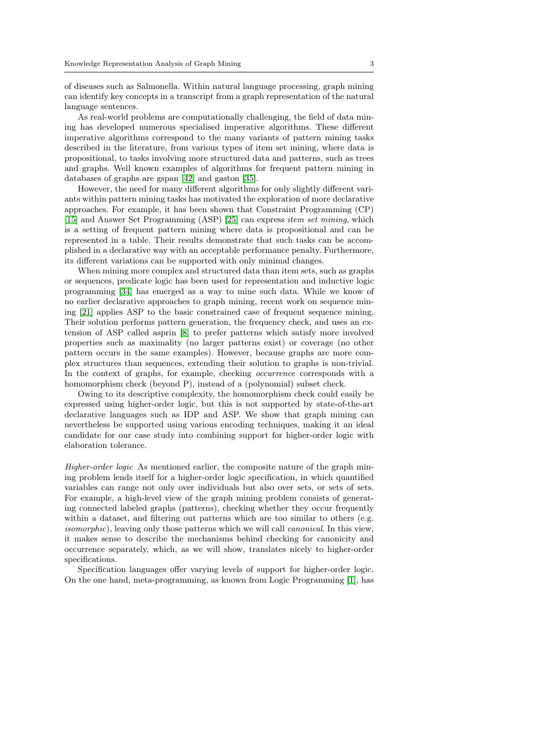of diseases such as Salmonella. Within natural language processing, graph mining can identify key concepts in a transcript from a graph representation of the natural language sentences.

As real-world problems are computationally challenging, the field of data mining has developed numerous specialised imperative algorithms. These different imperative algorithms correspond to the many variants of pattern mining tasks described in the literature, from various types of item set mining, where data is propositional, to tasks involving more structured data and patterns, such as trees and graphs. Well known examples of algorithms for frequent pattern mining in databases of graphs are gspan [42] and gaston [35].

However, the need for many different algorithms for only slightly different variants within pattern mining tasks has motivated the exploration of more declarative approaches. For example, it has been shown that Constraint Programming (CP) [15] and Answer Set Programming (ASP) [25] can express *item set mining*, which is a setting of frequent pattern mining where data is propositional and can be represented in a table. Their results demonstrate that such tasks can be accomplished in a declarative way with an acceptable performance penalty. Furthermore, its different variations can be supported with only minimal changes.

When mining more complex and structured data than item sets, such as graphs or sequences, predicate logic has been used for representation and inductive logic programming [34] has emerged as a way to mine such data. While we know of no earlier declarative approaches to graph mining, recent work on sequence mining [21] applies ASP to the basic constrained case of frequent sequence mining. Their solution performs pattern generation, the frequency check, and uses an extension of ASP called asprin [8] to prefer patterns which satisfy more involved properties such as maximality (no larger patterns exist) or coverage (no other pattern occurs in the same examples). However, because graphs are more complex structures than sequences, extending their solution to graphs is non-trivial. In the context of graphs, for example, checking *occurrence* corresponds with a homomorphism check (beyond P), instead of a (polynomial) subset check.

Owing to its descriptive complexity, the homomorphism check could easily be expressed using higher-order logic, but this is not supported by state-of-the-art declarative languages such as IDP and ASP. We show that graph mining can nevertheless be supported using various encoding techniques, making it an ideal candidate for our case study into combining support for higher-order logic with elaboration tolerance.

*Higher-order logic* As mentioned earlier, the composite nature of the graph mining problem lends itself for a higher-order logic specification, in which quantified variables can range not only over individuals but also over sets, or sets of sets. For example, a high-level view of the graph mining problem consists of generating connected labeled graphs (patterns), checking whether they occur frequently within a dataset, and filtering out patterns which are too similar to others (e.g. *isomorphic*), leaving only those patterns which we will call *canonical*. In this view, it makes sense to describe the mechanisms behind checking for canonicity and occurrence separately, which, as we will show, translates nicely to higher-order specifications.

Specification languages offer varying levels of support for higher-order logic. On the one hand, meta-programming, as known from Logic Programming [1], has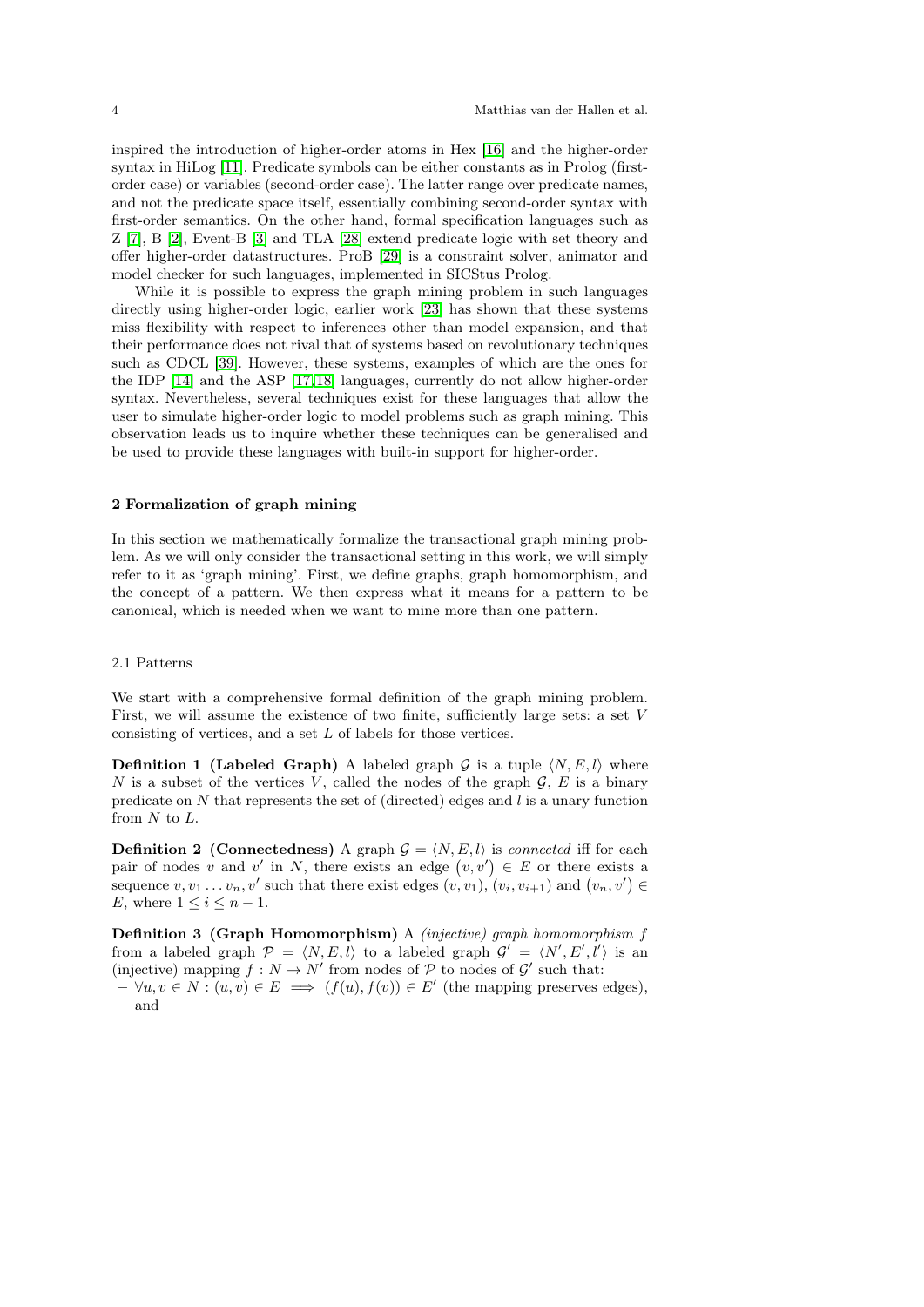inspired the introduction of higher-order atoms in Hex [16] and the higher-order syntax in HiLog [11]. Predicate symbols can be either constants as in Prolog (first-order case) or variables (second-order case). The latter range over predicate names, and not the predicate space itself, essentially combining second-order syntax with first-order semantics. On the other hand, formal specification languages such as Z [7], B [2], Event-B [3] and TLA [28] extend predicate logic with set theory and offer higher-order datastructures. ProB [29] is a constraint solver, animator and model checker for such languages, implemented in SICStus Prolog.

While it is possible to express the graph mining problem in such languages directly using higher-order logic, earlier work [23] has shown that these systems miss flexibility with respect to inferences other than model expansion, and that their performance does not rival that of systems based on revolutionary techniques such as CDCL [39]. However, these systems, examples of which are the ones for the IDP [14] and the ASP [17,18] languages, currently do not allow higher-order syntax. Nevertheless, several techniques exist for these languages that allow the user to simulate higher-order logic to model problems such as graph mining. This observation leads us to inquire whether these techniques can be generalised and be used to provide these languages with built-in support for higher-order.

## 2 Formalization of graph mining

In this section we mathematically formalize the transactional graph mining problem. As we will only consider the transactional setting in this work, we will simply refer to it as 'graph mining'. First, we define graphs, graph homomorphism, and the concept of a pattern. We then express what it means for a pattern to be canonical, which is needed when we want to mine more than one pattern.

### 2.1 Patterns

We start with a comprehensive formal definition of the graph mining problem. First, we will assume the existence of two finite, sufficiently large sets: a set $V$ consisting of vertices, and a set $L$ of labels for those vertices.

**Definition 1 (Labeled Graph)** A labeled graph $\mathcal{G}$ is a tuple $\langle N, E, l\rangle$ where $N$ is a subset of the vertices $V$, called the nodes of the graph $\mathcal{G}$, $E$ is a binary predicate on $N$ that represents the set of (directed) edges and $l$ is a unary function from $N$ to $L$.

**Definition 2 (Connectedness)** A graph $\mathcal{G} = \langle N, E, l\rangle$ is *connected* iff for each pair of nodes $v$ and $v'$ in $N$, there exists an edge $(v, v') \in E$ or there exists a sequence $v, v_1 \dots v_n, v'$ such that there exist edges $(v, v_1)$, $(v_i, v_{i+1})$ and $(v_n, v') \in E$, where $1 \leq i \leq n-1$.

**Definition 3 (Graph Homomorphism)** A *(injective) graph homomorphism* $f$ from a labeled graph $\mathcal{P} = \langle N, E, l\rangle$ to a labeled graph $\mathcal{G}' = \langle N', E', l'\rangle$ is an (injective) mapping $f : N \to N'$ from nodes of $\mathcal{P}$ to nodes of $\mathcal{G}'$ such that:

- $\forall u, v \in N : (u, v) \in E \implies (f(u), f(v)) \in E'$ (the mapping preserves edges), and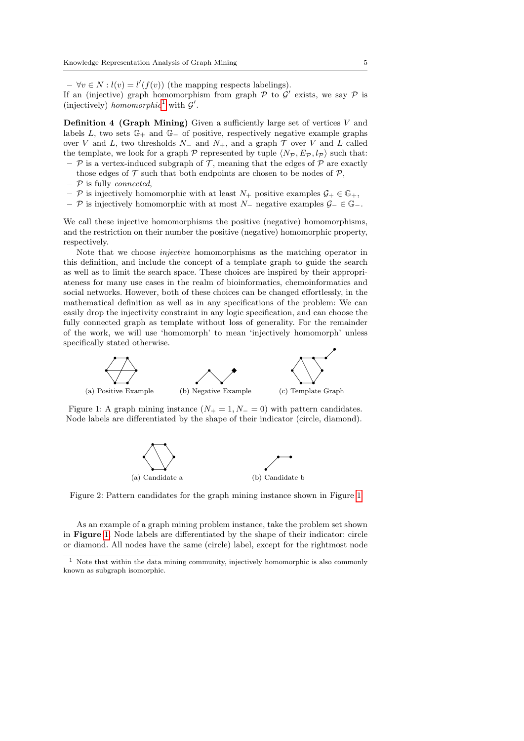– $\forall v \in N : l(v) = l'(f(v))$ (the mapping respects labelings).

If an (injective) graph homomorphism from graph $\mathcal{P}$ to $\mathcal{G}'$ exists, we say $\mathcal{P}$ is (injectively) *homomorphic*[1] with $\mathcal{G}'$.

**Definition 4 (Graph Mining)** Given a sufficiently large set of vertices $V$ and labels $L$, two sets $\mathbb{G}_+$ and $\mathbb{G}_-$ of positive, respectively negative example graphs over $V$ and $L$, two thresholds $N_-$ and $N_+$, and a graph $\mathcal{T}$ over $V$ and $L$ called the template, we look for a graph $\mathcal{P}$ represented by tuple $\langle N_\mathcal{P}, E_\mathcal{P}, l_\mathcal{P} \rangle$ such that:

- $\mathcal{P}$ is a vertex-induced subgraph of $\mathcal{T}$, meaning that the edges of $\mathcal{P}$ are exactly those edges of $\mathcal{T}$ such that both endpoints are chosen to be nodes of $\mathcal{P}$,
- $\mathcal{P}$ is fully *connected*,
- $\mathcal{P}$ is injectively homomorphic with at least $N_+$ positive examples $\mathcal{G}_+ \in \mathbb{G}_+$,
- $\mathcal{P}$ is injectively homomorphic with at most $N_-$ negative examples $\mathcal{G}_- \in \mathbb{G}_-$.

We call these injective homomorphisms the positive (negative) homomorphisms, and the restriction on their number the positive (negative) homomorphic property, respectively.

Note that we choose *injective* homomorphisms as the matching operator in this definition, and include the concept of a template graph to guide the search as well as to limit the search space. These choices are inspired by their appropriateness for many use cases in the realm of bioinformatics, chemoinformatics and social networks. However, both of these choices can be changed effortlessly, in the mathematical definition as well as in any specifications of the problem: We can easily drop the injectivity constraint in any logic specification, and can choose the fully connected graph as template without loss of generality. For the remainder of the work, we will use 'homomorph' to mean 'injectively homomorph' unless specifically stated otherwise.

(a) Positive Example (b) Negative Example (c) Template Graph

Figure 1: A graph mining instance ($N_+ = 1, N_- = 0$) with pattern candidates. Node labels are differentiated by the shape of their indicator (circle, diamond).

(a) Candidate a (b) Candidate b

Figure 2: Pattern candidates for the graph mining instance shown in Figure 1.

As an example of a graph mining problem instance, take the problem set shown in **Figure 1**. Node labels are differentiated by the shape of their indicator: circle or diamond. All nodes have the same (circle) label, except for the rightmost node

[1] Note that within the data mining community, injectively homomorphic is also commonly known as subgraph isomorphic.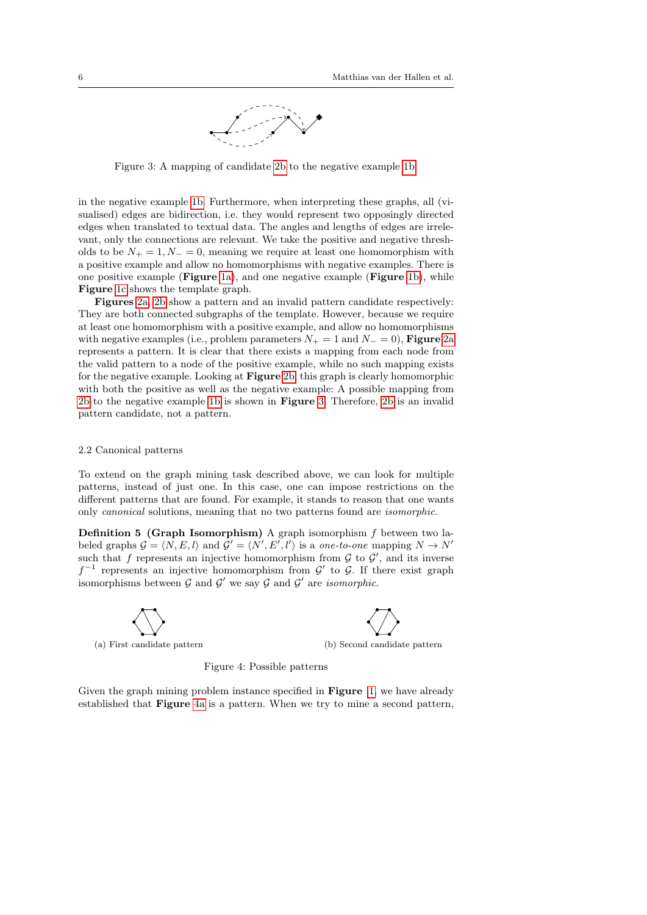Figure 3: A mapping of candidate 2b to the negative example 1b

in the negative example 1b. Furthermore, when interpreting these graphs, all (visualised) edges are bidirection, i.e. they would represent two opposingly directed edges when translated to textual data. The angles and lengths of edges are irrelevant, only the connections are relevant. We take the positive and negative thresholds to be $N_+ = 1, N_- = 0$, meaning we require at least one homomorphism with a positive example and allow no homomorphisms with negative examples. There is one positive example (**Figure** 1a), and one negative example (**Figure** 1b), while **Figure** 1c shows the template graph.

**Figures** 2a, 2b show a pattern and an invalid pattern candidate respectively: They are both connected subgraphs of the template. However, because we require at least one homomorphism with a positive example, and allow no homomorphisms with negative examples (i.e., problem parameters $N_+ = 1$ and $N_- = 0$), **Figure** 2a represents a pattern. It is clear that there exists a mapping from each node from the valid pattern to a node of the positive example, while no such mapping exists for the negative example. Looking at **Figure** 2b, this graph is clearly homomorphic with both the positive as well as the negative example: A possible mapping from 2b to the negative example 1b is shown in **Figure** 3. Therefore, 2b is an invalid pattern candidate, not a pattern.

### 2.2 Canonical patterns

To extend on the graph mining task described above, we can look for multiple patterns, instead of just one. In this case, one can impose restrictions on the different patterns that are found. For example, it stands to reason that one wants only *canonical* solutions, meaning that no two patterns found are *isomorphic*.

**Definition 5 (Graph Isomorphism)** A graph isomorphism $f$ between two labeled graphs $\mathcal{G} = \langle N, E, l \rangle$ and $\mathcal{G}' = \langle N', E', l' \rangle$ is a *one-to-one* mapping $N \rightarrow N'$ such that $f$ represents an injective homomorphism from $\mathcal{G}$ to $\mathcal{G}'$, and its inverse $f^{-1}$ represents an injective homomorphism from $\mathcal{G}'$ to $\mathcal{G}$. If there exist graph isomorphisms between $\mathcal{G}$ and $\mathcal{G}'$ we say $\mathcal{G}$ and $\mathcal{G}'$ are *isomorphic*.

(a) First candidate pattern

(b) Second candidate pattern

Figure 4: Possible patterns

Given the graph mining problem instance specified in **Figure** 1, we have already established that **Figure** 4a is a pattern. When we try to mine a second pattern,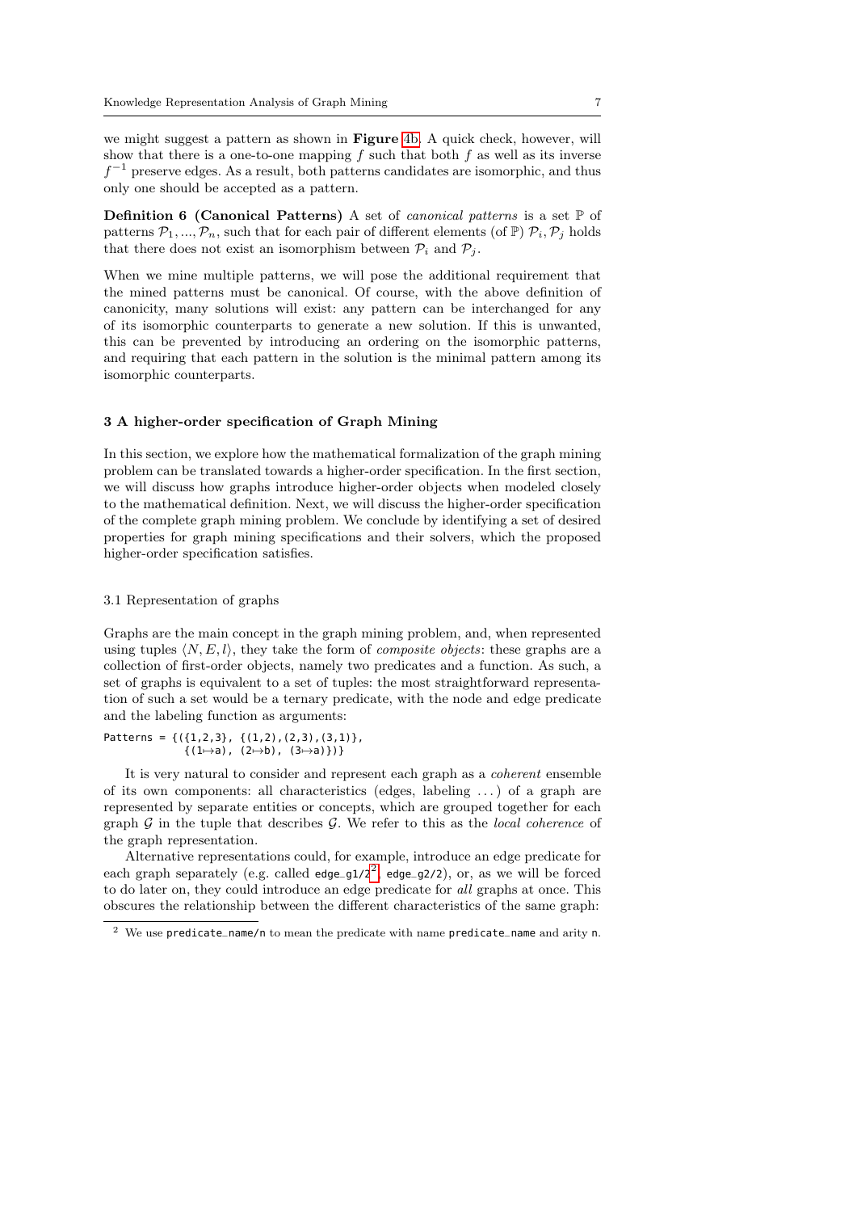we might suggest a pattern as shown in **Figure 4b**. A quick check, however, will show that there is a one-to-one mapping $f$ such that both $f$ as well as its inverse $f^{-1}$ preserve edges. As a result, both patterns candidates are isomorphic, and thus only one should be accepted as a pattern.

**Definition 6 (Canonical Patterns)** A set of *canonical patterns* is a set $\mathbb{P}$ of patterns $\mathcal{P}_1, ..., \mathcal{P}_n$, such that for each pair of different elements (of $\mathbb{P}$) $\mathcal{P}_i, \mathcal{P}_j$ holds that there does not exist an isomorphism between $\mathcal{P}_i$ and $\mathcal{P}_j$.

When we mine multiple patterns, we will pose the additional requirement that the mined patterns must be canonical. Of course, with the above definition of canonicity, many solutions will exist: any pattern can be interchanged for any of its isomorphic counterparts to generate a new solution. If this is unwanted, this can be prevented by introducing an ordering on the isomorphic patterns, and requiring that each pattern in the solution is the minimal pattern among its isomorphic counterparts.

## 3 A higher-order specification of Graph Mining

In this section, we explore how the mathematical formalization of the graph mining problem can be translated towards a higher-order specification. In the first section, we will discuss how graphs introduce higher-order objects when modeled closely to the mathematical definition. Next, we will discuss the higher-order specification of the complete graph mining problem. We conclude by identifying a set of desired properties for graph mining specifications and their solvers, which the proposed higher-order specification satisfies.

### 3.1 Representation of graphs

Graphs are the main concept in the graph mining problem, and, when represented using tuples $\langle N, E, l\rangle$, they take the form of *composite objects*: these graphs are a collection of first-order objects, namely two predicates and a function. As such, a set of graphs is equivalent to a set of tuples: the most straightforward representation of such a set would be a ternary predicate, with the node and edge predicate and the labeling function as arguments:

```
Patterns = {({1,2,3}, {(1,2),(2,3),(3,1)},
            {(1↦a), (2↦b), (3↦a)})}
```

It is very natural to consider and represent each graph as a *coherent* ensemble of its own components: all characteristics (edges, labeling ...) of a graph are represented by separate entities or concepts, which are grouped together for each graph $\mathcal{G}$ in the tuple that describes $\mathcal{G}$. We refer to this as the *local coherence* of the graph representation.

Alternative representations could, for example, introduce an edge predicate for each graph separately (e.g. called `edge_g1/2`[2], `edge_g2/2`), or, as we will be forced to do later on, they could introduce an edge predicate for *all* graphs at once. This obscures the relationship between the different characteristics of the same graph:

[2] We use `predicate_name/n` to mean the predicate with name `predicate_name` and arity `n`.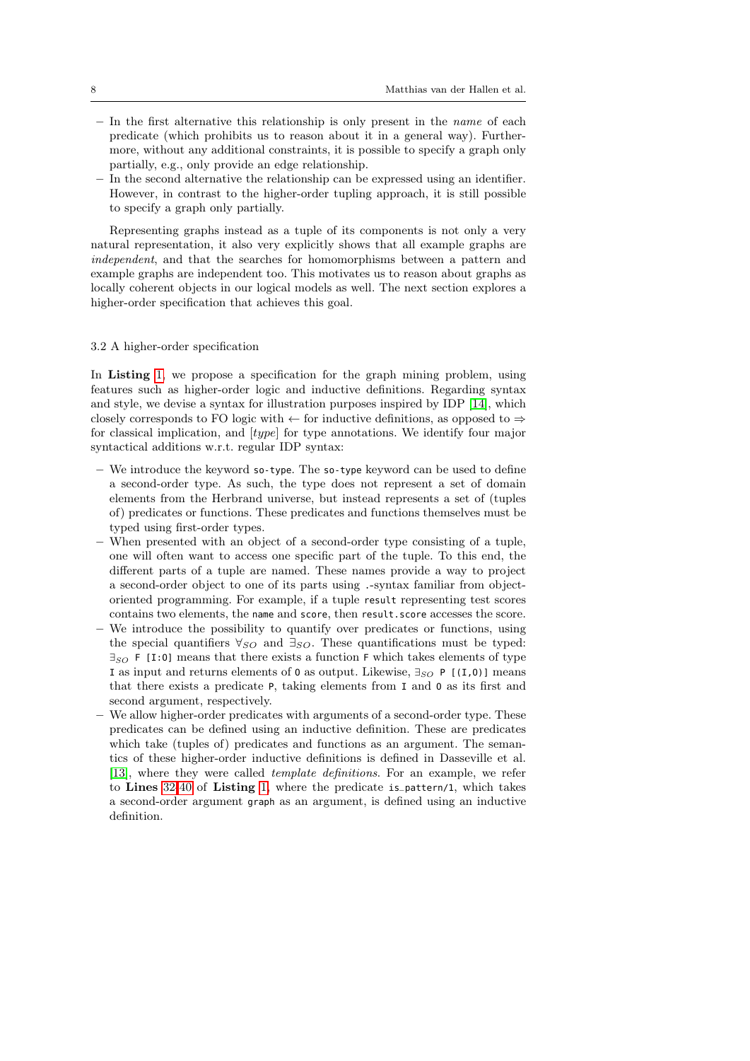- In the first alternative this relationship is only present in the *name* of each predicate (which prohibits us to reason about it in a general way). Furthermore, without any additional constraints, it is possible to specify a graph only partially, e.g., only provide an edge relationship.
- In the second alternative the relationship can be expressed using an identifier. However, in contrast to the higher-order tupling approach, it is still possible to specify a graph only partially.

Representing graphs instead as a tuple of its components is not only a very natural representation, it also very explicitly shows that all example graphs are *independent*, and that the searches for homomorphisms between a pattern and example graphs are independent too. This motivates us to reason about graphs as locally coherent objects in our logical models as well. The next section explores a higher-order specification that achieves this goal.

### 3.2 A higher-order specification

In **Listing 1**, we propose a specification for the graph mining problem, using features such as higher-order logic and inductive definitions. Regarding syntax and style, we devise a syntax for illustration purposes inspired by IDP [14], which closely corresponds to FO logic with $\leftarrow$ for inductive definitions, as opposed to $\Rightarrow$ for classical implication, and [*type*] for type annotations. We identify four major syntactical additions w.r.t. regular IDP syntax:

- We introduce the keyword `so-type`. The `so-type` keyword can be used to define a second-order type. As such, the type does not represent a set of domain elements from the Herbrand universe, but instead represents a set of (tuples of) predicates or functions. These predicates and functions themselves must be typed using first-order types.
- When presented with an object of a second-order type consisting of a tuple, one will often want to access one specific part of the tuple. To this end, the different parts of a tuple are named. These names provide a way to project a second-order object to one of its parts using `.`-syntax familiar from object-oriented programming. For example, if a tuple `result` representing test scores contains two elements, the `name` and `score`, then `result.score` accesses the score.
- We introduce the possibility to quantify over predicates or functions, using the special quantifiers $\forall_{SO}$ and $\exists_{SO}$. These quantifications must be typed: $\exists_{SO}$ `F [I:O]` means that there exists a function `F` which takes elements of type `I` as input and returns elements of `O` as output. Likewise, $\exists_{SO}$ `P [(I,O)]` means that there exists a predicate `P`, taking elements from `I` and `O` as its first and second argument, respectively.
- We allow higher-order predicates with arguments of a second-order type. These predicates can be defined using an inductive definition. These are predicates which take (tuples of) predicates and functions as an argument. The semantics of these higher-order inductive definitions is defined in Dasseville et al. [13], where they were called *template definitions*. For an example, we refer to **Lines** 32-40 of **Listing** 1, where the predicate `is_pattern/1`, which takes a second-order argument `graph` as an argument, is defined using an inductive definition.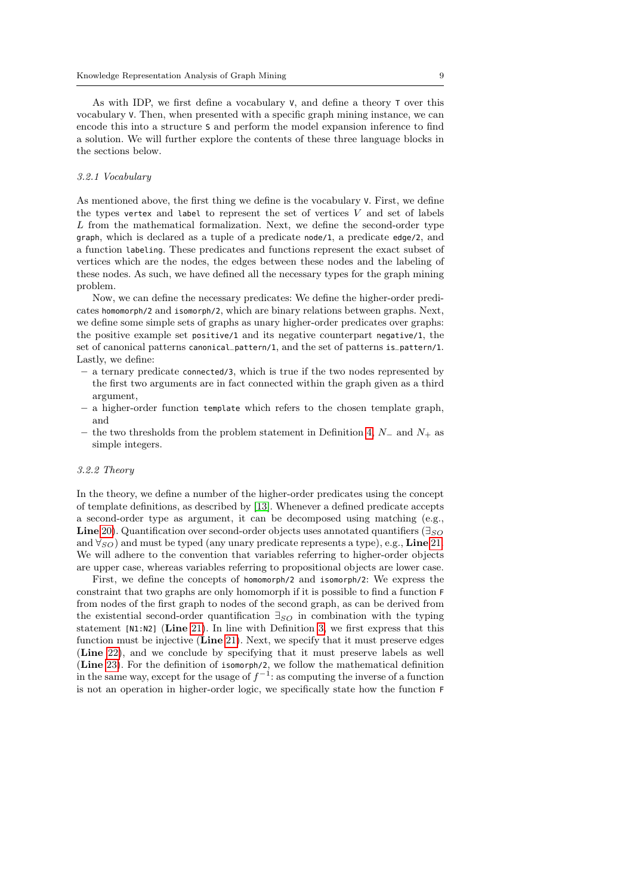As with IDP, we first define a vocabulary `V`, and define a theory `T` over this vocabulary `V`. Then, when presented with a specific graph mining instance, we can encode this into a structure `S` and perform the model expansion inference to find a solution. We will further explore the contents of these three language blocks in the sections below.

#### *3.2.1 Vocabulary*

As mentioned above, the first thing we define is the vocabulary `V`. First, we define the types `vertex` and `label` to represent the set of vertices $V$ and set of labels $L$ from the mathematical formalization. Next, we define the second-order type `graph`, which is declared as a tuple of a predicate `node/1`, a predicate `edge/2`, and a function `labeling`. These predicates and functions represent the exact subset of vertices which are the nodes, the edges between these nodes and the labeling of these nodes. As such, we have defined all the necessary types for the graph mining problem.

Now, we can define the necessary predicates: We define the higher-order predicates `homomorph/2` and `isomorph/2`, which are binary relations between graphs. Next, we define some simple sets of graphs as unary higher-order predicates over graphs: the positive example set `positive/1` and its negative counterpart `negative/1`, the set of canonical patterns `canonical_pattern/1`, and the set of patterns `is_pattern/1`. Lastly, we define:

- a ternary predicate `connected/3`, which is true if the two nodes represented by the first two arguments are in fact connected within the graph given as a third argument,
- a higher-order function `template` which refers to the chosen template graph, and
- the two thresholds from the problem statement in Definition 4, $N_-$ and $N_+$ as simple integers.

#### *3.2.2 Theory*

In the theory, we define a number of the higher-order predicates using the concept of template definitions, as described by [13]. Whenever a defined predicate accepts a second-order type as argument, it can be decomposed using matching (e.g., **Line** 20). Quantification over second-order objects uses annotated quantifiers ($\exists_{SO}$ and $\forall_{SO}$) and must be typed (any unary predicate represents a type), e.g., **Line** 21. We will adhere to the convention that variables referring to higher-order objects are upper case, whereas variables referring to propositional objects are lower case.

First, we define the concepts of `homomorph/2` and `isomorph/2`: We express the constraint that two graphs are only homomorph if it is possible to find a function `F` from nodes of the first graph to nodes of the second graph, as can be derived from the existential second-order quantification $\exists_{SO}$ in combination with the typing statement `[N1:N2]` (**Line** 21). In line with Definition 3, we first express that this function must be injective (**Line** 21). Next, we specify that it must preserve edges (**Line** 22), and we conclude by specifying that it must preserve labels as well (**Line** 23). For the definition of `isomorph/2`, we follow the mathematical definition in the same way, except for the usage of $f^{-1}$: as computing the inverse of a function is not an operation in higher-order logic, we specifically state how the function `F`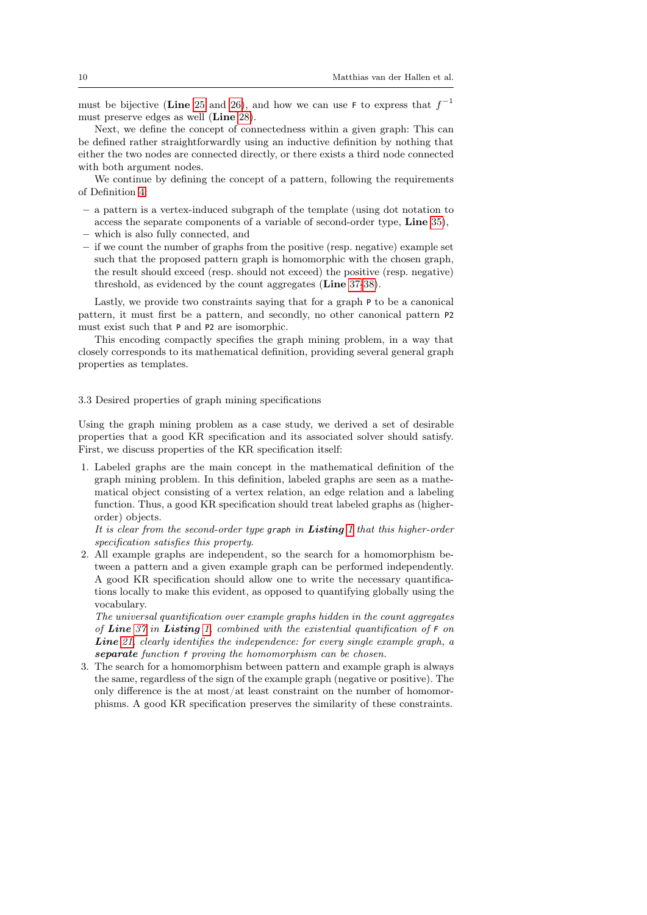must be bijective (**Line** 25 and 26), and how we can use `F` to express that $f^{-1}$ must preserve edges as well (**Line** 28).

Next, we define the concept of connectedness within a given graph: This can be defined rather straightforwardly using an inductive definition by nothing that either the two nodes are connected directly, or there exists a third node connected with both argument nodes.

We continue by defining the concept of a pattern, following the requirements of Definition 4:

- a pattern is a vertex-induced subgraph of the template (using dot notation to access the separate components of a variable of second-order type, **Line** 35),
- which is also fully connected, and
- if we count the number of graphs from the positive (resp. negative) example set such that the proposed pattern graph is homomorphic with the chosen graph, the result should exceed (resp. should not exceed) the positive (resp. negative) threshold, as evidenced by the count aggregates (**Line** 37-38).

Lastly, we provide two constraints saying that for a graph `P` to be a canonical pattern, it must first be a pattern, and secondly, no other canonical pattern `P2` must exist such that `P` and `P2` are isomorphic.

This encoding compactly specifies the graph mining problem, in a way that closely corresponds to its mathematical definition, providing several general graph properties as templates.

### 3.3 Desired properties of graph mining specifications

Using the graph mining problem as a case study, we derived a set of desirable properties that a good KR specification and its associated solver should satisfy. First, we discuss properties of the KR specification itself:

1. Labeled graphs are the main concept in the mathematical definition of the graph mining problem. In this definition, labeled graphs are seen as a mathematical object consisting of a vertex relation, an edge relation and a labeling function. Thus, a good KR specification should treat labeled graphs as (higher-order) objects.
   *It is clear from the second-order type* `graph` *in **Listing** 1 that this higher-order specification satisfies this property.*
2. All example graphs are independent, so the search for a homomorphism between a pattern and a given example graph can be performed independently. A good KR specification should allow one to write the necessary quantifications locally to make this evident, as opposed to quantifying globally using the vocabulary.
   *The universal quantification over example graphs hidden in the count aggregates of **Line** 37 in **Listing** 1, combined with the existential quantification of* `F` *on **Line** 21, clearly identifies the independence: for every single example graph, a **separate** function* `f` *proving the homomorphism can be chosen.*
3. The search for a homomorphism between pattern and example graph is always the same, regardless of the sign of the example graph (negative or positive). The only difference is the at most/at least constraint on the number of homomorphisms. A good KR specification preserves the similarity of these constraints.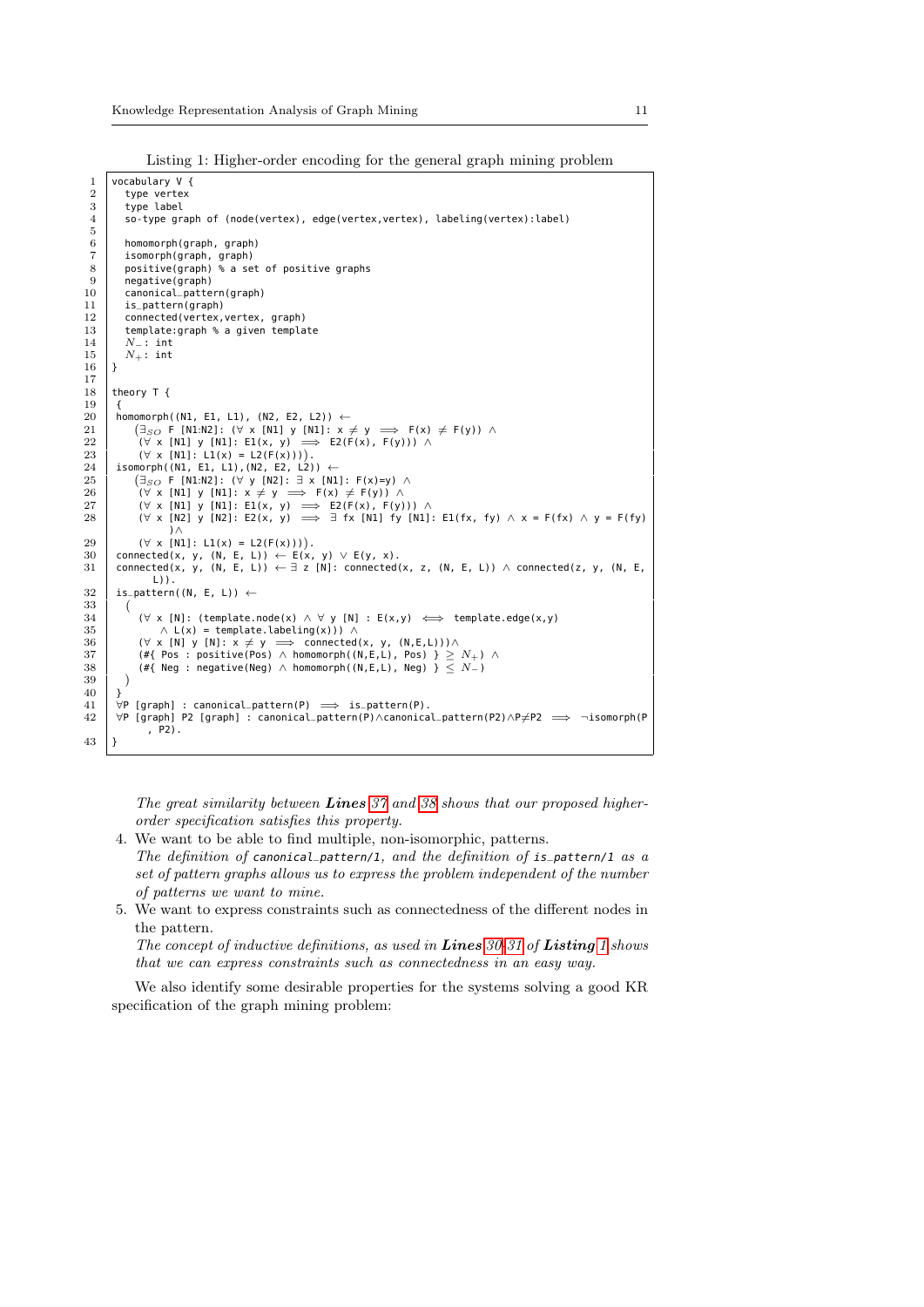Listing 1: Higher-order encoding for the general graph mining problem

```
vocabulary V {
  type vertex
  type label
  so-type graph of (node(vertex), edge(vertex,vertex), labeling(vertex):label)

  homomorph(graph, graph)
  isomorph(graph, graph)
  positive(graph) % a set of positive graphs
  negative(graph)
  canonical_pattern(graph)
  is_pattern(graph)
  connected(vertex,vertex, graph)
  template:graph % a given template
  N−: int
  N+: int
}

theory T {
 {
 homomorph((N1, E1, L1), (N2, E2, L2)) ←
    (∃SO F [N1:N2]: (∀ x [N1] y [N1]: x ≠ y  ⟹  F(x) ≠ F(y)) ∧
     (∀ x [N1] y [N1]: E1(x, y)  ⟹  E2(F(x), F(y))) ∧
     (∀ x [N1]: L1(x) = L2(F(x)))).
 isomorph((N1, E1, L1),(N2, E2, L2)) ←
    (∃SO F [N1:N2]: (∀ y [N2]: ∃ x [N1]: F(x)=y) ∧
     (∀ x [N1] y [N1]: x ≠ y  ⟹  F(x) ≠ F(y)) ∧
     (∀ x [N1] y [N1]: E1(x, y)  ⟹  E2(F(x), F(y))) ∧
     (∀ x [N2] y [N2]: E2(x, y)  ⟹  ∃ fx [N1] fy [N1]: E1(fx, fy) ∧ x = F(fx) ∧ y = F(fy)
         )∧
     (∀ x [N1]: L1(x) = L2(F(x)))).
 connected(x, y, (N, E, L)) ← E(x, y) ∨ E(y, x).
 connected(x, y, (N, E, L)) ← ∃ z [N]: connected(x, z, (N, E, L)) ∧ connected(z, y, (N, E,
       L)).
 is_pattern((N, E, L)) ←
   (
     (∀ x [N]: (template.node(x) ∧ ∀ y [N] : E(x,y)  ⟺  template.edge(x,y)
         ∧ L(x) = template.labeling(x))) ∧
     (∀ x [N] y [N]: x ≠ y  ⟹  connected(x, y, (N,E,L)))∧
     (#{ Pos : positive(Pos) ∧ homomorph((N,E,L), Pos) } ≥ N+) ∧
     (#{ Neg : negative(Neg) ∧ homomorph((N,E,L), Neg) } ≤ N−)
   )
 }
 ∀P [graph] : canonical_pattern(P)  ⟹  is_pattern(P).
 ∀P [graph] P2 [graph] : canonical_pattern(P)∧canonical_pattern(P2)∧P≠P2  ⟹  ¬isomorph(P
       , P2).
}
```

*The great similarity between **Lines** 37 and 38 shows that our proposed higher-order specification satisfies this property.*

4. We want to be able to find multiple, non-isomorphic, patterns.
   *The definition of* `canonical_pattern/1`*, and the definition of* `is_pattern/1` *as a set of pattern graphs allows us to express the problem independent of the number of patterns we want to mine.*
5. We want to express constraints such as connectedness of the different nodes in the pattern.
   *The concept of inductive definitions, as used in **Lines** 30-31 of **Listing** 1 shows that we can express constraints such as connectedness in an easy way.*

We also identify some desirable properties for the systems solving a good KR specification of the graph mining problem: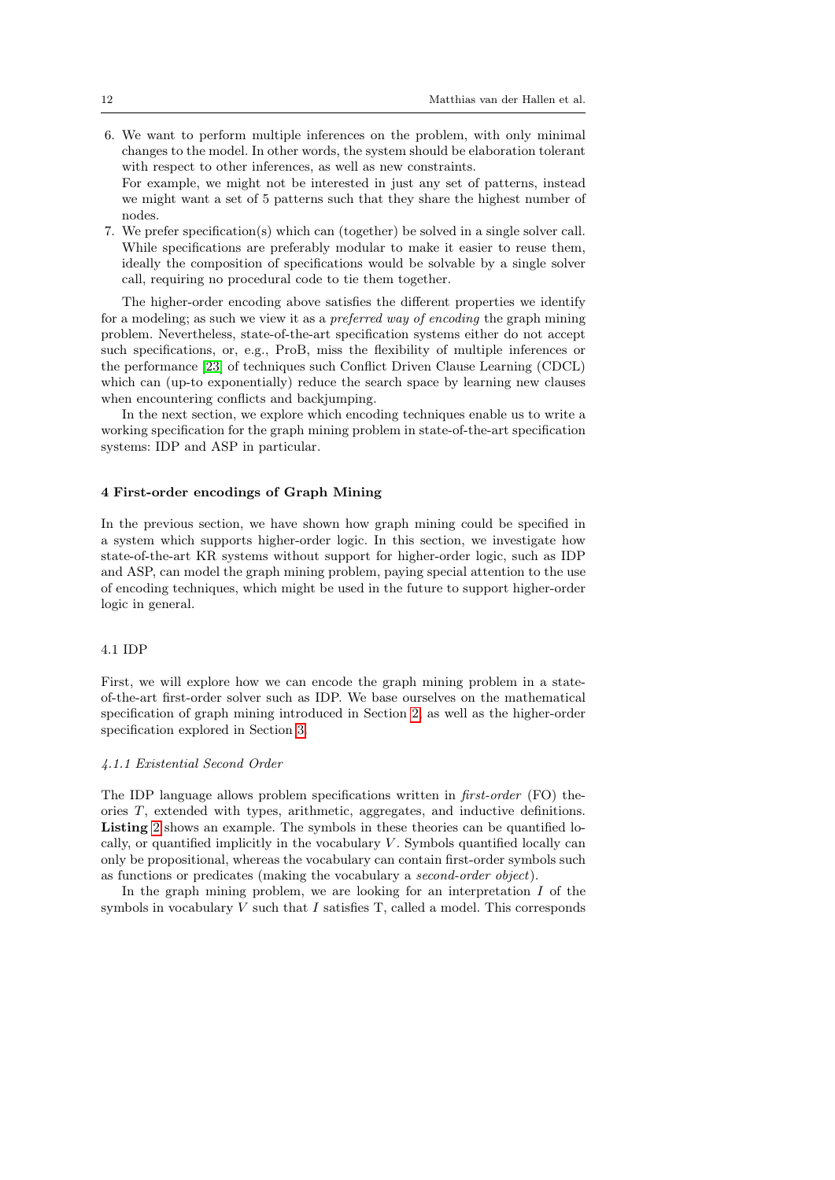6. We want to perform multiple inferences on the problem, with only minimal changes to the model. In other words, the system should be elaboration tolerant with respect to other inferences, as well as new constraints.
   For example, we might not be interested in just any set of patterns, instead we might want a set of 5 patterns such that they share the highest number of nodes.
7. We prefer specification(s) which can (together) be solved in a single solver call. While specifications are preferably modular to make it easier to reuse them, ideally the composition of specifications would be solvable by a single solver call, requiring no procedural code to tie them together.

The higher-order encoding above satisfies the different properties we identify for a modeling; as such we view it as a *preferred way of encoding* the graph mining problem. Nevertheless, state-of-the-art specification systems either do not accept such specifications, or, e.g., ProB, miss the flexibility of multiple inferences or the performance [23] of techniques such Conflict Driven Clause Learning (CDCL) which can (up-to exponentially) reduce the search space by learning new clauses when encountering conflicts and backjumping.

In the next section, we explore which encoding techniques enable us to write a working specification for the graph mining problem in state-of-the-art specification systems: IDP and ASP in particular.

## 4 First-order encodings of Graph Mining

In the previous section, we have shown how graph mining could be specified in a system which supports higher-order logic. In this section, we investigate how state-of-the-art KR systems without support for higher-order logic, such as IDP and ASP, can model the graph mining problem, paying special attention to the use of encoding techniques, which might be used in the future to support higher-order logic in general.

### 4.1 IDP

First, we will explore how we can encode the graph mining problem in a state-of-the-art first-order solver such as IDP. We base ourselves on the mathematical specification of graph mining introduced in Section 2, as well as the higher-order specification explored in Section 3.

#### *4.1.1 Existential Second Order*

The IDP language allows problem specifications written in *first-order* (FO) theories $T$, extended with types, arithmetic, aggregates, and inductive definitions. **Listing 2** shows an example. The symbols in these theories can be quantified locally, or quantified implicitly in the vocabulary $V$. Symbols quantified locally can only be propositional, whereas the vocabulary can contain first-order symbols such as functions or predicates (making the vocabulary a *second-order object*).

In the graph mining problem, we are looking for an interpretation $I$ of the symbols in vocabulary $V$ such that $I$ satisfies T, called a model. This corresponds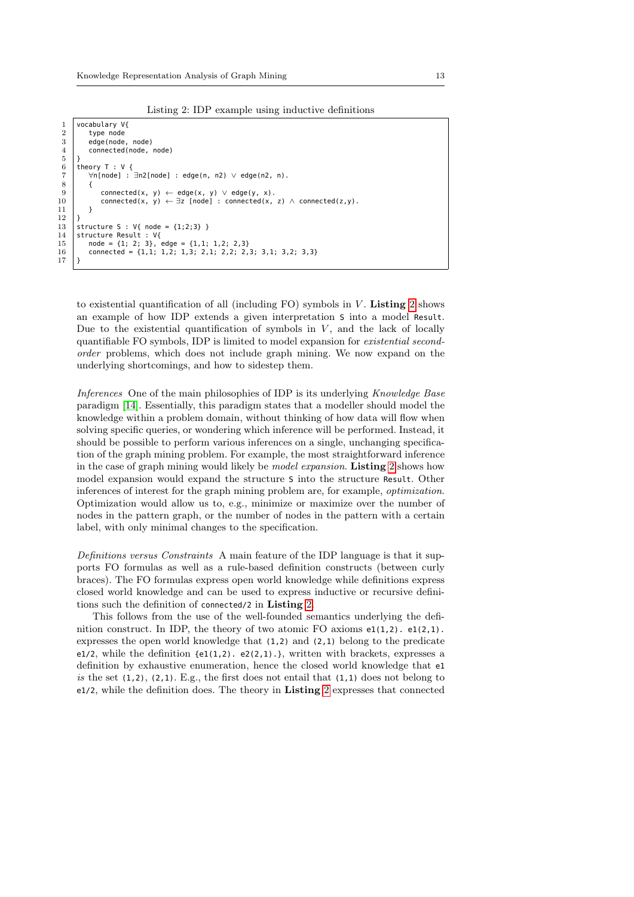Listing 2: IDP example using inductive definitions

```
vocabulary V{
   type node
   edge(node, node)
   connected(node, node)
}
theory T : V {
   ∀n[node] : ∃n2[node] : edge(n, n2) ∨ edge(n2, n).
   {
      connected(x, y) ← edge(x, y) ∨ edge(y, x).
      connected(x, y) ← ∃z [node] : connected(x, z) ∧ connected(z,y).
   }
}
structure S : V{ node = {1;2;3} }
structure Result : V{
   node = {1; 2; 3}, edge = {1,1; 1,2; 2,3}
   connected = {1,1; 1,2; 1,3; 2,1; 2,2; 2,3; 3,1; 3,2; 3,3}
}
```

to existential quantification of all (including FO) symbols in $V$. **Listing 2** shows an example of how IDP extends a given interpretation `S` into a model `Result`. Due to the existential quantification of symbols in $V$, and the lack of locally quantifiable FO symbols, IDP is limited to model expansion for *existential second-order* problems, which does not include graph mining. We now expand on the underlying shortcomings, and how to sidestep them.

*Inferences* One of the main philosophies of IDP is its underlying *Knowledge Base* paradigm [14]. Essentially, this paradigm states that a modeller should model the knowledge within a problem domain, without thinking of how data will flow when solving specific queries, or wondering which inference will be performed. Instead, it should be possible to perform various inferences on a single, unchanging specification of the graph mining problem. For example, the most straightforward inference in the case of graph mining would likely be *model expansion*. **Listing 2** shows how model expansion would expand the structure `S` into the structure `Result`. Other inferences of interest for the graph mining problem are, for example, *optimization*. Optimization would allow us to, e.g., minimize or maximize over the number of nodes in the pattern graph, or the number of nodes in the pattern with a certain label, with only minimal changes to the specification.

*Definitions versus Constraints* A main feature of the IDP language is that it supports FO formulas as well as a rule-based definition constructs (between curly braces). The FO formulas express open world knowledge while definitions express closed world knowledge and can be used to express inductive or recursive definitions such the definition of `connected/2` in **Listing 2**.

This follows from the use of the well-founded semantics underlying the definition construct. In IDP, the theory of two atomic FO axioms `e1(1,2). e1(2,1).` expresses the open world knowledge that `(1,2)` and `(2,1)` belong to the predicate `e1/2`, while the definition `{e1(1,2). e2(2,1).}`, written with brackets, expresses a definition by exhaustive enumeration, hence the closed world knowledge that `e1` *is* the set `(1,2), (2,1)`. E.g., the first does not entail that `(1,1)` does not belong to `e1/2`, while the definition does. The theory in **Listing 2** expresses that connected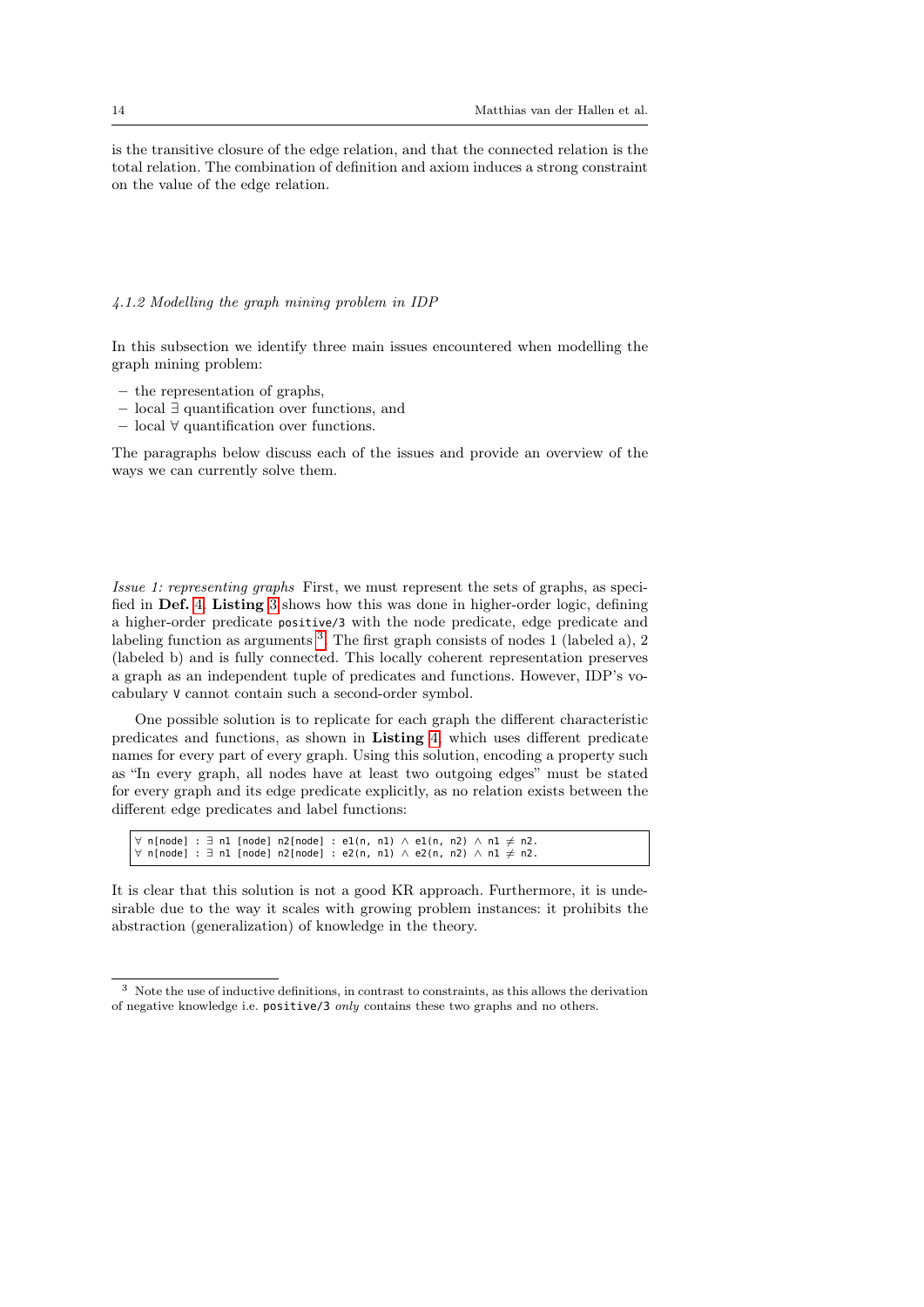is the transitive closure of the edge relation, and that the connected relation is the total relation. The combination of definition and axiom induces a strong constraint on the value of the edge relation.

#### *4.1.2 Modelling the graph mining problem in IDP*

In this subsection we identify three main issues encountered when modelling the graph mining problem:

- the representation of graphs,
- local ∃ quantification over functions, and
- local ∀ quantification over functions.

The paragraphs below discuss each of the issues and provide an overview of the ways we can currently solve them.

*Issue 1: representing graphs* First, we must represent the sets of graphs, as specified in **Def. 4**. **Listing 3** shows how this was done in higher-order logic, defining a higher-order predicate `positive/3` with the node predicate, edge predicate and labeling function as arguments [3]. The first graph consists of nodes 1 (labeled a), 2 (labeled b) and is fully connected. This locally coherent representation preserves a graph as an independent tuple of predicates and functions. However, IDP's vocabulary V cannot contain such a second-order symbol.

One possible solution is to replicate for each graph the different characteristic predicates and functions, as shown in **Listing 4**, which uses different predicate names for every part of every graph. Using this solution, encoding a property such as "In every graph, all nodes have at least two outgoing edges" must be stated for every graph and its edge predicate explicitly, as no relation exists between the different edge predicates and label functions:

```
∀ n[node] : ∃ n1 [node] n2[node] : e1(n, n1) ∧ e1(n, n2) ∧ n1 ≠ n2.
∀ n[node] : ∃ n1 [node] n2[node] : e2(n, n1) ∧ e2(n, n2) ∧ n1 ≠ n2.
```

It is clear that this solution is not a good KR approach. Furthermore, it is undesirable due to the way it scales with growing problem instances: it prohibits the abstraction (generalization) of knowledge in the theory.

[3] Note the use of inductive definitions, in contrast to constraints, as this allows the derivation of negative knowledge i.e. `positive/3` *only* contains these two graphs and no others.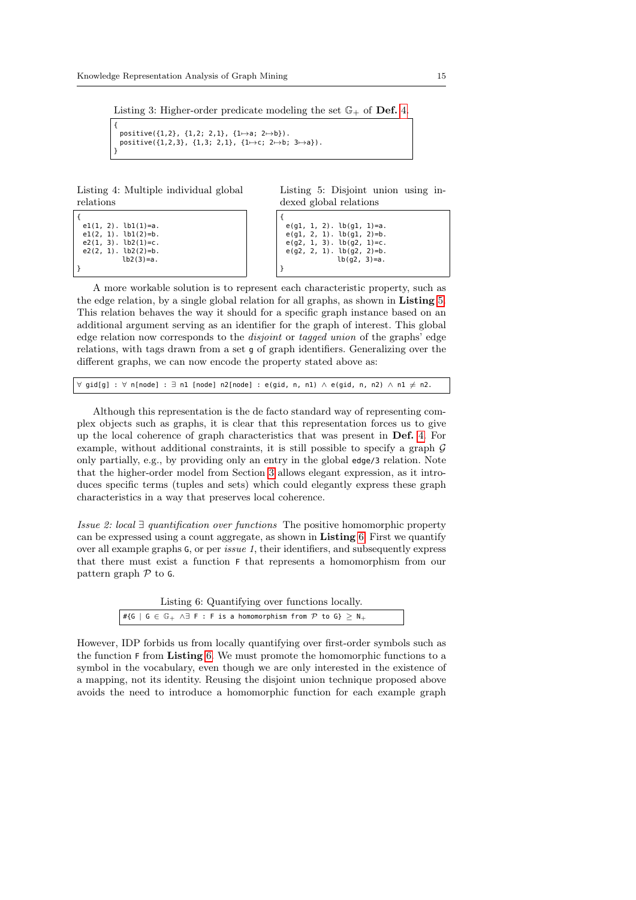Listing 3: Higher-order predicate modeling the set $\mathbb{G}_+$ of **Def. 4**.

```
{
 positive({1,2}, {1,2; 2,1}, {1↦a; 2↦b}).
 positive({1,2,3}, {1,3; 2,1}, {1↦c; 2↦b; 3↦a}).
}
```

Listing 4: Multiple individual global relations

```
{
 e1(1, 2). lb1(1)=a.
 e1(2, 1). lb1(2)=b.
 e2(1, 3). lb2(1)=c.
 e2(2, 1). lb2(2)=b.
           lb2(3)=a.
}
```

Listing 5: Disjoint union using indexed global relations

```
{
 e(g1, 1, 2). lb(g1, 1)=a.
 e(g1, 2, 1). lb(g1, 2)=b.
 e(g2, 1, 3). lb(g2, 1)=c.
 e(g2, 2, 1). lb(g2, 2)=b.
              lb(g2, 3)=a.
}
```

A more workable solution is to represent each characteristic property, such as the edge relation, by a single global relation for all graphs, as shown in **Listing 5**. This relation behaves the way it should for a specific graph instance based on an additional argument serving as an identifier for the graph of interest. This global edge relation now corresponds to the *disjoint* or *tagged union* of the graphs' edge relations, with tags drawn from a set `g` of graph identifiers. Generalizing over the different graphs, we can now encode the property stated above as:

```
∀ gid[g] : ∀ n[node] : ∃ n1 [node] n2[node] : e(gid, n, n1) ∧ e(gid, n, n2) ∧ n1 ≠ n2.
```

Although this representation is the de facto standard way of representing complex objects such as graphs, it is clear that this representation forces us to give up the local coherence of graph characteristics that was present in **Def. 4**. For example, without additional constraints, it is still possible to specify a graph $\mathcal{G}$ only partially, e.g., by providing only an entry in the global `edge/3` relation. Note that the higher-order model from Section 3 allows elegant expression, as it introduces specific terms (tuples and sets) which could elegantly express these graph characteristics in a way that preserves local coherence.

*Issue 2: local ∃ quantification over functions* The positive homomorphic property can be expressed using a count aggregate, as shown in **Listing 6**. First we quantify over all example graphs `G`, or per *issue 1*, their identifiers, and subsequently express that there must exist a function `F` that represents a homomorphism from our pattern graph $\mathcal{P}$ to `G`.

Listing 6: Quantifying over functions locally.

```
#{G | G ∈ 𝔾+ ∧∃ F : F is a homomorphism from 𝒫 to G} ≥ N+
```

However, IDP forbids us from locally quantifying over first-order symbols such as the function `F` from **Listing 6**. We must promote the homomorphic functions to a symbol in the vocabulary, even though we are only interested in the existence of a mapping, not its identity. Reusing the disjoint union technique proposed above avoids the need to introduce a homomorphic function for each example graph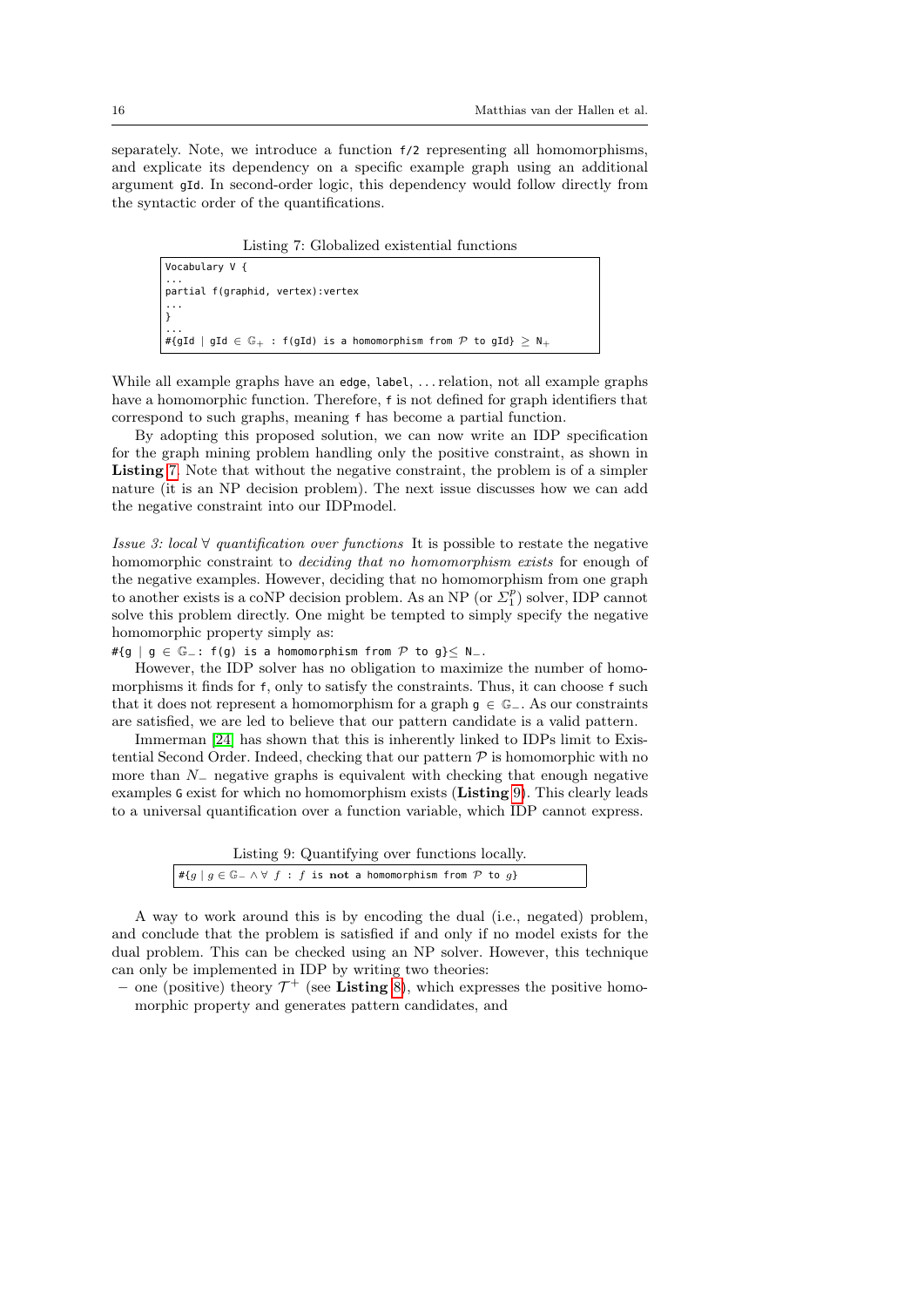separately. Note, we introduce a function `f/2` representing all homomorphisms, and explicate its dependency on a specific example graph using an additional argument `gId`. In second-order logic, this dependency would follow directly from the syntactic order of the quantifications.

Listing 7: Globalized existential functions

```
Vocabulary V {
...
partial f(graphid, vertex):vertex
...
}
...
#{gId | gId ∈ 𝔾+ : f(gId) is a homomorphism from 𝒫 to gId} ≥ N+
```

While all example graphs have an `edge`, `label`, ... relation, not all example graphs have a homomorphic function. Therefore, `f` is not defined for graph identifiers that correspond to such graphs, meaning `f` has become a partial function.

By adopting this proposed solution, we can now write an IDP specification for the graph mining problem handling only the positive constraint, as shown in **Listing 7**. Note that without the negative constraint, the problem is of a simpler nature (it is an NP decision problem). The next issue discusses how we can add the negative constraint into our IDPmodel.

*Issue 3: local ∀ quantification over functions* It is possible to restate the negative homomorphic constraint to *deciding that no homomorphism exists* for enough of the negative examples. However, deciding that no homomorphism from one graph to another exists is a coNP decision problem. As an NP (or $\Sigma_1^p$) solver, IDP cannot solve this problem directly. One might be tempted to simply specify the negative homomorphic property simply as:

`#{g | g ∈ 𝔾−: f(g) is a homomorphism from 𝒫 to g}≤ N−.`

However, the IDP solver has no obligation to maximize the number of homomorphisms it finds for `f`, only to satisfy the constraints. Thus, it can choose `f` such that it does not represent a homomorphism for a graph `g` $\in \mathbb{G}_-$. As our constraints are satisfied, we are led to believe that our pattern candidate is a valid pattern.

Immerman [24] has shown that this is inherently linked to IDPs limit to Existential Second Order. Indeed, checking that our pattern $\mathcal{P}$ is homomorphic with no more than $N_-$ negative graphs is equivalent with checking that enough negative examples `G` exist for which no homomorphism exists (**Listing 9**). This clearly leads to a universal quantification over a function variable, which IDP cannot express.

Listing 9: Quantifying over functions locally.

```
#{g | g ∈ 𝔾− ∧ ∀ f : f is not a homomorphism from 𝒫 to g}
```

A way to work around this is by encoding the dual (i.e., negated) problem, and conclude that the problem is satisfied if and only if no model exists for the dual problem. This can be checked using an NP solver. However, this technique can only be implemented in IDP by writing two theories:

- one (positive) theory $\mathcal{T}^+$ (see **Listing 8**), which expresses the positive homomorphic property and generates pattern candidates, and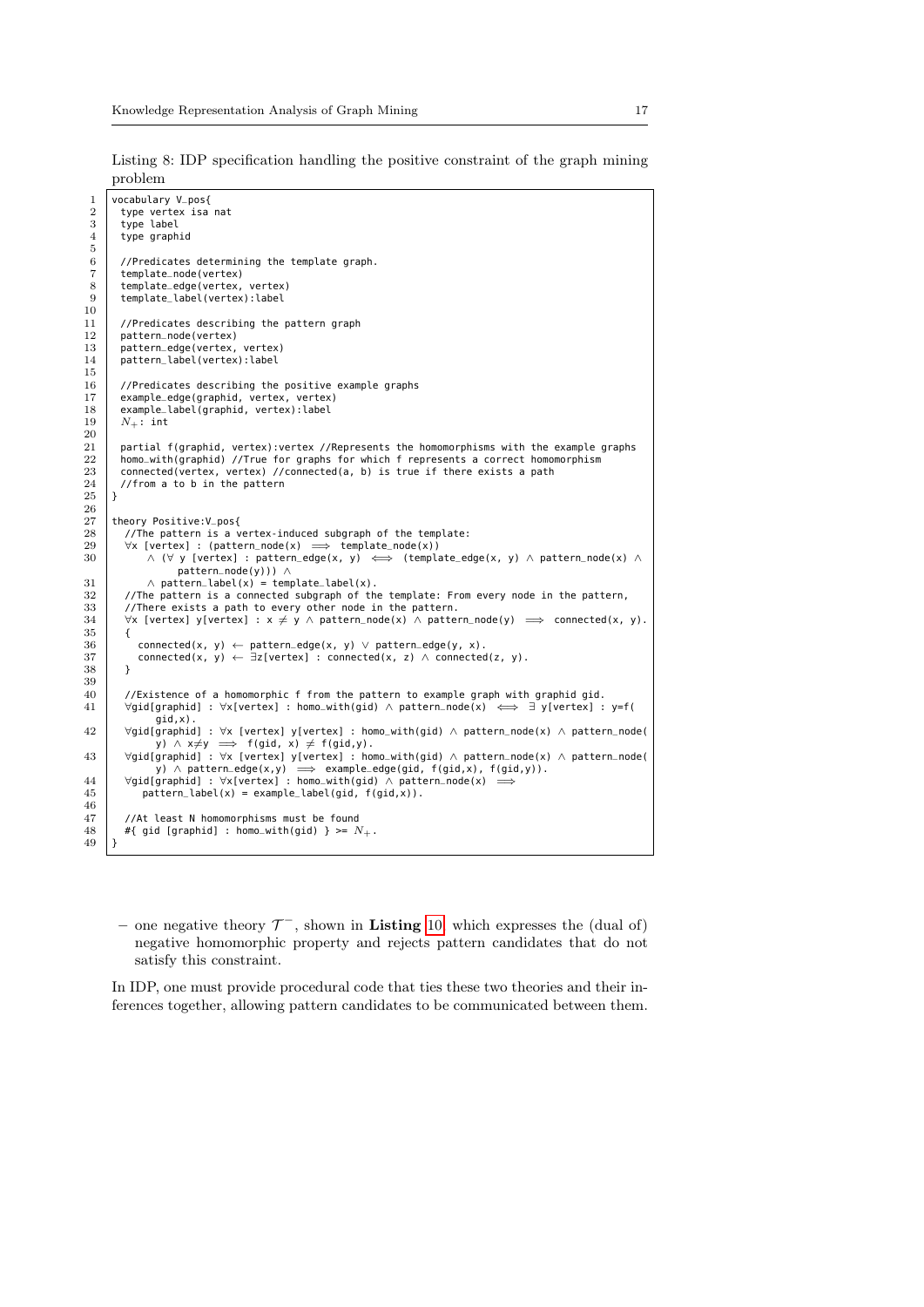Listing 8: IDP specification handling the positive constraint of the graph mining problem

```
vocabulary V_pos{
  type vertex isa nat
  type label
  type graphid

  //Predicates determining the template graph.
  template_node(vertex)
  template_edge(vertex, vertex)
  template_label(vertex):label

  //Predicates describing the pattern graph
  pattern_node(vertex)
  pattern_edge(vertex, vertex)
  pattern_label(vertex):label

  //Predicates describing the positive example graphs
  example_edge(graphid, vertex, vertex)
  example_label(graphid, vertex):label
  N+: int

  partial f(graphid, vertex):vertex //Represents the homomorphisms with the example graphs
  homo_with(graphid) //True for graphs for which f represents a correct homomorphism
  connected(vertex, vertex) //connected(a, b) is true if there exists a path
  //from a to b in the pattern
}

theory Positive:V_pos{
   //The pattern is a vertex-induced subgraph of the template:
   ∀x [vertex] : (pattern_node(x) ⟹ template_node(x))
       ∧ (∀ y [vertex] : pattern_edge(x, y) ⟺ (template_edge(x, y) ∧ pattern_node(x) ∧
            pattern_node(y))) ∧
       ∧ pattern_label(x) = template_label(x).
   //The pattern is a connected subgraph of the template: From every node in the pattern,
   //There exists a path to every other node in the pattern.
   ∀x [vertex] y[vertex] : x ≠ y ∧ pattern_node(x) ∧ pattern_node(y) ⟹ connected(x, y).
   {
     connected(x, y) ← pattern_edge(x, y) ∨ pattern_edge(y, x).
     connected(x, y) ← ∃z[vertex] : connected(x, z) ∧ connected(z, y).
   }

   //Existence of a homomorphic f from the pattern to example graph with graphid gid.
   ∀gid[graphid] : ∀x[vertex] : homo_with(gid) ∧ pattern_node(x) ⟺ ∃ y[vertex] : y=f(
         gid,x).
   ∀gid[graphid] : ∀x [vertex] y[vertex] : homo_with(gid) ∧ pattern_node(x) ∧ pattern_node(
         y) ∧ x≠y ⟹ f(gid, x) ≠ f(gid,y).
   ∀gid[graphid] : ∀x [vertex] y[vertex] : homo_with(gid) ∧ pattern_node(x) ∧ pattern_node(
         y) ∧ pattern_edge(x,y) ⟹ example_edge(gid, f(gid,x), f(gid,y)).
   ∀gid[graphid] : ∀x[vertex] : homo_with(gid) ∧ pattern_node(x) ⟹
      pattern_label(x) = example_label(gid, f(gid,x)).

   //At least N homomorphisms must be found
   #{ gid [graphid] : homo_with(gid) } >= N+.
}
```

– one negative theory $\mathcal{T}^-$, shown in **Listing** 10, which expresses the (dual of) negative homomorphic property and rejects pattern candidates that do not satisfy this constraint.

In IDP, one must provide procedural code that ties these two theories and their inferences together, allowing pattern candidates to be communicated between them.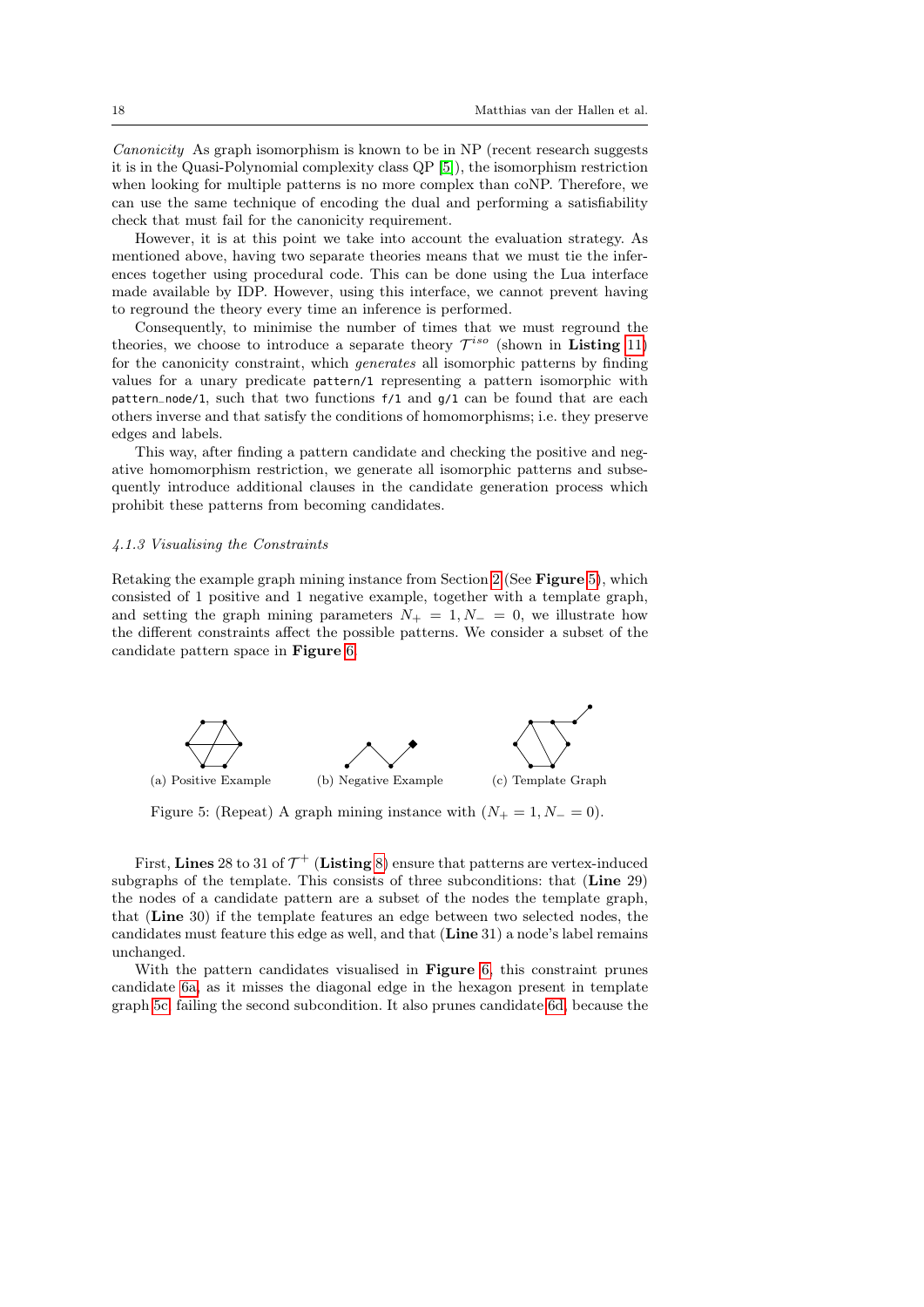*Canonicity* As graph isomorphism is known to be in NP (recent research suggests it is in the Quasi-Polynomial complexity class QP [5]), the isomorphism restriction when looking for multiple patterns is no more complex than coNP. Therefore, we can use the same technique of encoding the dual and performing a satisfiability check that must fail for the canonicity requirement.

However, it is at this point we take into account the evaluation strategy. As mentioned above, having two separate theories means that we must tie the inferences together using procedural code. This can be done using the Lua interface made available by IDP. However, using this interface, we cannot prevent having to reground the theory every time an inference is performed.

Consequently, to minimise the number of times that we must reground the theories, we choose to introduce a separate theory $\mathcal{T}^{iso}$ (shown in **Listing** 11) for the canonicity constraint, which *generates* all isomorphic patterns by finding values for a unary predicate `pattern/1` representing a pattern isomorphic with `pattern_node/1`, such that two functions `f/1` and `g/1` can be found that are each others inverse and that satisfy the conditions of homomorphisms; i.e. they preserve edges and labels.

This way, after finding a pattern candidate and checking the positive and negative homomorphism restriction, we generate all isomorphic patterns and subsequently introduce additional clauses in the candidate generation process which prohibit these patterns from becoming candidates.

#### *4.1.3 Visualising the Constraints*

Retaking the example graph mining instance from Section 2 (See **Figure** 5), which consisted of 1 positive and 1 negative example, together with a template graph, and setting the graph mining parameters $N_+ = 1, N_- = 0$, we illustrate how the different constraints affect the possible patterns. We consider a subset of the candidate pattern space in **Figure** 6.

(a) Positive Example (b) Negative Example (c) Template Graph

Figure 5: (Repeat) A graph mining instance with ($N_+ = 1, N_- = 0$).

First, **Lines** 28 to 31 of $\mathcal{T}^+$ (**Listing** 8) ensure that patterns are vertex-induced subgraphs of the template. This consists of three subconditions: that (**Line** 29) the nodes of a candidate pattern are a subset of the nodes the template graph, that (**Line** 30) if the template features an edge between two selected nodes, the candidates must feature this edge as well, and that (**Line** 31) a node's label remains unchanged.

With the pattern candidates visualised in **Figure** 6, this constraint prunes candidate 6a, as it misses the diagonal edge in the hexagon present in template graph 5c, failing the second subcondition. It also prunes candidate 6d, because the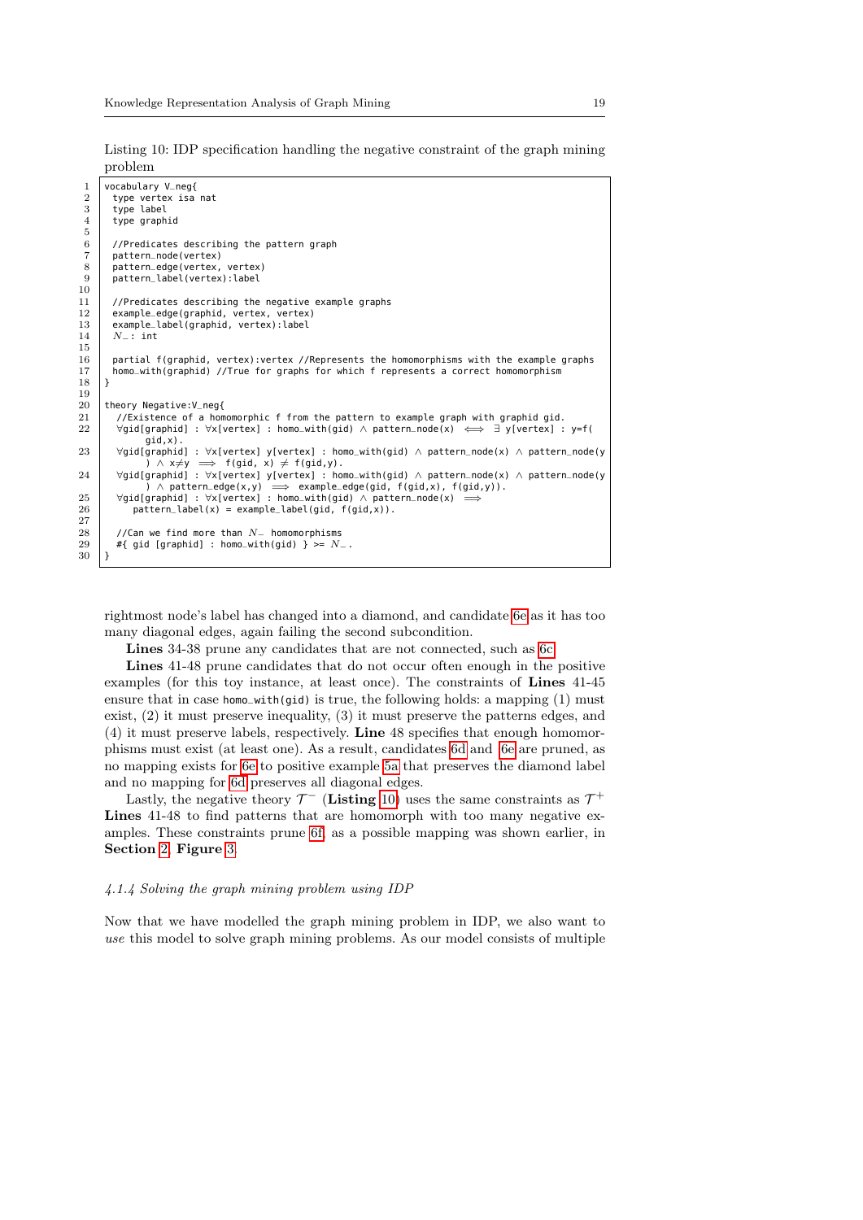Listing 10: IDP specification handling the negative constraint of the graph mining problem

```
vocabulary V_neg{
  type vertex isa nat
  type label
  type graphid

  //Predicates describing the pattern graph
  pattern_node(vertex)
  pattern_edge(vertex, vertex)
  pattern_label(vertex):label

  //Predicates describing the negative example graphs
  example_edge(graphid, vertex, vertex)
  example_label(graphid, vertex):label
  N_ : int

  partial f(graphid, vertex):vertex //Represents the homomorphisms with the example graphs
  homo_with(graphid) //True for graphs for which f represents a correct homomorphism
}

theory Negative:V_neg{
  //Existence of a homomorphic f from the pattern to example graph with graphid gid.
  ∀gid[graphid] : ∀x[vertex] : homo_with(gid) ∧ pattern_node(x) ⟺ ∃ y[vertex] : y=f(
      gid,x).
  ∀gid[graphid] : ∀x[vertex] y[vertex] : homo_with(gid) ∧ pattern_node(x) ∧ pattern_node(y
      ) ∧ x≠y ⟹ f(gid, x) ≠ f(gid,y).
  ∀gid[graphid] : ∀x[vertex] y[vertex] : homo_with(gid) ∧ pattern_node(x) ∧ pattern_node(y
      ) ∧ pattern_edge(x,y) ⟹ example_edge(gid, f(gid,x), f(gid,y)).
  ∀gid[graphid] : ∀x[vertex] : homo_with(gid) ∧ pattern_node(x) ⟹
    pattern_label(x) = example_label(gid, f(gid,x)).

  //Can we find more than N_ homomorphisms
  #{ gid [graphid] : homo_with(gid) } >= N_.
}
```

rightmost node's label has changed into a diamond, and candidate 6e as it has too many diagonal edges, again failing the second subcondition.

**Lines** 34-38 prune any candidates that are not connected, such as 6c.

**Lines** 41-48 prune candidates that do not occur often enough in the positive examples (for this toy instance, at least once). The constraints of **Lines** 41-45 ensure that in case `homo_with(gid)` is true, the following holds: a mapping (1) must exist, (2) it must preserve inequality, (3) it must preserve the patterns edges, and (4) it must preserve labels, respectively. **Line** 48 specifies that enough homomorphisms must exist (at least one). As a result, candidates 6d and 6e are pruned, as no mapping exists for 6e to positive example 5a that preserves the diamond label and no mapping for 6d preserves all diagonal edges.

Lastly, the negative theory $\mathcal{T}^-$ (**Listing** 10) uses the same constraints as $\mathcal{T}^+$ **Lines** 41-48 to find patterns that are homomorph with too many negative examples. These constraints prune 6f, as a possible mapping was shown earlier, in **Section** 2, **Figure** 3.

#### *4.1.4 Solving the graph mining problem using IDP*

Now that we have modelled the graph mining problem in IDP, we also want to *use* this model to solve graph mining problems. As our model consists of multiple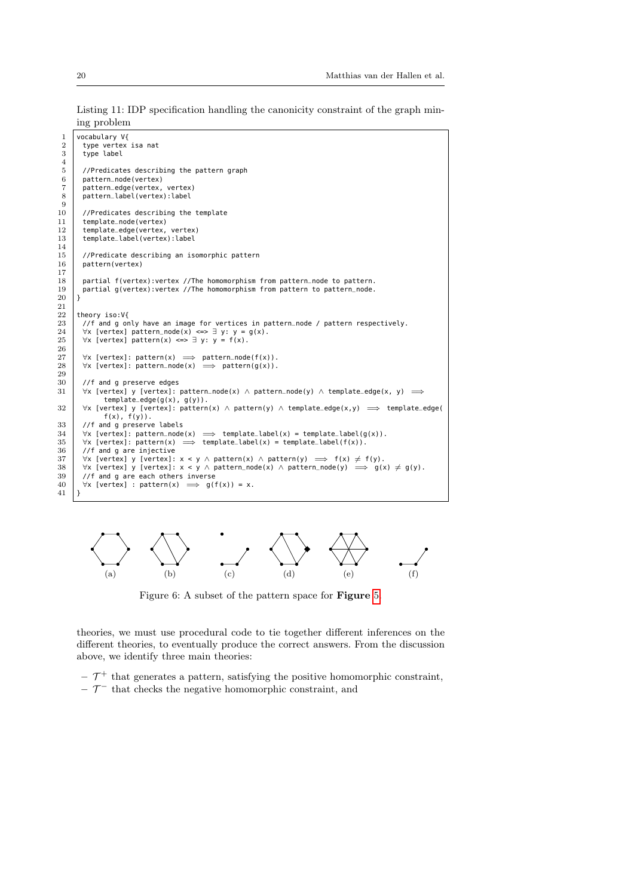Listing 11: IDP specification handling the canonicity constraint of the graph mining problem

```
vocabulary V{
  type vertex isa nat
  type label

  //Predicates describing the pattern graph
  pattern_node(vertex)
  pattern_edge(vertex, vertex)
  pattern_label(vertex):label

  //Predicates describing the template
  template_node(vertex)
  template_edge(vertex, vertex)
  template_label(vertex):label

  //Predicate describing an isomorphic pattern
  pattern(vertex)

  partial f(vertex):vertex //The homomorphism from pattern_node to pattern.
  partial g(vertex):vertex //The homomorphism from pattern to pattern_node.
}

theory iso:V{
  //f and g only have an image for vertices in pattern_node / pattern respectively.
  ∀x [vertex] pattern_node(x) <=> ∃ y: y = g(x).
  ∀x [vertex] pattern(x) <=> ∃ y: y = f(x).

  ∀x [vertex]: pattern(x) ⟹ pattern_node(f(x)).
  ∀x [vertex]: pattern_node(x) ⟹ pattern(g(x)).

  //f and g preserve edges
  ∀x [vertex] y [vertex]: pattern_node(x) ∧ pattern_node(y) ∧ template_edge(x, y) ⟹
      template_edge(g(x), g(y)).
  ∀x [vertex] y [vertex]: pattern(x) ∧ pattern(y) ∧ template_edge(x,y) ⟹ template_edge(
      f(x), f(y)).
  //f and g preserve labels
  ∀x [vertex]: pattern_node(x) ⟹ template_label(x) = template_label(g(x)).
  ∀x [vertex]: pattern(x) ⟹ template_label(x) = template_label(f(x)).
  //f and g are injective
  ∀x [vertex] y [vertex]: x < y ∧ pattern(x) ∧ pattern(y) ⟹ f(x) ≠ f(y).
  ∀x [vertex] y [vertex]: x < y ∧ pattern_node(x) ∧ pattern_node(y) ⟹ g(x) ≠ g(y).
  //f and g are each others inverse
  ∀x [vertex] : pattern(x) ⟹ g(f(x)) = x.
}
```

(a) (b) (c) (d) (e) (f)

Figure 6: A subset of the pattern space for **Figure** 5

theories, we must use procedural code to tie together different inferences on the different theories, to eventually produce the correct answers. From the discussion above, we identify three main theories:

- $\mathcal{T}^+$ that generates a pattern, satisfying the positive homomorphic constraint,
- $\mathcal{T}^-$ that checks the negative homomorphic constraint, and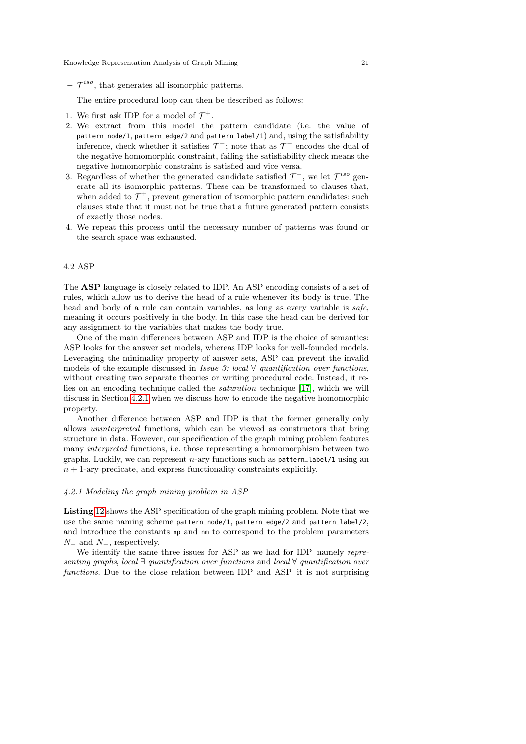– $\mathcal{T}^{iso}$, that generates all isomorphic patterns.

The entire procedural loop can then be described as follows:

1. We first ask IDP for a model of $\mathcal{T}^{+}$.
2. We extract from this model the pattern candidate (i.e. the value of `pattern_node/1`, `pattern_edge/2` and `pattern_label/1`) and, using the satisfiability inference, check whether it satisfies $\mathcal{T}^{-}$; note that as $\mathcal{T}^{-}$ encodes the dual of the negative homomorphic constraint, failing the satisfiability check means the negative homomorphic constraint is satisfied and vice versa.
3. Regardless of whether the generated candidate satisfied $\mathcal{T}^{-}$, we let $\mathcal{T}^{iso}$ generate all its isomorphic patterns. These can be transformed to clauses that, when added to $\mathcal{T}^{+}$, prevent generation of isomorphic pattern candidates: such clauses state that it must not be true that a future generated pattern consists of exactly those nodes.
4. We repeat this process until the necessary number of patterns was found or the search space was exhausted.

## 4.2 ASP

The **ASP** language is closely related to IDP. An ASP encoding consists of a set of rules, which allow us to derive the head of a rule whenever its body is true. The head and body of a rule can contain variables, as long as every variable is *safe*, meaning it occurs positively in the body. In this case the head can be derived for any assignment to the variables that makes the body true.

One of the main differences between ASP and IDP is the choice of semantics: ASP looks for the answer set models, whereas IDP looks for well-founded models. Leveraging the minimality property of answer sets, ASP can prevent the invalid models of the example discussed in *Issue 3: local ∀ quantification over functions*, without creating two separate theories or writing procedural code. Instead, it relies on an encoding technique called the *saturation* technique [17], which we will discuss in Section 4.2.1 when we discuss how to encode the negative homomorphic property.

Another difference between ASP and IDP is that the former generally only allows *uninterpreted* functions, which can be viewed as constructors that bring structure in data. However, our specification of the graph mining problem features many *interpreted* functions, i.e. those representing a homomorphism between two graphs. Luckily, we can represent $n$-ary functions such as `pattern_label/1` using an $n+1$-ary predicate, and express functionality constraints explicitly.

### 4.2.1 Modeling the graph mining problem in ASP

**Listing** 12 shows the ASP specification of the graph mining problem. Note that we use the same naming scheme `pattern_node/1`, `pattern_edge/2` and `pattern_label/2`, and introduce the constants `np` and `nm` to correspond to the problem parameters $N_{+}$ and $N_{-}$, respectively.

We identify the same three issues for ASP as we had for IDP namely *representing graphs*, *local ∃ quantification over functions* and *local ∀ quantification over functions*. Due to the close relation between IDP and ASP, it is not surprising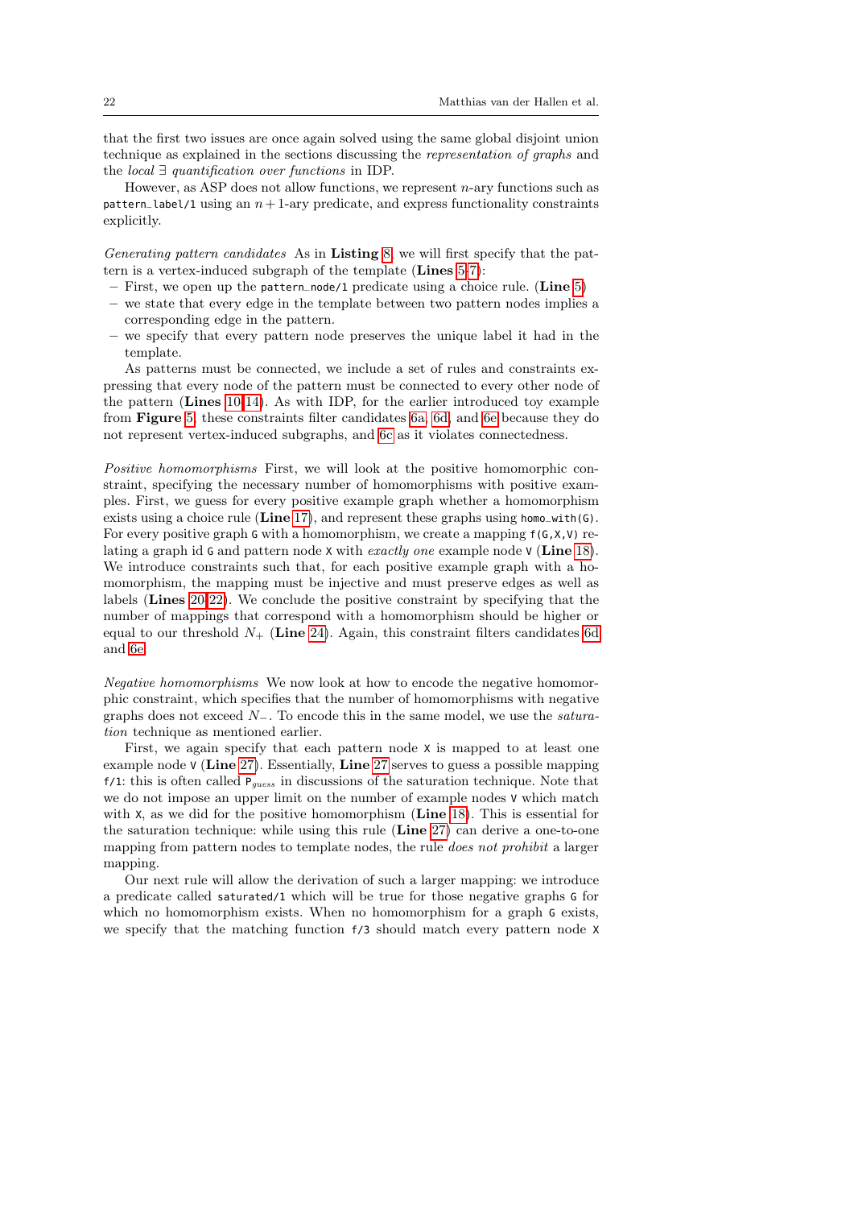that the first two issues are once again solved using the same global disjoint union technique as explained in the sections discussing the *representation of graphs* and the *local ∃ quantification over functions* in IDP.

However, as ASP does not allow functions, we represent $n$-ary functions such as `pattern_label/1` using an $n+1$-ary predicate, and express functionality constraints explicitly.

*Generating pattern candidates* As in **Listing** 8, we will first specify that the pattern is a vertex-induced subgraph of the template (**Lines** 5-7):

- First, we open up the `pattern_node/1` predicate using a choice rule. (**Line** 5)
- we state that every edge in the template between two pattern nodes implies a corresponding edge in the pattern.
- we specify that every pattern node preserves the unique label it had in the template.

As patterns must be connected, we include a set of rules and constraints expressing that every node of the pattern must be connected to every other node of the pattern (**Lines** 10-14). As with IDP, for the earlier introduced toy example from **Figure** 5, these constraints filter candidates 6a, 6d, and 6e because they do not represent vertex-induced subgraphs, and 6c as it violates connectedness.

*Positive homomorphisms* First, we will look at the positive homomorphic constraint, specifying the necessary number of homomorphisms with positive examples. First, we guess for every positive example graph whether a homomorphism exists using a choice rule (**Line** 17), and represent these graphs using `homo_with(G)`. For every positive graph `G` with a homomorphism, we create a mapping `f(G,X,V)` relating a graph id `G` and pattern node `X` with *exactly one* example node `V` (**Line** 18). We introduce constraints such that, for each positive example graph with a homomorphism, the mapping must be injective and must preserve edges as well as labels (**Lines** 20-22). We conclude the positive constraint by specifying that the number of mappings that correspond with a homomorphism should be higher or equal to our threshold $N_+$ (**Line** 24). Again, this constraint filters candidates 6d and 6e.

*Negative homomorphisms* We now look at how to encode the negative homomorphic constraint, which specifies that the number of homomorphisms with negative graphs does not exceed $N_-$. To encode this in the same model, we use the *saturation* technique as mentioned earlier.

First, we again specify that each pattern node `X` is mapped to at least one example node `V` (**Line** 27). Essentially, **Line** 27 serves to guess a possible mapping `f/1`: this is often called $P_{guess}$ in discussions of the saturation technique. Note that we do not impose an upper limit on the number of example nodes `V` which match with `X`, as we did for the positive homomorphism (**Line** 18). This is essential for the saturation technique: while using this rule (**Line** 27) can derive a one-to-one mapping from pattern nodes to template nodes, the rule *does not prohibit* a larger mapping.

Our next rule will allow the derivation of such a larger mapping: we introduce a predicate called `saturated/1` which will be true for those negative graphs `G` for which no homomorphism exists. When no homomorphism for a graph `G` exists, we specify that the matching function `f/3` should match every pattern node `X`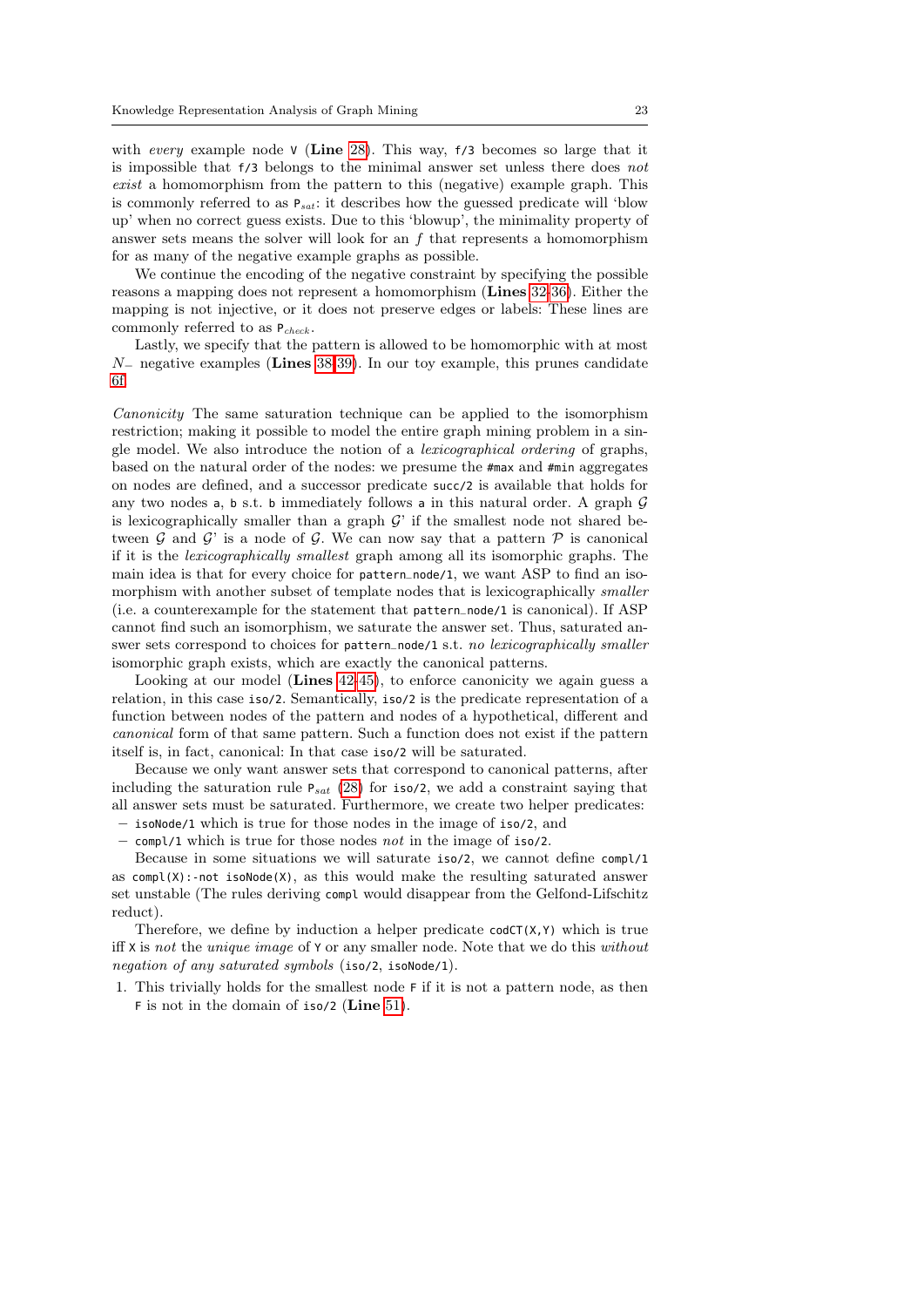with *every* example node `V` (**Line** 28). This way, `f/3` becomes so large that it is impossible that `f/3` belongs to the minimal answer set unless there does *not exist* a homomorphism from the pattern to this (negative) example graph. This is commonly referred to as $\mathtt{P}_{sat}$: it describes how the guessed predicate will 'blow up' when no correct guess exists. Due to this 'blowup', the minimality property of answer sets means the solver will look for an $f$ that represents a homomorphism for as many of the negative example graphs as possible.

We continue the encoding of the negative constraint by specifying the possible reasons a mapping does not represent a homomorphism (**Lines** 32-36). Either the mapping is not injective, or it does not preserve edges or labels: These lines are commonly referred to as $\mathtt{P}_{check}$.

Lastly, we specify that the pattern is allowed to be homomorphic with at most $N_{-}$ negative examples (**Lines** 38-39). In our toy example, this prunes candidate 6f.

*Canonicity* The same saturation technique can be applied to the isomorphism restriction; making it possible to model the entire graph mining problem in a single model. We also introduce the notion of a *lexicographical ordering* of graphs, based on the natural order of the nodes: we presume the `#max` and `#min` aggregates on nodes are defined, and a successor predicate `succ/2` is available that holds for any two nodes `a`, `b` s.t. `b` immediately follows `a` in this natural order. A graph $\mathcal{G}$ is lexicographically smaller than a graph $\mathcal{G}$' if the smallest node not shared between $\mathcal{G}$ and $\mathcal{G}$' is a node of $\mathcal{G}$. We can now say that a pattern $\mathcal{P}$ is canonical if it is the *lexicographically smallest* graph among all its isomorphic graphs. The main idea is that for every choice for `pattern_node/1`, we want ASP to find an isomorphism with another subset of template nodes that is lexicographically *smaller* (i.e. a counterexample for the statement that `pattern_node/1` is canonical). If ASP cannot find such an isomorphism, we saturate the answer set. Thus, saturated answer sets correspond to choices for `pattern_node/1` s.t. *no lexicographically smaller* isomorphic graph exists, which are exactly the canonical patterns.

Looking at our model (**Lines** 42-45), to enforce canonicity we again guess a relation, in this case `iso/2`. Semantically, `iso/2` is the predicate representation of a function between nodes of the pattern and nodes of a hypothetical, different and *canonical* form of that same pattern. Such a function does not exist if the pattern itself is, in fact, canonical: In that case `iso/2` will be saturated.

Because we only want answer sets that correspond to canonical patterns, after including the saturation rule $\mathtt{P}_{sat}$ (28) for `iso/2`, we add a constraint saying that all answer sets must be saturated. Furthermore, we create two helper predicates:

- `isoNode/1` which is true for those nodes in the image of `iso/2`, and
- `compl/1` which is true for those nodes *not* in the image of `iso/2`.

Because in some situations we will saturate `iso/2`, we cannot define `compl/1` as `compl(X):-not isoNode(X)`, as this would make the resulting saturated answer set unstable (The rules deriving `compl` would disappear from the Gelfond-Lifschitz reduct).

Therefore, we define by induction a helper predicate `codCT(X,Y)` which is true iff `X` is *not* the *unique image* of `Y` or any smaller node. Note that we do this *without negation of any saturated symbols* (`iso/2`, `isoNode/1`).

1. This trivially holds for the smallest node `F` if it is not a pattern node, as then `F` is not in the domain of `iso/2` (**Line** 51).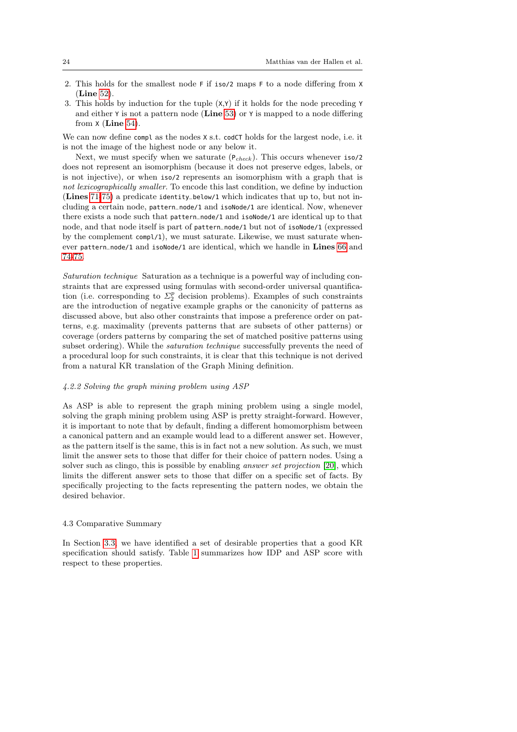2. This holds for the smallest node `F` if `iso/2` maps `F` to a node differing from `X` (**Line** 52).
3. This holds by induction for the tuple `(X,Y)` if it holds for the node preceding `Y` and either `Y` is not a pattern node (**Line** 53) or `Y` is mapped to a node differing from `X` (**Line** 54).

We can now define `compl` as the nodes `X` s.t. `codCT` holds for the largest node, i.e. it is not the image of the highest node or any below it.

Next, we must specify when we saturate ($P_{check}$). This occurs whenever `iso/2` does not represent an isomorphism (because it does not preserve edges, labels, or is not injective), or when `iso/2` represents an isomorphism with a graph that is *not lexicographically smaller*. To encode this last condition, we define by induction (**Lines** 71-75) a predicate `identity_below/1` which indicates that up to, but not including a certain node, `pattern_node/1` and `isoNode/1` are identical. Now, whenever there exists a node such that `pattern_node/1` and `isoNode/1` are identical up to that node, and that node itself is part of `pattern_node/1` but not of `isoNode/1` (expressed by the complement `compl/1`), we must saturate. Likewise, we must saturate whenever `pattern_node/1` and `isoNode/1` are identical, which we handle in **Lines** 66 and 74-75.

*Saturation technique* Saturation as a technique is a powerful way of including constraints that are expressed using formulas with second-order universal quantification (i.e. corresponding to $\Sigma_2^p$ decision problems). Examples of such constraints are the introduction of negative example graphs or the canonicity of patterns as discussed above, but also other constraints that impose a preference order on patterns, e.g. maximality (prevents patterns that are subsets of other patterns) or coverage (orders patterns by comparing the set of matched positive patterns using subset ordering). While the *saturation technique* successfully prevents the need of a procedural loop for such constraints, it is clear that this technique is not derived from a natural KR translation of the Graph Mining definition.

#### *4.2.2 Solving the graph mining problem using ASP*

As ASP is able to represent the graph mining problem using a single model, solving the graph mining problem using ASP is pretty straight-forward. However, it is important to note that by default, finding a different homomorphism between a canonical pattern and an example would lead to a different answer set. However, as the pattern itself is the same, this is in fact not a new solution. As such, we must limit the answer sets to those that differ for their choice of pattern nodes. Using a solver such as clingo, this is possible by enabling *answer set projection* [20], which limits the different answer sets to those that differ on a specific set of facts. By specifically projecting to the facts representing the pattern nodes, we obtain the desired behavior.

### 4.3 Comparative Summary

In Section 3.3, we have identified a set of desirable properties that a good KR specification should satisfy. Table 1 summarizes how IDP and ASP score with respect to these properties.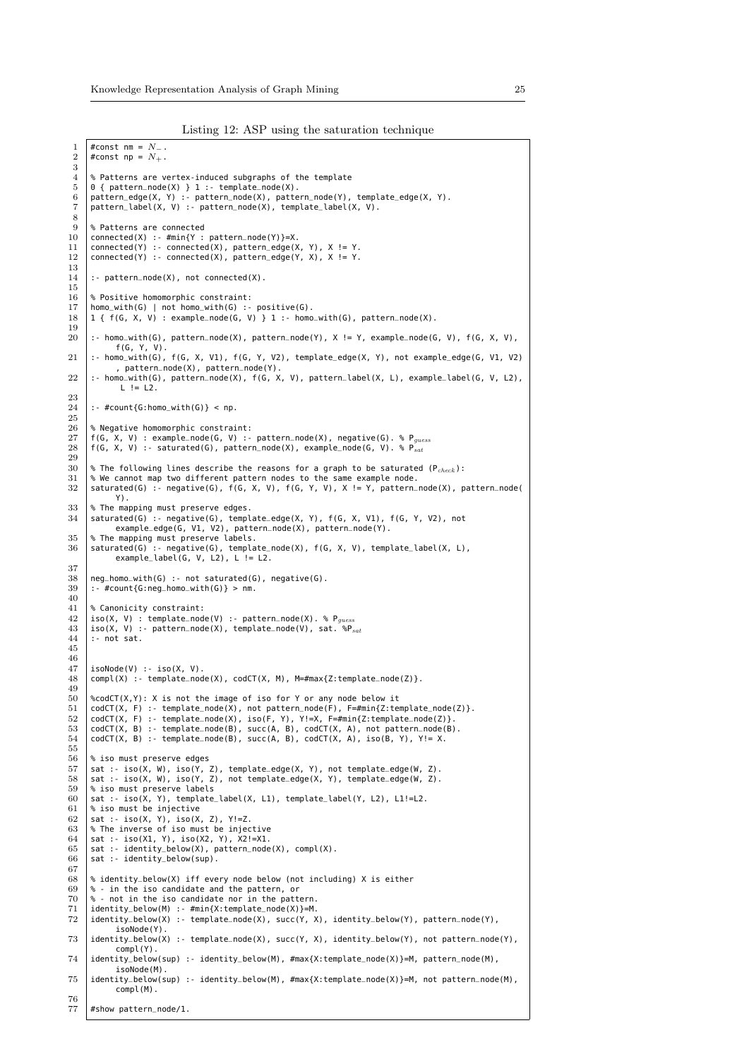Listing 12: ASP using the saturation technique

```
#const nm = N−.
#const np = N+.

% Patterns are vertex-induced subgraphs of the template
0 { pattern_node(X) } 1 :- template_node(X).
pattern_edge(X, Y) :- pattern_node(X), pattern_node(Y), template_edge(X, Y).
pattern_label(X, V) :- pattern_node(X), template_label(X, V).

% Patterns are connected
connected(X) :- #min{Y : pattern_node(Y)}=X.
connected(Y) :- connected(X), pattern_edge(X, Y), X != Y.
connected(Y) :- connected(X), pattern_edge(Y, X), X != Y.

:- pattern_node(X), not connected(X).

% Positive homomorphic constraint:
homo_with(G) | not homo_with(G) :- positive(G).
1 { f(G, X, V) : example_node(G, V) } 1 :- homo_with(G), pattern_node(X).

:- homo_with(G), pattern_node(X), pattern_node(Y), X != Y, example_node(G, V), f(G, X, V),
     f(G, Y, V).
:- homo_with(G), f(G, X, V1), f(G, Y, V2), template_edge(X, Y), not example_edge(G, V1, V2)
     , pattern_node(X), pattern_node(Y).
:- homo_with(G), pattern_node(X), f(G, X, V), pattern_label(X, L), example_label(G, V, L2),
      L != L2.

:- #count{G:homo_with(G)} < np.

% Negative homomorphic constraint:
f(G, X, V) : example_node(G, V) :- pattern_node(X), negative(G). % P_guess
f(G, X, V) :- saturated(G), pattern_node(X), example_node(G, V). % P_sat

% The following lines describe the reasons for a graph to be saturated (P_check):
% We cannot map two different pattern nodes to the same example node.
saturated(G) :- negative(G), f(G, X, V), f(G, Y, V), X != Y, pattern_node(X), pattern_node(
     Y).
% The mapping must preserve edges.
saturated(G) :- negative(G), template_edge(X, Y), f(G, X, V1), f(G, Y, V2), not
     example_edge(G, V1, V2), pattern_node(X), pattern_node(Y).
% The mapping must preserve labels.
saturated(G) :- negative(G), template_node(X), f(G, X, V), template_label(X, L),
     example_label(G, V, L2), L != L2.

neg_homo_with(G) :- not saturated(G), negative(G).
:- #count{G:neg_homo_with(G)} > nm.

% Canonicity constraint:
iso(X, V) : template_node(V) :- pattern_node(X). % P_guess
iso(X, V) :- pattern_node(X), template_node(V), sat. %P_sat
:- not sat.


isoNode(V) :- iso(X, V).
compl(X) :- template_node(X), codCT(X, M), M=#max{Z:template_node(Z)}.

%codCT(X,Y): X is not the image of iso for Y or any node below it
codCT(X, F) :- template_node(X), not pattern_node(F), F=#min{Z:template_node(Z)}.
codCT(X, F) :- template_node(X), iso(F, Y), Y!=X, F=#min{Z:template_node(Z)}.
codCT(X, B) :- template_node(B), succ(A, B), codCT(X, A), not pattern_node(B).
codCT(X, B) :- template_node(B), succ(A, B), codCT(X, A), iso(B, Y), Y!= X.

% iso must preserve edges
sat :- iso(X, W), iso(Y, Z), template_edge(X, Y), not template_edge(W, Z).
sat :- iso(X, W), iso(Y, Z), not template_edge(X, Y), template_edge(W, Z).
% iso must preserve labels
sat :- iso(X, Y), template_label(X, L1), template_label(Y, L2), L1!=L2.
% iso must be injective
sat :- iso(X, Y), iso(X, Z), Y!=Z.
% The inverse of iso must be injective
sat :- iso(X1, Y), iso(X2, Y), X2!=X1.
sat :- identity_below(X), pattern_node(X), compl(X).
sat :- identity_below(sup).

% identity_below(X) iff every node below (not including) X is either
% - in the iso candidate and the pattern, or
% - not in the iso candidate nor in the pattern.
identity_below(M) :- #min{X:template_node(X)}=M.
identity_below(X) :- template_node(X), succ(Y, X), identity_below(Y), pattern_node(Y),
     isoNode(Y).
identity_below(X) :- template_node(X), succ(Y, X), identity_below(Y), not pattern_node(Y),
     compl(Y).
identity_below(sup) :- identity_below(M), #max{X:template_node(X)}=M, pattern_node(M),
     isoNode(M).
identity_below(sup) :- identity_below(M), #max{X:template_node(X)}=M, not pattern_node(M),
     compl(M).

#show pattern_node/1.
```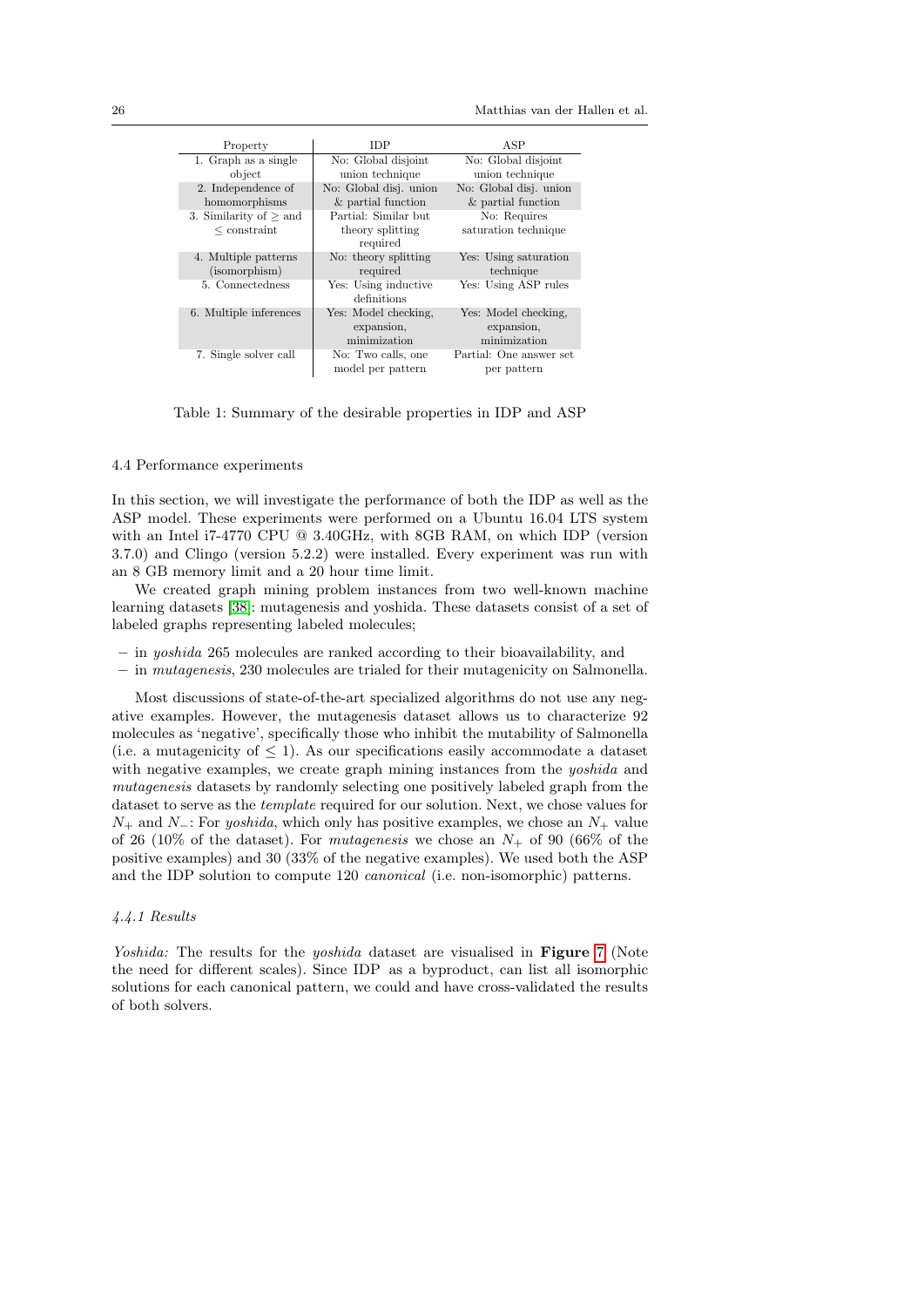| Property | IDP | ASP |
|---|---|---|
| 1. Graph as a single object | No: Global disjoint union technique | No: Global disjoint union technique |
| 2. Independence of homomorphisms | No: Global disj. union & partial function | No: Global disj. union & partial function |
| 3. Similarity of $\geq$ and $\leq$ constraint | Partial: Similar but theory splitting required | No: Requires saturation technique |
| 4. Multiple patterns (isomorphism) | No: theory splitting required | Yes: Using saturation technique |
| 5. Connectedness | Yes: Using inductive definitions | Yes: Using ASP rules |
| 6. Multiple inferences | Yes: Model checking, expansion, minimization | Yes: Model checking, expansion, minimization |
| 7. Single solver call | No: Two calls, one model per pattern | Partial: One answer set per pattern |

Table 1: Summary of the desirable properties in IDP and ASP

### 4.4 Performance experiments

In this section, we will investigate the performance of both the IDP as well as the ASP model. These experiments were performed on a Ubuntu 16.04 LTS system with an Intel i7-4770 CPU @ 3.40GHz, with 8GB RAM, on which IDP (version 3.7.0) and Clingo (version 5.2.2) were installed. Every experiment was run with an 8 GB memory limit and a 20 hour time limit.

We created graph mining problem instances from two well-known machine learning datasets [38]: mutagenesis and yoshida. These datasets consist of a set of labeled graphs representing labeled molecules;

- in *yoshida* 265 molecules are ranked according to their bioavailability, and
- in *mutagenesis*, 230 molecules are trialed for their mutagenicity on Salmonella.

Most discussions of state-of-the-art specialized algorithms do not use any negative examples. However, the mutagenesis dataset allows us to characterize 92 molecules as 'negative', specifically those who inhibit the mutability of Salmonella (i.e. a mutagenicity of $\leq 1$). As our specifications easily accommodate a dataset with negative examples, we create graph mining instances from the *yoshida* and *mutagenesis* datasets by randomly selecting one positively labeled graph from the dataset to serve as the *template* required for our solution. Next, we chose values for $N_+$ and $N_-$: For *yoshida*, which only has positive examples, we chose an $N_+$ value of 26 (10% of the dataset). For *mutagenesis* we chose an $N_+$ of 90 (66% of the positive examples) and 30 (33% of the negative examples). We used both the ASP and the IDP solution to compute 120 *canonical* (i.e. non-isomorphic) patterns.

#### 4.4.1 Results

*Yoshida:* The results for the *yoshida* dataset are visualised in **Figure 7** (Note the need for different scales). Since IDP as a byproduct, can list all isomorphic solutions for each canonical pattern, we could and have cross-validated the results of both solvers.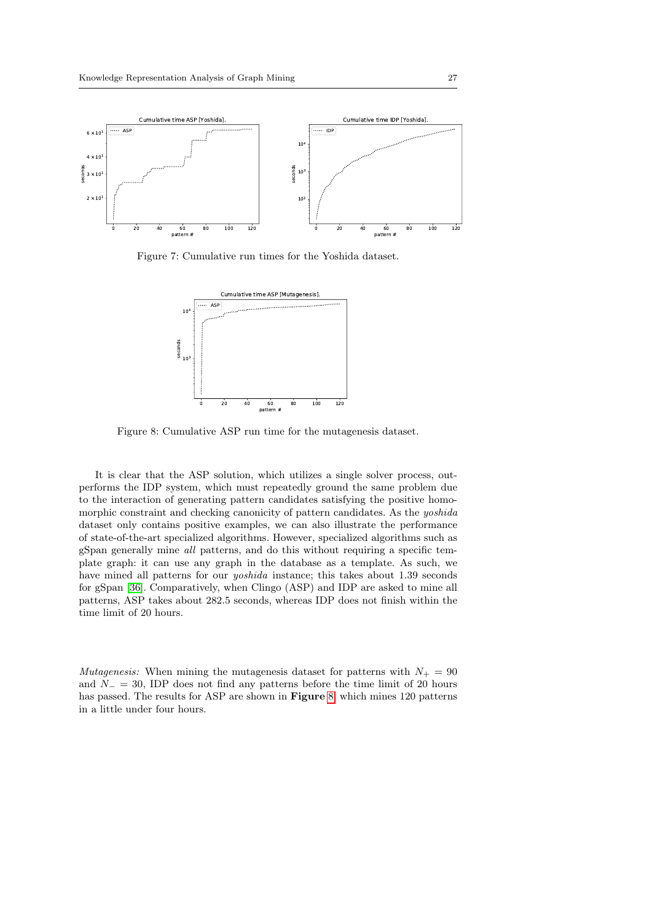Figure 7: Cumulative run times for the Yoshida dataset.

Figure 8: Cumulative ASP run time for the mutagenesis dataset.

It is clear that the ASP solution, which utilizes a single solver process, outperforms the IDP system, which must repeatedly ground the same problem due to the interaction of generating pattern candidates satisfying the positive homomorphic constraint and checking canonicity of pattern candidates. As the *yoshida* dataset only contains positive examples, we can also illustrate the performance of state-of-the-art specialized algorithms. However, specialized algorithms such as gSpan generally mine *all* patterns, and do this without requiring a specific template graph: it can use any graph in the database as a template. As such, we have mined all patterns for our *yoshida* instance; this takes about 1.39 seconds for gSpan [36]. Comparatively, when Clingo (ASP) and IDP are asked to mine all patterns, ASP takes about 282.5 seconds, whereas IDP does not finish within the time limit of 20 hours.

*Mutagenesis:* When mining the mutagenesis dataset for patterns with $N_+ = 90$ and $N_- = 30$, IDP does not find any patterns before the time limit of 20 hours has passed. The results for ASP are shown in **Figure 8**, which mines 120 patterns in a little under four hours.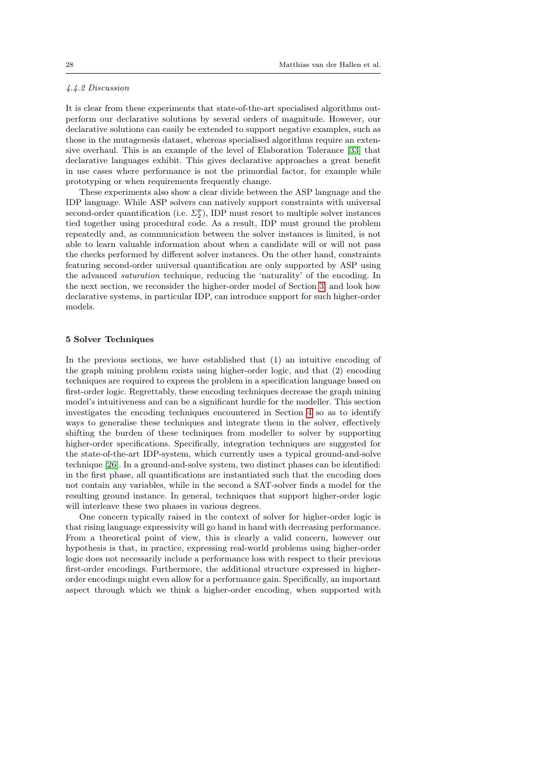#### 4.4.2 Discussion

It is clear from these experiments that state-of-the-art specialised algorithms outperform our declarative solutions by several orders of magnitude. However, our declarative solutions can easily be extended to support negative examples, such as those in the mutagenesis dataset, whereas specialised algorithms require an extensive overhaul. This is an example of the level of Elaboration Tolerance [33] that declarative languages exhibit. This gives declarative approaches a great benefit in use cases where performance is not the primordial factor, for example while prototyping or when requirements frequently change.

These experiments also show a clear divide between the ASP language and the IDP language. While ASP solvers can natively support constraints with universal second-order quantification (i.e. $\Sigma_2^p$), IDP must resort to multiple solver instances tied together using procedural code. As a result, IDP must ground the problem repeatedly and, as communication between the solver instances is limited, is not able to learn valuable information about when a candidate will or will not pass the checks performed by different solver instances. On the other hand, constraints featuring second-order universal quantification are only supported by ASP using the advanced *saturation* technique, reducing the 'naturality' of the encoding. In the next section, we reconsider the higher-order model of Section 3 and look how declarative systems, in particular IDP, can introduce support for such higher-order models.

## 5 Solver Techniques

In the previous sections, we have established that (1) an intuitive encoding of the graph mining problem exists using higher-order logic, and that (2) encoding techniques are required to express the problem in a specification language based on first-order logic. Regrettably, these encoding techniques decrease the graph mining model's intuitiveness and can be a significant hurdle for the modeller. This section investigates the encoding techniques encountered in Section 4 so as to identify ways to generalise these techniques and integrate them in the solver, effectively shifting the burden of these techniques from modeller to solver by supporting higher-order specifications. Specifically, integration techniques are suggested for the state-of-the-art IDP-system, which currently uses a typical ground-and-solve technique [26]. In a ground-and-solve system, two distinct phases can be identified: in the first phase, all quantifications are instantiated such that the encoding does not contain any variables, while in the second a SAT-solver finds a model for the resulting ground instance. In general, techniques that support higher-order logic will interleave these two phases in various degrees.

One concern typically raised in the context of solver for higher-order logic is that rising language expressivity will go hand in hand with decreasing performance. From a theoretical point of view, this is clearly a valid concern, however our hypothesis is that, in practice, expressing real-world problems using higher-order logic does not necessarily include a performance loss with respect to their previous first-order encodings. Furthermore, the additional structure expressed in higher-order encodings might even allow for a performance gain. Specifically, an important aspect through which we think a higher-order encoding, when supported with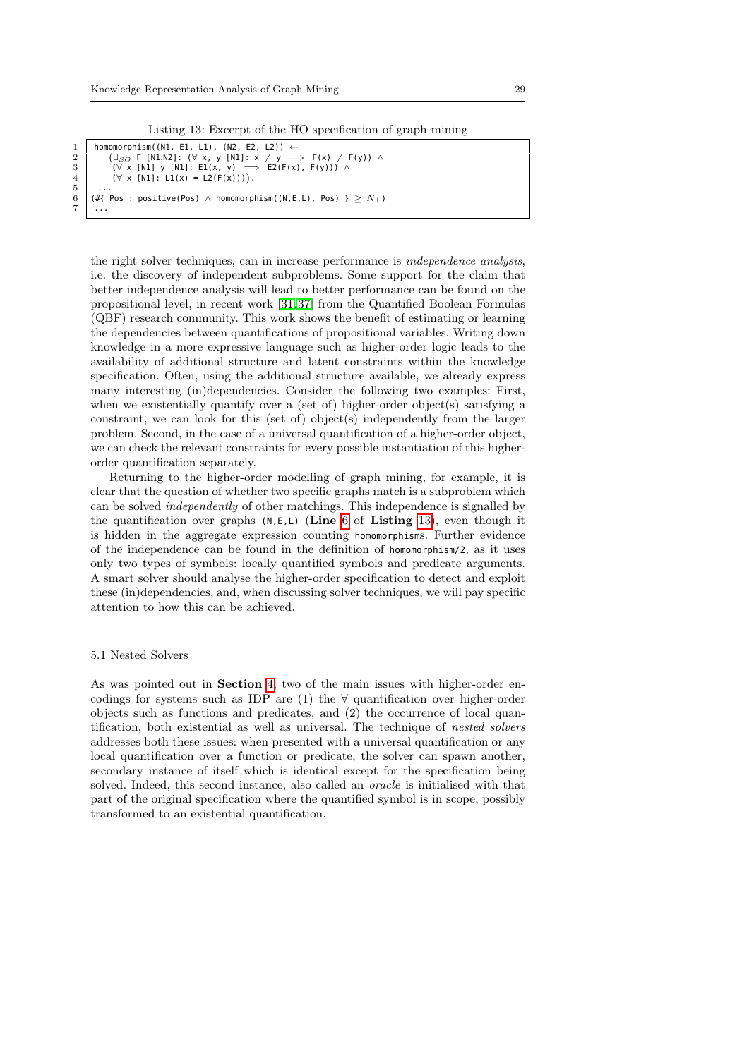Listing 13: Excerpt of the HO specification of graph mining

```
1  homomorphism((N1, E1, L1), (N2, E2, L2)) ←
2     (∃_SO F [N1:N2]: (∀ x, y [N1]: x ≠ y ⟹ F(x) ≠ F(y)) ∧
3      (∀ x [N1] y [N1]: E1(x, y) ⟹ E2(F(x), F(y))) ∧
4      (∀ x [N1]: L1(x) = L2(F(x)))).
5   ...
6  (#{ Pos : positive(Pos) ∧ homomorphism((N,E,L), Pos) } ≥ N+)
7   ...
```

the right solver techniques, can in increase performance is *independence analysis*, i.e. the discovery of independent subproblems. Some support for the claim that better independence analysis will lead to better performance can be found on the propositional level, in recent work [31, 37] from the Quantified Boolean Formulas (QBF) research community. This work shows the benefit of estimating or learning the dependencies between quantifications of propositional variables. Writing down knowledge in a more expressive language such as higher-order logic leads to the availability of additional structure and latent constraints within the knowledge specification. Often, using the additional structure available, we already express many interesting (in)dependencies. Consider the following two examples: First, when we existentially quantify over a (set of) higher-order object(s) satisfying a constraint, we can look for this (set of) object(s) independently from the larger problem. Second, in the case of a universal quantification of a higher-order object, we can check the relevant constraints for every possible instantiation of this higher-order quantification separately.

Returning to the higher-order modelling of graph mining, for example, it is clear that the question of whether two specific graphs match is a subproblem which can be solved *independently* of other matchings. This independence is signalled by the quantification over graphs `(N,E,L)` (**Line** 6 of **Listing** 13), even though it is hidden in the aggregate expression counting `homomorphisms`. Further evidence of the independence can be found in the definition of `homomorphism/2`, as it uses only two types of symbols: locally quantified symbols and predicate arguments. A smart solver should analyse the higher-order specification to detect and exploit these (in)dependencies, and, when discussing solver techniques, we will pay specific attention to how this can be achieved.

### 5.1 Nested Solvers

As was pointed out in **Section** 4, two of the main issues with higher-order encodings for systems such as IDP are (1) the ∀ quantification over higher-order objects such as functions and predicates, and (2) the occurrence of local quantification, both existential as well as universal. The technique of *nested solvers* addresses both these issues: when presented with a universal quantification or any local quantification over a function or predicate, the solver can spawn another, secondary instance of itself which is identical except for the specification being solved. Indeed, this second instance, also called an *oracle* is initialised with that part of the original specification where the quantified symbol is in scope, possibly transformed to an existential quantification.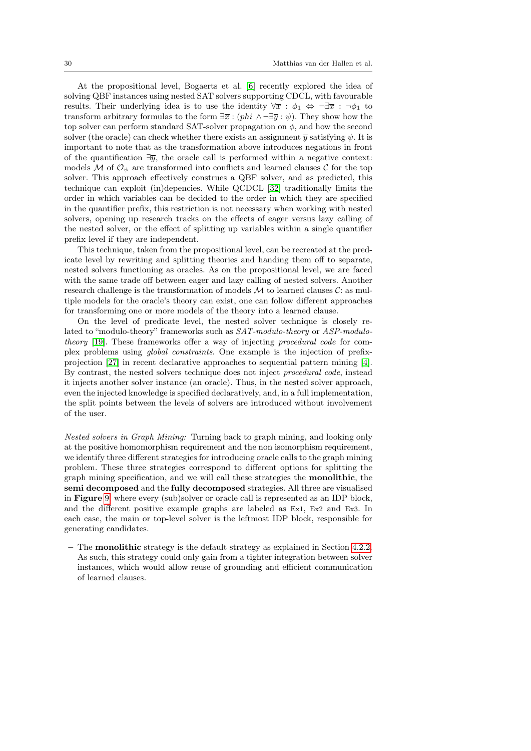At the propositional level, Bogaerts et al. [6] recently explored the idea of solving QBF instances using nested SAT solvers supporting CDCL, with favourable results. Their underlying idea is to use the identity $\forall \overline{x} : \phi_1 \Leftrightarrow \neg \exists \overline{x} : \neg \phi_1$ to transform arbitrary formulas to the form $\exists \overline{x} : (phi \wedge \neg \exists \overline{y} : \psi)$. They show how the top solver can perform standard SAT-solver propagation on $\phi$, and how the second solver (the oracle) can check whether there exists an assignment $\overline{y}$ satisfying $\psi$. It is important to note that as the transformation above introduces negations in front of the quantification $\exists \overline{y}$, the oracle call is performed within a negative context: models $\mathcal{M}$ of $\mathcal{O}_\psi$ are transformed into conflicts and learned clauses $\mathcal{C}$ for the top solver. This approach effectively construes a QBF solver, and as predicted, this technique can exploit (in)depencies. While QCDCL [32] traditionally limits the order in which variables can be decided to the order in which they are specified in the quantifier prefix, this restriction is not necessary when working with nested solvers, opening up research tracks on the effects of eager versus lazy calling of the nested solver, or the effect of splitting up variables within a single quantifier prefix level if they are independent.

This technique, taken from the propositional level, can be recreated at the predicate level by rewriting and splitting theories and handing them off to separate, nested solvers functioning as oracles. As on the propositional level, we are faced with the same trade off between eager and lazy calling of nested solvers. Another research challenge is the transformation of models $\mathcal{M}$ to learned clauses $\mathcal{C}$: as multiple models for the oracle's theory can exist, one can follow different approaches for transforming one or more models of the theory into a learned clause.

On the level of predicate level, the nested solver technique is closely related to "modulo-theory" frameworks such as *SAT-modulo-theory* or *ASP-modulo-theory* [19]. These frameworks offer a way of injecting *procedural code* for complex problems using *global constraints*. One example is the injection of prefix-projection [27] in recent declarative approaches to sequential pattern mining [4]. By contrast, the nested solvers technique does not inject *procedural code*, instead it injects another solver instance (an oracle). Thus, in the nested solver approach, even the injected knowledge is specified declaratively, and, in a full implementation, the split points between the levels of solvers are introduced without involvement of the user.

*Nested solvers in Graph Mining:* Turning back to graph mining, and looking only at the positive homomorphism requirement and the non isomorphism requirement, we identify three different strategies for introducing oracle calls to the graph mining problem. These three strategies correspond to different options for splitting the graph mining specification, and we will call these strategies the **monolithic**, the **semi decomposed** and the **fully decomposed** strategies. All three are visualised in **Figure 9**, where every (sub)solver or oracle call is represented as an IDP block, and the different positive example graphs are labeled as Ex1, Ex2 and Ex3. In each case, the main or top-level solver is the leftmost IDP block, responsible for generating candidates.

- The **monolithic** strategy is the default strategy as explained in Section 4.2.2. As such, this strategy could only gain from a tighter integration between solver instances, which would allow reuse of grounding and efficient communication of learned clauses.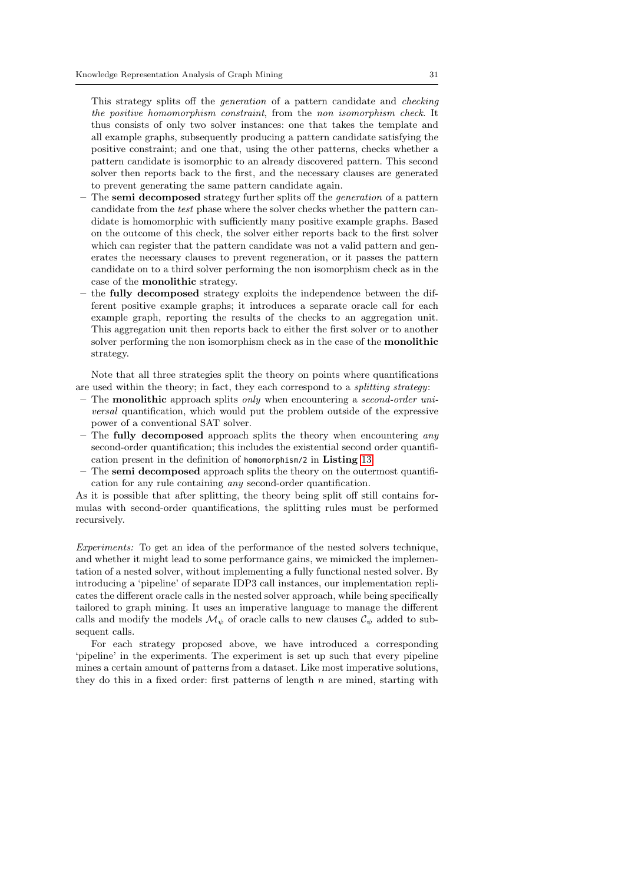This strategy splits off the *generation* of a pattern candidate and *checking the positive homomorphism constraint*, from the *non isomorphism check*. It thus consists of only two solver instances: one that takes the template and all example graphs, subsequently producing a pattern candidate satisfying the positive constraint; and one that, using the other patterns, checks whether a pattern candidate is isomorphic to an already discovered pattern. This second solver then reports back to the first, and the necessary clauses are generated to prevent generating the same pattern candidate again.

- The **semi decomposed** strategy further splits off the *generation* of a pattern candidate from the *test* phase where the solver checks whether the pattern candidate is homomorphic with sufficiently many positive example graphs. Based on the outcome of this check, the solver either reports back to the first solver which can register that the pattern candidate was not a valid pattern and generates the necessary clauses to prevent regeneration, or it passes the pattern candidate on to a third solver performing the non isomorphism check as in the case of the **monolithic** strategy.
- the **fully decomposed** strategy exploits the independence between the different positive example graphs; it introduces a separate oracle call for each example graph, reporting the results of the checks to an aggregation unit. This aggregation unit then reports back to either the first solver or to another solver performing the non isomorphism check as in the case of the **monolithic** strategy.

Note that all three strategies split the theory on points where quantifications are used within the theory; in fact, they each correspond to a *splitting strategy*:

- The **monolithic** approach splits *only* when encountering a *second-order universal* quantification, which would put the problem outside of the expressive power of a conventional SAT solver.
- The **fully decomposed** approach splits the theory when encountering *any* second-order quantification; this includes the existential second order quantification present in the definition of `homomorphism/2` in **Listing** 13.
- The **semi decomposed** approach splits the theory on the outermost quantification for any rule containing *any* second-order quantification.

As it is possible that after splitting, the theory being split off still contains formulas with second-order quantifications, the splitting rules must be performed recursively.

*Experiments:* To get an idea of the performance of the nested solvers technique, and whether it might lead to some performance gains, we mimicked the implementation of a nested solver, without implementing a fully functional nested solver. By introducing a 'pipeline' of separate IDP3 call instances, our implementation replicates the different oracle calls in the nested solver approach, while being specifically tailored to graph mining. It uses an imperative language to manage the different calls and modify the models $\mathcal{M}_\psi$ of oracle calls to new clauses $\mathcal{C}_\psi$ added to subsequent calls.

For each strategy proposed above, we have introduced a corresponding 'pipeline' in the experiments. The experiment is set up such that every pipeline mines a certain amount of patterns from a dataset. Like most imperative solutions, they do this in a fixed order: first patterns of length $n$ are mined, starting with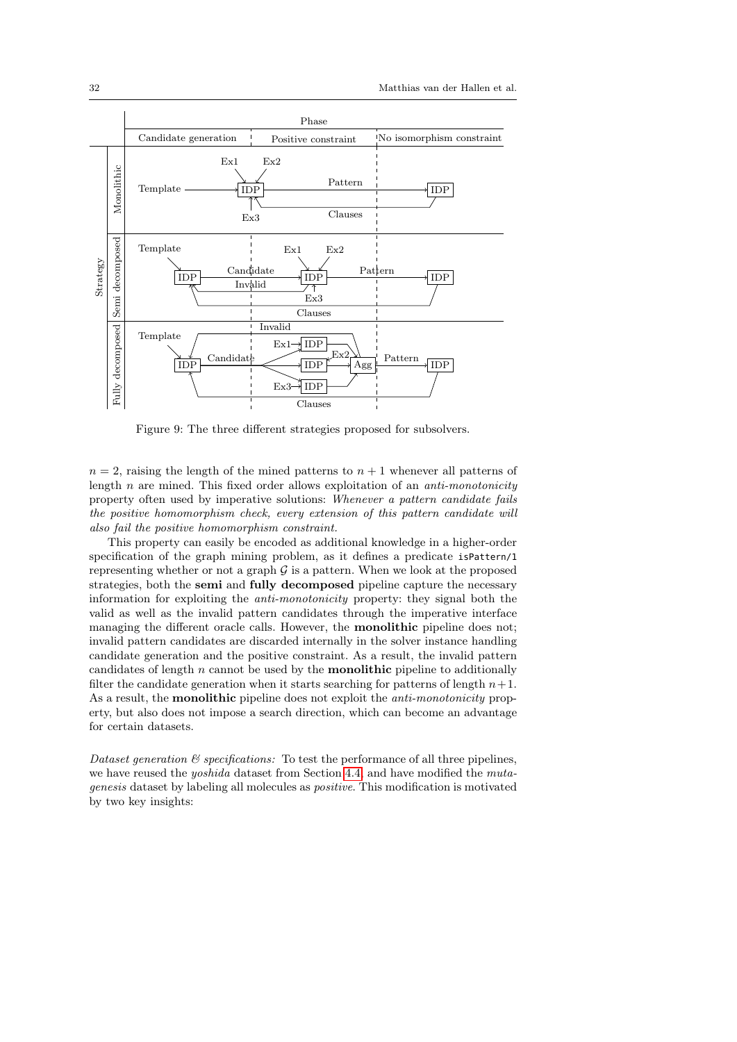Figure 9: The three different strategies proposed for subsolvers.

$n = 2$, raising the length of the mined patterns to $n + 1$ whenever all patterns of length $n$ are mined. This fixed order allows exploitation of an *anti-monotonicity* property often used by imperative solutions: *Whenever a pattern candidate fails the positive homomorphism check, every extension of this pattern candidate will also fail the positive homomorphism constraint.*

This property can easily be encoded as additional knowledge in a higher-order specification of the graph mining problem, as it defines a predicate `isPattern/1` representing whether or not a graph $\mathcal{G}$ is a pattern. When we look at the proposed strategies, both the **semi** and **fully decomposed** pipeline capture the necessary information for exploiting the *anti-monotonicity* property: they signal both the valid as well as the invalid pattern candidates through the imperative interface managing the different oracle calls. However, the **monolithic** pipeline does not; invalid pattern candidates are discarded internally in the solver instance handling candidate generation and the positive constraint. As a result, the invalid pattern candidates of length $n$ cannot be used by the **monolithic** pipeline to additionally filter the candidate generation when it starts searching for patterns of length $n+1$. As a result, the **monolithic** pipeline does not exploit the *anti-monotonicity* property, but also does not impose a search direction, which can become an advantage for certain datasets.

*Dataset generation & specifications:* To test the performance of all three pipelines, we have reused the *yoshida* dataset from Section 4.4, and have modified the *mutagenesis* dataset by labeling all molecules as *positive*. This modification is motivated by two key insights: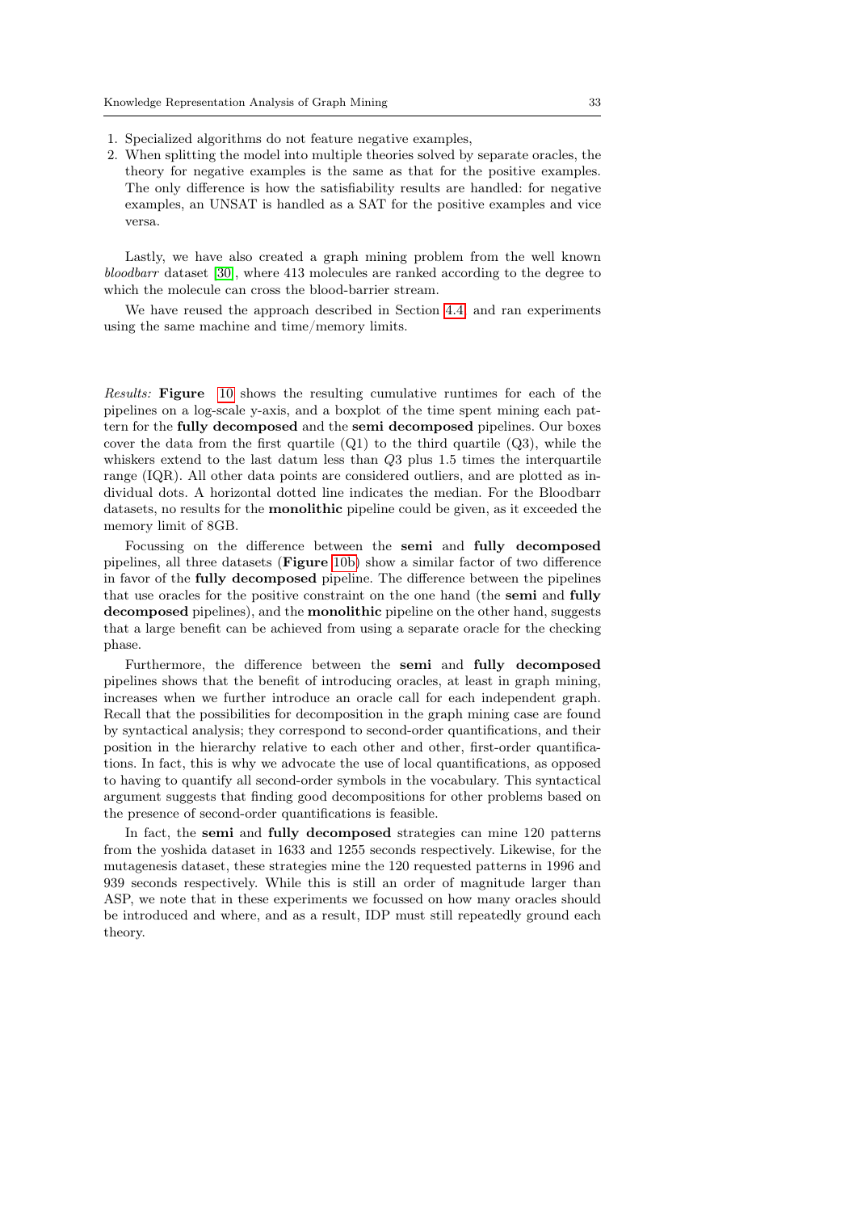1. Specialized algorithms do not feature negative examples,
2. When splitting the model into multiple theories solved by separate oracles, the theory for negative examples is the same as that for the positive examples. The only difference is how the satisfiability results are handled: for negative examples, an UNSAT is handled as a SAT for the positive examples and vice versa.

Lastly, we have also created a graph mining problem from the well known *bloodbarr* dataset [30], where 413 molecules are ranked according to the degree to which the molecule can cross the blood-barrier stream.

We have reused the approach described in Section 4.4 and ran experiments using the same machine and time/memory limits.

*Results:* **Figure** 10 shows the resulting cumulative runtimes for each of the pipelines on a log-scale y-axis, and a boxplot of the time spent mining each pattern for the **fully decomposed** and the **semi decomposed** pipelines. Our boxes cover the data from the first quartile (Q1) to the third quartile (Q3), while the whiskers extend to the last datum less than $Q3$ plus 1.5 times the interquartile range (IQR). All other data points are considered outliers, and are plotted as individual dots. A horizontal dotted line indicates the median. For the Bloodbarr datasets, no results for the **monolithic** pipeline could be given, as it exceeded the memory limit of 8GB.

Focussing on the difference between the **semi** and **fully decomposed** pipelines, all three datasets (**Figure** 10b) show a similar factor of two difference in favor of the **fully decomposed** pipeline. The difference between the pipelines that use oracles for the positive constraint on the one hand (the **semi** and **fully decomposed** pipelines), and the **monolithic** pipeline on the other hand, suggests that a large benefit can be achieved from using a separate oracle for the checking phase.

Furthermore, the difference between the **semi** and **fully decomposed** pipelines shows that the benefit of introducing oracles, at least in graph mining, increases when we further introduce an oracle call for each independent graph. Recall that the possibilities for decomposition in the graph mining case are found by syntactical analysis; they correspond to second-order quantifications, and their position in the hierarchy relative to each other and other, first-order quantifications. In fact, this is why we advocate the use of local quantifications, as opposed to having to quantify all second-order symbols in the vocabulary. This syntactical argument suggests that finding good decompositions for other problems based on the presence of second-order quantifications is feasible.

In fact, the **semi** and **fully decomposed** strategies can mine 120 patterns from the yoshida dataset in 1633 and 1255 seconds respectively. Likewise, for the mutagenesis dataset, these strategies mine the 120 requested patterns in 1996 and 939 seconds respectively. While this is still an order of magnitude larger than ASP, we note that in these experiments we focussed on how many oracles should be introduced and where, and as a result, IDP must still repeatedly ground each theory.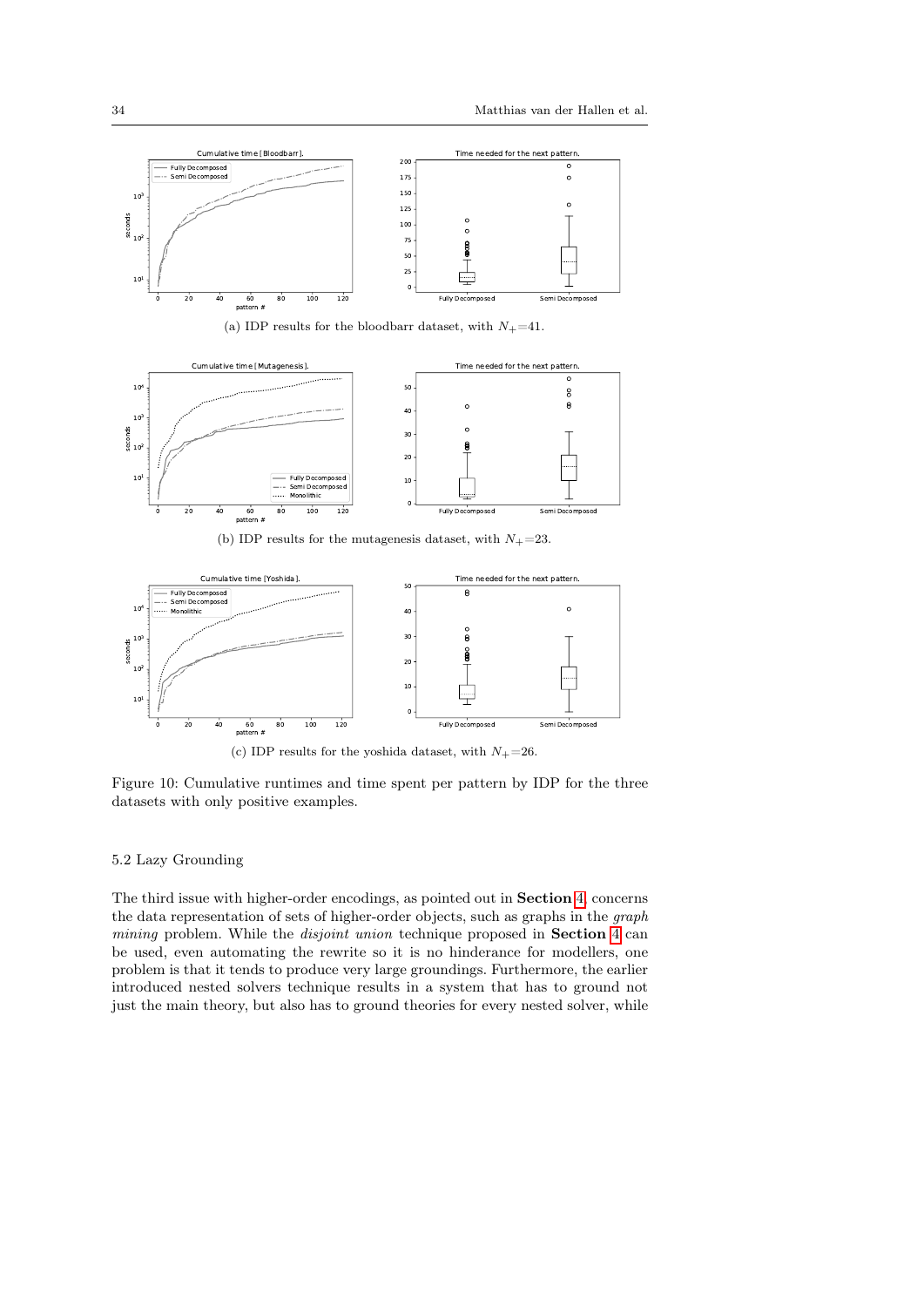(a) IDP results for the bloodbarr dataset, with $N_+ = 41$.

(b) IDP results for the mutagenesis dataset, with $N_+ = 23$.

(c) IDP results for the yoshida dataset, with $N_+ = 26$.

Figure 10: Cumulative runtimes and time spent per pattern by IDP for the three datasets with only positive examples.

### 5.2 Lazy Grounding

The third issue with higher-order encodings, as pointed out in **Section** 4, concerns the data representation of sets of higher-order objects, such as graphs in the *graph mining* problem. While the *disjoint union* technique proposed in **Section** 4 can be used, even automating the rewrite so it is no hinderance for modellers, one problem is that it tends to produce very large groundings. Furthermore, the earlier introduced nested solvers technique results in a system that has to ground not just the main theory, but also has to ground theories for every nested solver, while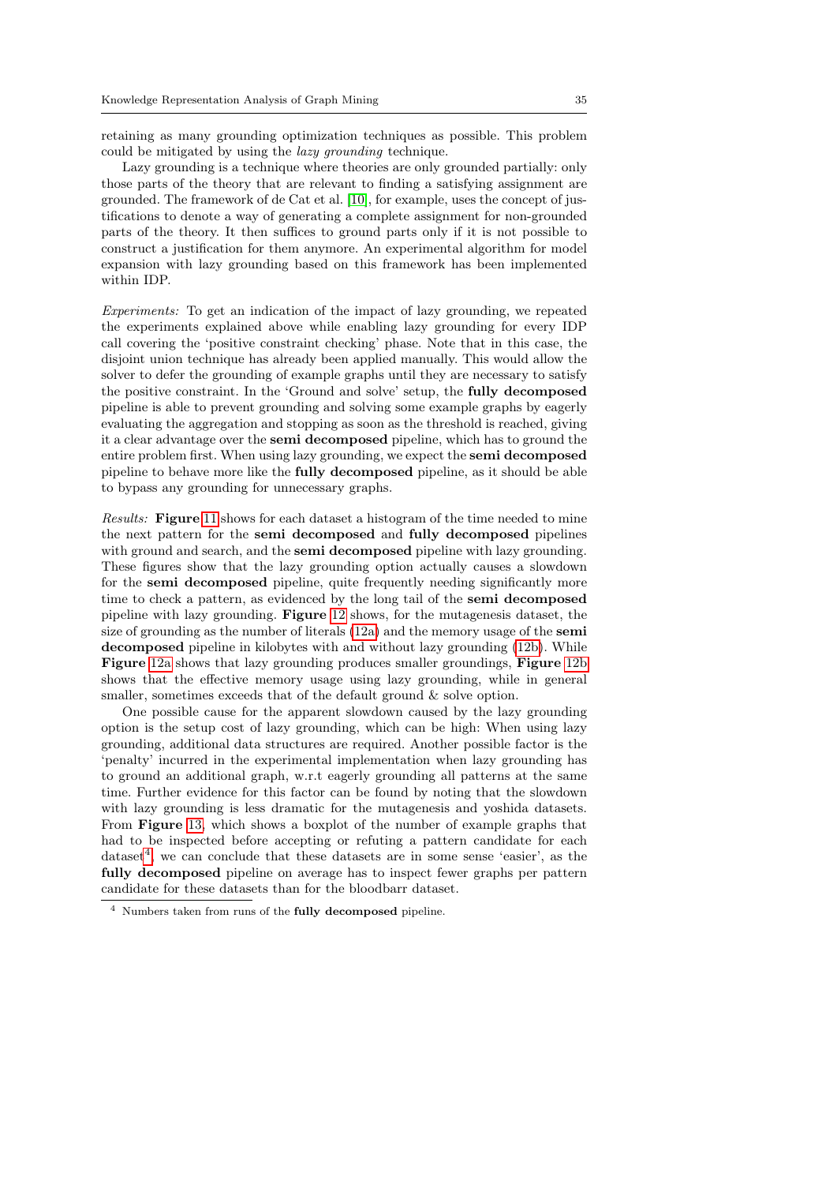retaining as many grounding optimization techniques as possible. This problem could be mitigated by using the *lazy grounding* technique.

Lazy grounding is a technique where theories are only grounded partially: only those parts of the theory that are relevant to finding a satisfying assignment are grounded. The framework of de Cat et al. [10], for example, uses the concept of justifications to denote a way of generating a complete assignment for non-grounded parts of the theory. It then suffices to ground parts only if it is not possible to construct a justification for them anymore. An experimental algorithm for model expansion with lazy grounding based on this framework has been implemented within IDP.

*Experiments:* To get an indication of the impact of lazy grounding, we repeated the experiments explained above while enabling lazy grounding for every IDP call covering the 'positive constraint checking' phase. Note that in this case, the disjoint union technique has already been applied manually. This would allow the solver to defer the grounding of example graphs until they are necessary to satisfy the positive constraint. In the 'Ground and solve' setup, the **fully decomposed** pipeline is able to prevent grounding and solving some example graphs by eagerly evaluating the aggregation and stopping as soon as the threshold is reached, giving it a clear advantage over the **semi decomposed** pipeline, which has to ground the entire problem first. When using lazy grounding, we expect the **semi decomposed** pipeline to behave more like the **fully decomposed** pipeline, as it should be able to bypass any grounding for unnecessary graphs.

*Results:* **Figure** 11 shows for each dataset a histogram of the time needed to mine the next pattern for the **semi decomposed** and **fully decomposed** pipelines with ground and search, and the **semi decomposed** pipeline with lazy grounding. These figures show that the lazy grounding option actually causes a slowdown for the **semi decomposed** pipeline, quite frequently needing significantly more time to check a pattern, as evidenced by the long tail of the **semi decomposed** pipeline with lazy grounding. **Figure** 12 shows, for the mutagenesis dataset, the size of grounding as the number of literals (12a) and the memory usage of the **semi decomposed** pipeline in kilobytes with and without lazy grounding (12b). While **Figure** 12a shows that lazy grounding produces smaller groundings, **Figure** 12b shows that the effective memory usage using lazy grounding, while in general smaller, sometimes exceeds that of the default ground & solve option.

One possible cause for the apparent slowdown caused by the lazy grounding option is the setup cost of lazy grounding, which can be high: When using lazy grounding, additional data structures are required. Another possible factor is the 'penalty' incurred in the experimental implementation when lazy grounding has to ground an additional graph, w.r.t eagerly grounding all patterns at the same time. Further evidence for this factor can be found by noting that the slowdown with lazy grounding is less dramatic for the mutagenesis and yoshida datasets. From **Figure** 13, which shows a boxplot of the number of example graphs that had to be inspected before accepting or refuting a pattern candidate for each dataset[4], we can conclude that these datasets are in some sense 'easier', as the **fully decomposed** pipeline on average has to inspect fewer graphs per pattern candidate for these datasets than for the bloodbarr dataset.

[4] Numbers taken from runs of the **fully decomposed** pipeline.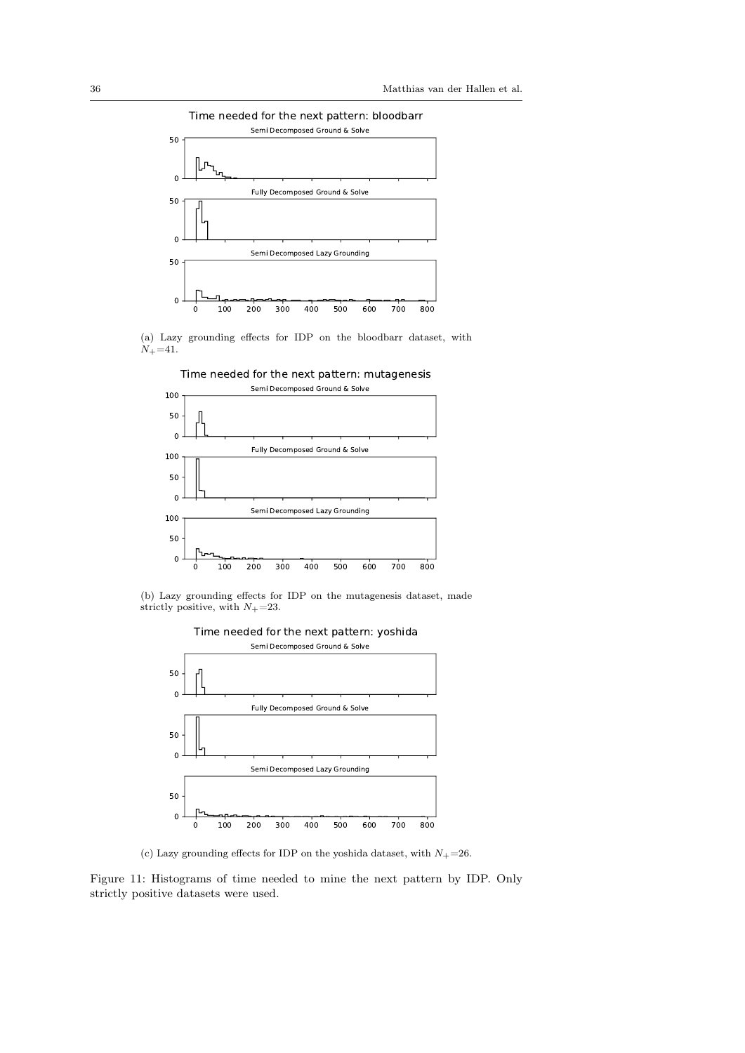(a) Lazy grounding effects for IDP on the bloodbarr dataset, with $N_+$=41.

(b) Lazy grounding effects for IDP on the mutagenesis dataset, made strictly positive, with $N_+$=23.

(c) Lazy grounding effects for IDP on the yoshida dataset, with $N_+$=26.

Figure 11: Histograms of time needed to mine the next pattern by IDP. Only strictly positive datasets were used.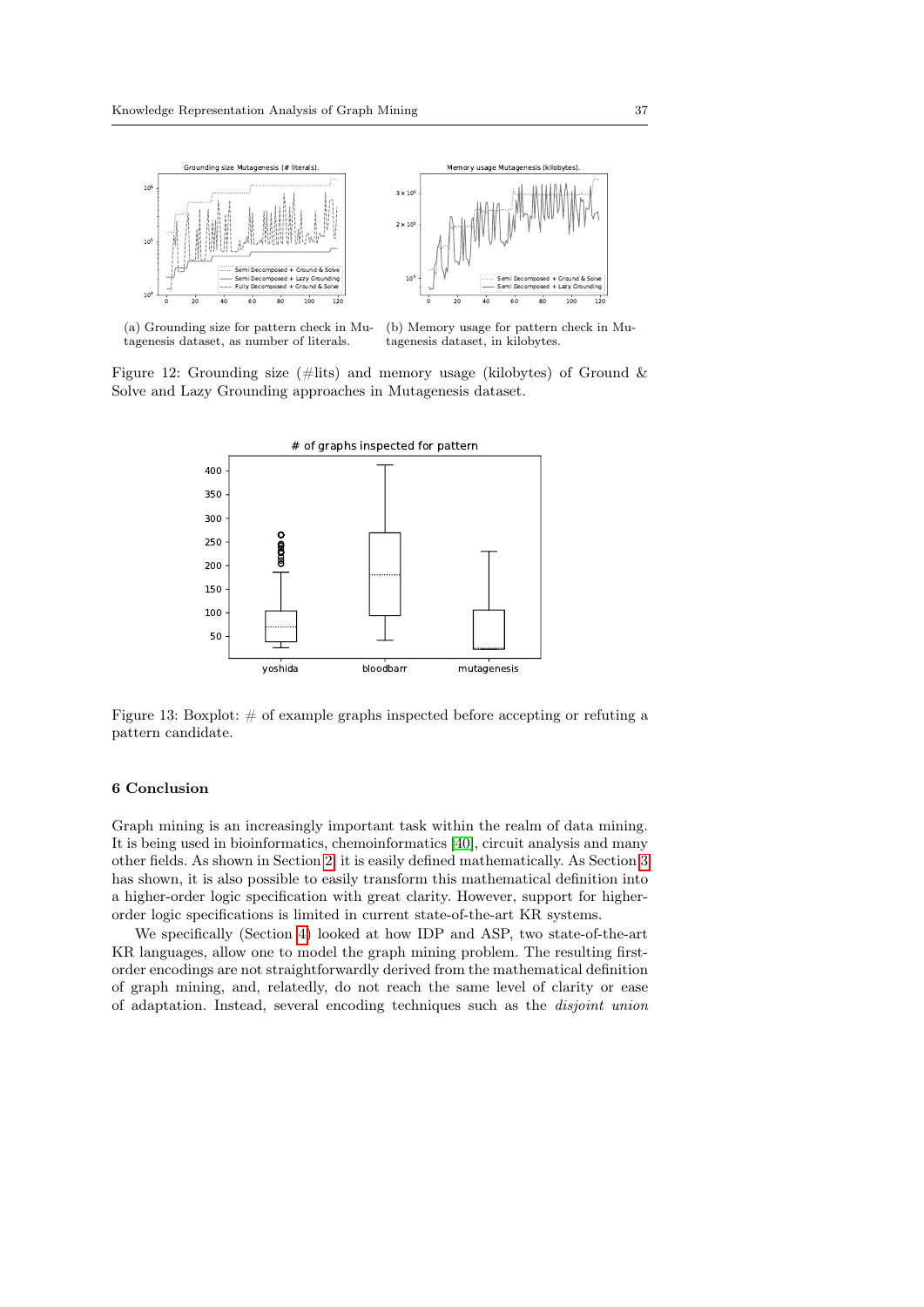(a) Grounding size for pattern check in Mutagenesis dataset, as number of literals.

(b) Memory usage for pattern check in Mutagenesis dataset, in kilobytes.

Figure 12: Grounding size (#lits) and memory usage (kilobytes) of Ground & Solve and Lazy Grounding approaches in Mutagenesis dataset.

Figure 13: Boxplot: # of example graphs inspected before accepting or refuting a pattern candidate.

## 6 Conclusion

Graph mining is an increasingly important task within the realm of data mining. It is being used in bioinformatics, chemoinformatics [40], circuit analysis and many other fields. As shown in Section 2, it is easily defined mathematically. As Section 3 has shown, it is also possible to easily transform this mathematical definition into a higher-order logic specification with great clarity. However, support for higher-order logic specifications is limited in current state-of-the-art KR systems.

We specifically (Section 4) looked at how IDP and ASP, two state-of-the-art KR languages, allow one to model the graph mining problem. The resulting first-order encodings are not straightforwardly derived from the mathematical definition of graph mining, and, relatedly, do not reach the same level of clarity or ease of adaptation. Instead, several encoding techniques such as the *disjoint union*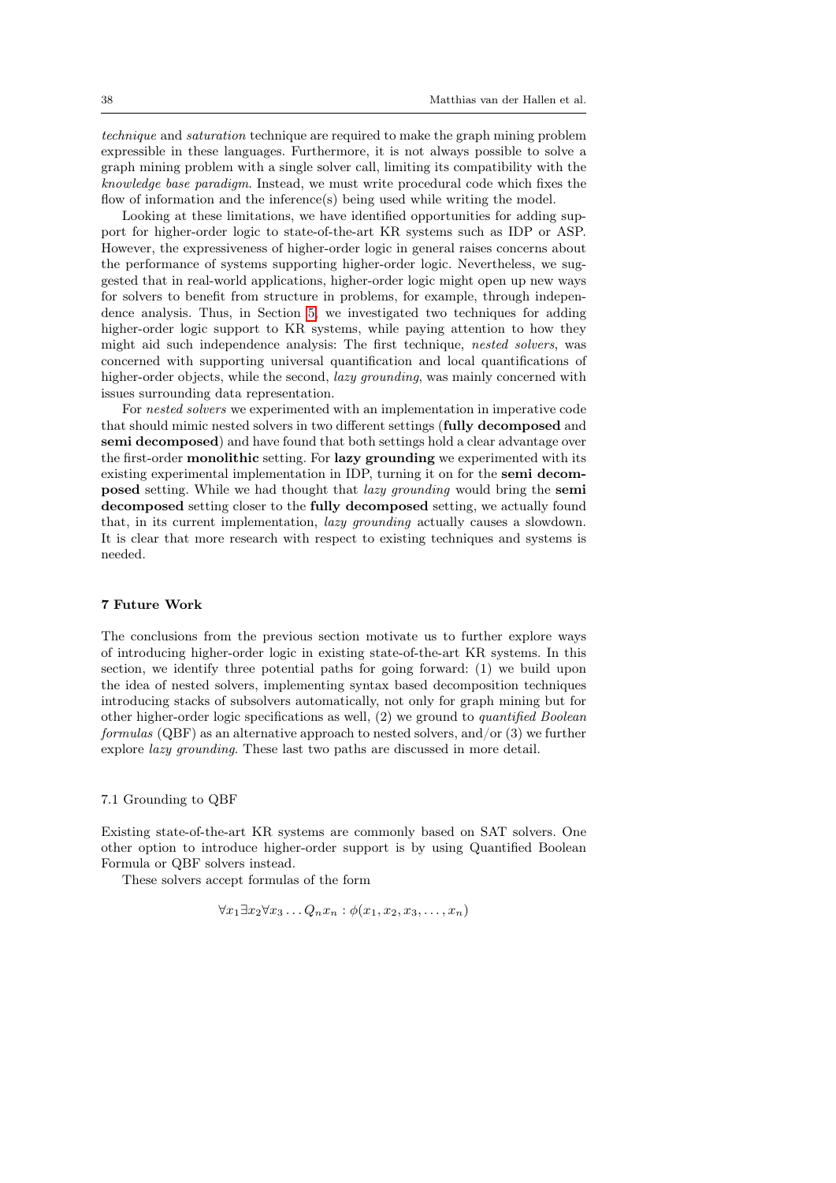*technique* and *saturation* technique are required to make the graph mining problem expressible in these languages. Furthermore, it is not always possible to solve a graph mining problem with a single solver call, limiting its compatibility with the *knowledge base paradigm*. Instead, we must write procedural code which fixes the flow of information and the inference(s) being used while writing the model.

Looking at these limitations, we have identified opportunities for adding support for higher-order logic to state-of-the-art KR systems such as IDP or ASP. However, the expressiveness of higher-order logic in general raises concerns about the performance of systems supporting higher-order logic. Nevertheless, we suggested that in real-world applications, higher-order logic might open up new ways for solvers to benefit from structure in problems, for example, through independence analysis. Thus, in Section 5, we investigated two techniques for adding higher-order logic support to KR systems, while paying attention to how they might aid such independence analysis: The first technique, *nested solvers*, was concerned with supporting universal quantification and local quantifications of higher-order objects, while the second, *lazy grounding*, was mainly concerned with issues surrounding data representation.

For *nested solvers* we experimented with an implementation in imperative code that should mimic nested solvers in two different settings (**fully decomposed** and **semi decomposed**) and have found that both settings hold a clear advantage over the first-order **monolithic** setting. For **lazy grounding** we experimented with its existing experimental implementation in IDP, turning it on for the **semi decomposed** setting. While we had thought that *lazy grounding* would bring the **semi decomposed** setting closer to the **fully decomposed** setting, we actually found that, in its current implementation, *lazy grounding* actually causes a slowdown. It is clear that more research with respect to existing techniques and systems is needed.

## 7 Future Work

The conclusions from the previous section motivate us to further explore ways of introducing higher-order logic in existing state-of-the-art KR systems. In this section, we identify three potential paths for going forward: (1) we build upon the idea of nested solvers, implementing syntax based decomposition techniques introducing stacks of subsolvers automatically, not only for graph mining but for other higher-order logic specifications as well, (2) we ground to *quantified Boolean formulas* (QBF) as an alternative approach to nested solvers, and/or (3) we further explore *lazy grounding*. These last two paths are discussed in more detail.

### 7.1 Grounding to QBF

Existing state-of-the-art KR systems are commonly based on SAT solvers. One other option to introduce higher-order support is by using Quantified Boolean Formula or QBF solvers instead.

These solvers accept formulas of the form

$$\forall x_1 \exists x_2 \forall x_3 \dots Q_n x_n : \phi(x_1, x_2, x_3, \dots, x_n)$$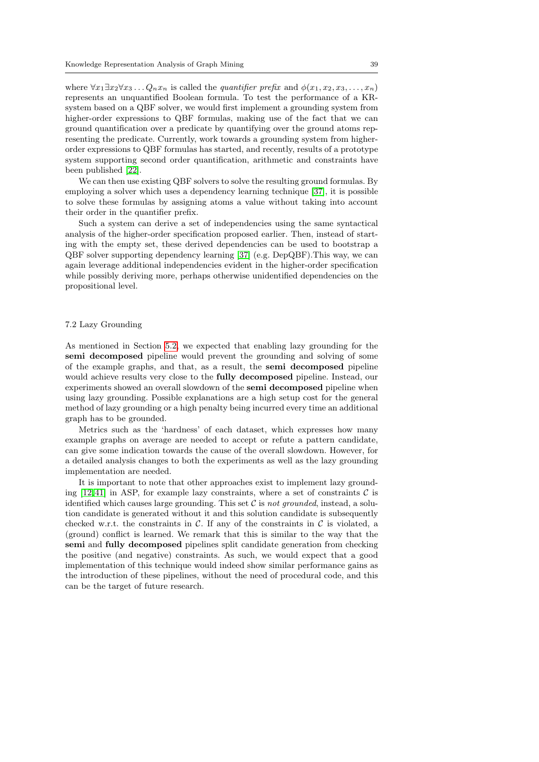where $\forall x_1 \exists x_2 \forall x_3 \dots Q_n x_n$ is called the *quantifier prefix* and $\phi(x_1, x_2, x_3, \dots, x_n)$ represents an unquantified Boolean formula. To test the performance of a KR-system based on a QBF solver, we would first implement a grounding system from higher-order expressions to QBF formulas, making use of the fact that we can ground quantification over a predicate by quantifying over the ground atoms representing the predicate. Currently, work towards a grounding system from higher-order expressions to QBF formulas has started, and recently, results of a prototype system supporting second order quantification, arithmetic and constraints have been published [22].

We can then use existing QBF solvers to solve the resulting ground formulas. By employing a solver which uses a dependency learning technique [37], it is possible to solve these formulas by assigning atoms a value without taking into account their order in the quantifier prefix.

Such a system can derive a set of independencies using the same syntactical analysis of the higher-order specification proposed earlier. Then, instead of starting with the empty set, these derived dependencies can be used to bootstrap a QBF solver supporting dependency learning [37] (e.g. DepQBF).This way, we can again leverage additional independencies evident in the higher-order specification while possibly deriving more, perhaps otherwise unidentified dependencies on the propositional level.

### 7.2 Lazy Grounding

As mentioned in Section 5.2, we expected that enabling lazy grounding for the **semi decomposed** pipeline would prevent the grounding and solving of some of the example graphs, and that, as a result, the **semi decomposed** pipeline would achieve results very close to the **fully decomposed** pipeline. Instead, our experiments showed an overall slowdown of the **semi decomposed** pipeline when using lazy grounding. Possible explanations are a high setup cost for the general method of lazy grounding or a high penalty being incurred every time an additional graph has to be grounded.

Metrics such as the 'hardness' of each dataset, which expresses how many example graphs on average are needed to accept or refute a pattern candidate, can give some indication towards the cause of the overall slowdown. However, for a detailed analysis changes to both the experiments as well as the lazy grounding implementation are needed.

It is important to note that other approaches exist to implement lazy grounding [12,41] in ASP, for example lazy constraints, where a set of constraints $\mathcal{C}$ is identified which causes large grounding. This set $\mathcal{C}$ is *not grounded*, instead, a solution candidate is generated without it and this solution candidate is subsequently checked w.r.t. the constraints in $\mathcal{C}$. If any of the constraints in $\mathcal{C}$ is violated, a (ground) conflict is learned. We remark that this is similar to the way that the **semi** and **fully decomposed** pipelines split candidate generation from checking the positive (and negative) constraints. As such, we would expect that a good implementation of this technique would indeed show similar performance gains as the introduction of these pipelines, without the need of procedural code, and this can be the target of future research.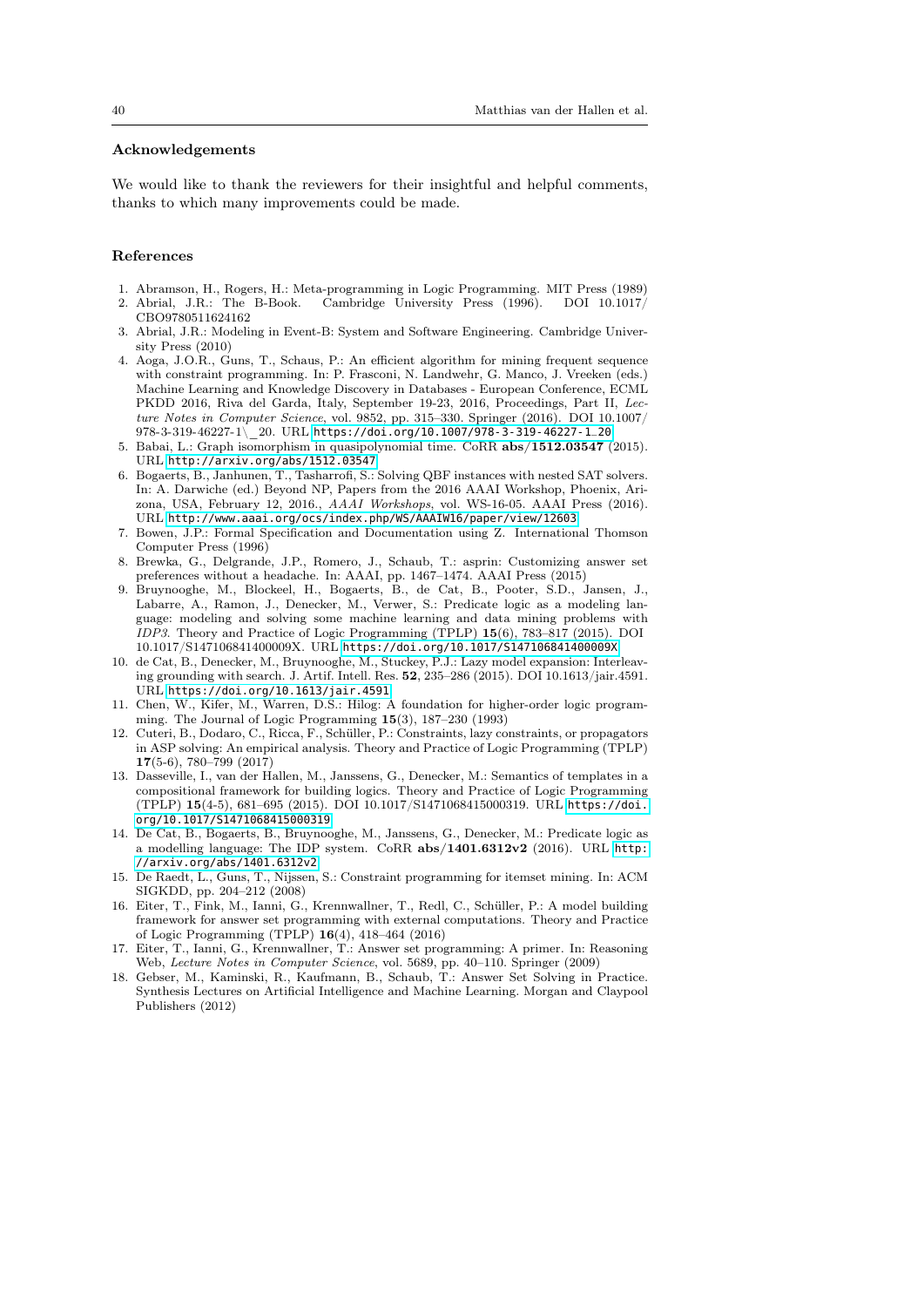### Acknowledgements

We would like to thank the reviewers for their insightful and helpful comments, thanks to which many improvements could be made.

### References

1. Abramson, H., Rogers, H.: Meta-programming in Logic Programming. MIT Press (1989)
2. Abrial, J.R.: The B-Book. Cambridge University Press (1996). DOI 10.1017/CBO9780511624162
3. Abrial, J.R.: Modeling in Event-B: System and Software Engineering. Cambridge University Press (2010)
4. Aoga, J.O.R., Guns, T., Schaus, P.: An efficient algorithm for mining frequent sequence with constraint programming. In: P. Frasconi, N. Landwehr, G. Manco, J. Vreeken (eds.) Machine Learning and Knowledge Discovery in Databases - European Conference, ECML PKDD 2016, Riva del Garda, Italy, September 19-23, 2016, Proceedings, Part II, *Lecture Notes in Computer Science*, vol. 9852, pp. 315–330. Springer (2016). DOI 10.1007/978-3-319-46227-1\_20. URL https://doi.org/10.1007/978-3-319-46227-1_20
5. Babai, L.: Graph isomorphism in quasipolynomial time. CoRR **abs/1512.03547** (2015). URL http://arxiv.org/abs/1512.03547
6. Bogaerts, B., Janhunen, T., Tasharrofi, S.: Solving QBF instances with nested SAT solvers. In: A. Darwiche (ed.) Beyond NP, Papers from the 2016 AAAI Workshop, Phoenix, Arizona, USA, February 12, 2016., *AAAI Workshops*, vol. WS-16-05. AAAI Press (2016). URL http://www.aaai.org/ocs/index.php/WS/AAAIW16/paper/view/12603
7. Bowen, J.P.: Formal Specification and Documentation using Z. International Thomson Computer Press (1996)
8. Brewka, G., Delgrande, J.P., Romero, J., Schaub, T.: asprin: Customizing answer set preferences without a headache. In: AAAI, pp. 1467–1474. AAAI Press (2015)
9. Bruynooghe, M., Blockeel, H., Bogaerts, B., de Cat, B., Pooter, S.D., Jansen, J., Labarre, A., Ramon, J., Denecker, M., Verwer, S.: Predicate logic as a modeling language: modeling and solving some machine learning and data mining problems with *IDP3*. Theory and Practice of Logic Programming (TPLP) **15**(6), 783–817 (2015). DOI 10.1017/S147106841400009X. URL https://doi.org/10.1017/S147106841400009X
10. de Cat, B., Denecker, M., Bruynooghe, M., Stuckey, P.J.: Lazy model expansion: Interleaving grounding with search. J. Artif. Intell. Res. **52**, 235–286 (2015). DOI 10.1613/jair.4591. URL https://doi.org/10.1613/jair.4591
11. Chen, W., Kifer, M., Warren, D.S.: Hilog: A foundation for higher-order logic programming. The Journal of Logic Programming **15**(3), 187–230 (1993)
12. Cuteri, B., Dodaro, C., Ricca, F., Schüller, P.: Constraints, lazy constraints, or propagators in ASP solving: An empirical analysis. Theory and Practice of Logic Programming (TPLP) **17**(5-6), 780–799 (2017)
13. Dasseville, I., van der Hallen, M., Janssens, G., Denecker, M.: Semantics of templates in a compositional framework for building logics. Theory and Practice of Logic Programming (TPLP) **15**(4-5), 681–695 (2015). DOI 10.1017/S1471068415000319. URL https://doi.org/10.1017/S1471068415000319
14. De Cat, B., Bogaerts, B., Bruynooghe, M., Janssens, G., Denecker, M.: Predicate logic as a modelling language: The IDP system. CoRR **abs/1401.6312v2** (2016). URL http://arxiv.org/abs/1401.6312v2
15. De Raedt, L., Guns, T., Nijssen, S.: Constraint programming for itemset mining. In: ACM SIGKDD, pp. 204–212 (2008)
16. Eiter, T., Fink, M., Ianni, G., Krennwallner, T., Redl, C., Schüller, P.: A model building framework for answer set programming with external computations. Theory and Practice of Logic Programming (TPLP) **16**(4), 418–464 (2016)
17. Eiter, T., Ianni, G., Krennwallner, T.: Answer set programming: A primer. In: Reasoning Web, *Lecture Notes in Computer Science*, vol. 5689, pp. 40–110. Springer (2009)
18. Gebser, M., Kaminski, R., Kaufmann, B., Schaub, T.: Answer Set Solving in Practice. Synthesis Lectures on Artificial Intelligence and Machine Learning. Morgan and Claypool Publishers (2012)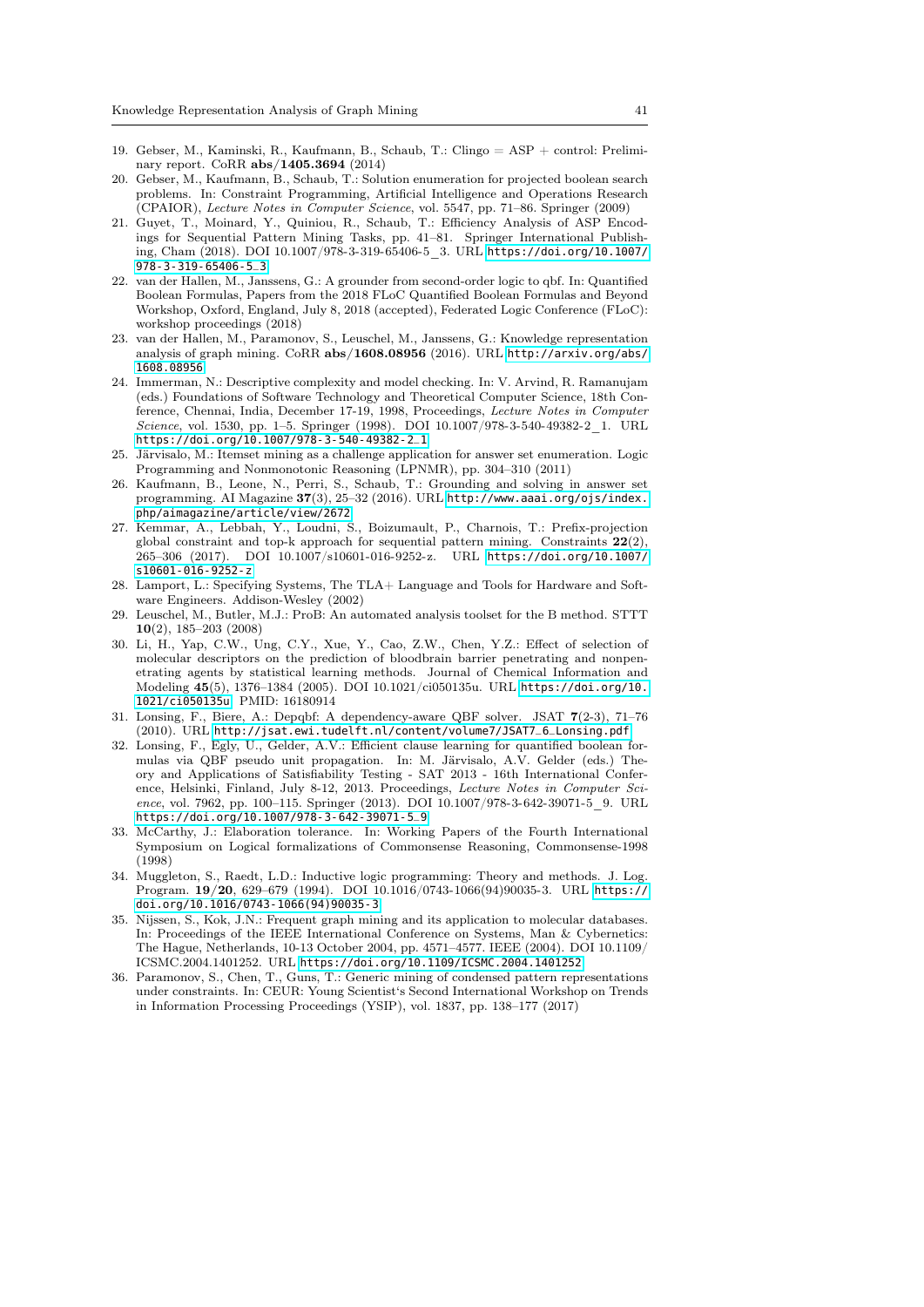19. Gebser, M., Kaminski, R., Kaufmann, B., Schaub, T.: Clingo = ASP + control: Preliminary report. CoRR **abs/1405.3694** (2014)
20. Gebser, M., Kaufmann, B., Schaub, T.: Solution enumeration for projected boolean search problems. In: Constraint Programming, Artificial Intelligence and Operations Research (CPAIOR), *Lecture Notes in Computer Science*, vol. 5547, pp. 71–86. Springer (2009)
21. Guyet, T., Moinard, Y., Quiniou, R., Schaub, T.: Efficiency Analysis of ASP Encodings for Sequential Pattern Mining Tasks, pp. 41–81. Springer International Publishing, Cham (2018). DOI 10.1007/978-3-319-65406-5_3. URL https://doi.org/10.1007/978-3-319-65406-5_3
22. van der Hallen, M., Janssens, G.: A grounder from second-order logic to qbf. In: Quantified Boolean Formulas, Papers from the 2018 FLoC Quantified Boolean Formulas and Beyond Workshop, Oxford, England, July 8, 2018 (accepted), Federated Logic Conference (FLoC): workshop proceedings (2018)
23. van der Hallen, M., Paramonov, S., Leuschel, M., Janssens, G.: Knowledge representation analysis of graph mining. CoRR **abs/1608.08956** (2016). URL http://arxiv.org/abs/1608.08956
24. Immerman, N.: Descriptive complexity and model checking. In: V. Arvind, R. Ramanujam (eds.) Foundations of Software Technology and Theoretical Computer Science, 18th Conference, Chennai, India, December 17-19, 1998, Proceedings, *Lecture Notes in Computer Science*, vol. 1530, pp. 1–5. Springer (1998). DOI 10.1007/978-3-540-49382-2_1. URL https://doi.org/10.1007/978-3-540-49382-2_1
25. Järvisalo, M.: Itemset mining as a challenge application for answer set enumeration. Logic Programming and Nonmonotonic Reasoning (LPNMR), pp. 304–310 (2011)
26. Kaufmann, B., Leone, N., Perri, S., Schaub, T.: Grounding and solving in answer set programming. AI Magazine **37**(3), 25–32 (2016). URL http://www.aaai.org/ojs/index.php/aimagazine/article/view/2672
27. Kemmar, A., Lebbah, Y., Loudni, S., Boizumault, P., Charnois, T.: Prefix-projection global constraint and top-k approach for sequential pattern mining. Constraints **22**(2), 265–306 (2017). DOI 10.1007/s10601-016-9252-z. URL https://doi.org/10.1007/s10601-016-9252-z
28. Lamport, L.: Specifying Systems, The TLA+ Language and Tools for Hardware and Software Engineers. Addison-Wesley (2002)
29. Leuschel, M., Butler, M.J.: ProB: An automated analysis toolset for the B method. STTT **10**(2), 185–203 (2008)
30. Li, H., Yap, C.W., Ung, C.Y., Xue, Y., Cao, Z.W., Chen, Y.Z.: Effect of selection of molecular descriptors on the prediction of bloodbrain barrier penetrating and nonpenetrating agents by statistical learning methods. Journal of Chemical Information and Modeling **45**(5), 1376–1384 (2005). DOI 10.1021/ci050135u. URL https://doi.org/10.1021/ci050135u. PMID: 16180914
31. Lonsing, F., Biere, A.: Depqbf: A dependency-aware QBF solver. JSAT **7**(2-3), 71–76 (2010). URL http://jsat.ewi.tudelft.nl/content/volume7/JSAT7_6_Lonsing.pdf
32. Lonsing, F., Egly, U., Gelder, A.V.: Efficient clause learning for quantified boolean formulas via QBF pseudo unit propagation. In: M. Järvisalo, A.V. Gelder (eds.) Theory and Applications of Satisfiability Testing - SAT 2013 - 16th International Conference, Helsinki, Finland, July 8-12, 2013. Proceedings, *Lecture Notes in Computer Science*, vol. 7962, pp. 100–115. Springer (2013). DOI 10.1007/978-3-642-39071-5_9. URL https://doi.org/10.1007/978-3-642-39071-5_9
33. McCarthy, J.: Elaboration tolerance. In: Working Papers of the Fourth International Symposium on Logical formalizations of Commonsense Reasoning, Commonsense-1998 (1998)
34. Muggleton, S., Raedt, L.D.: Inductive logic programming: Theory and methods. J. Log. Program. **19/20**, 629–679 (1994). DOI 10.1016/0743-1066(94)90035-3. URL https://doi.org/10.1016/0743-1066(94)90035-3
35. Nijssen, S., Kok, J.N.: Frequent graph mining and its application to molecular databases. In: Proceedings of the IEEE International Conference on Systems, Man & Cybernetics: The Hague, Netherlands, 10-13 October 2004, pp. 4571–4577. IEEE (2004). DOI 10.1109/ICSMC.2004.1401252. URL https://doi.org/10.1109/ICSMC.2004.1401252
36. Paramonov, S., Chen, T., Guns, T.: Generic mining of condensed pattern representations under constraints. In: CEUR: Young Scientist's Second International Workshop on Trends in Information Processing Proceedings (YSIP), vol. 1837, pp. 138–177 (2017)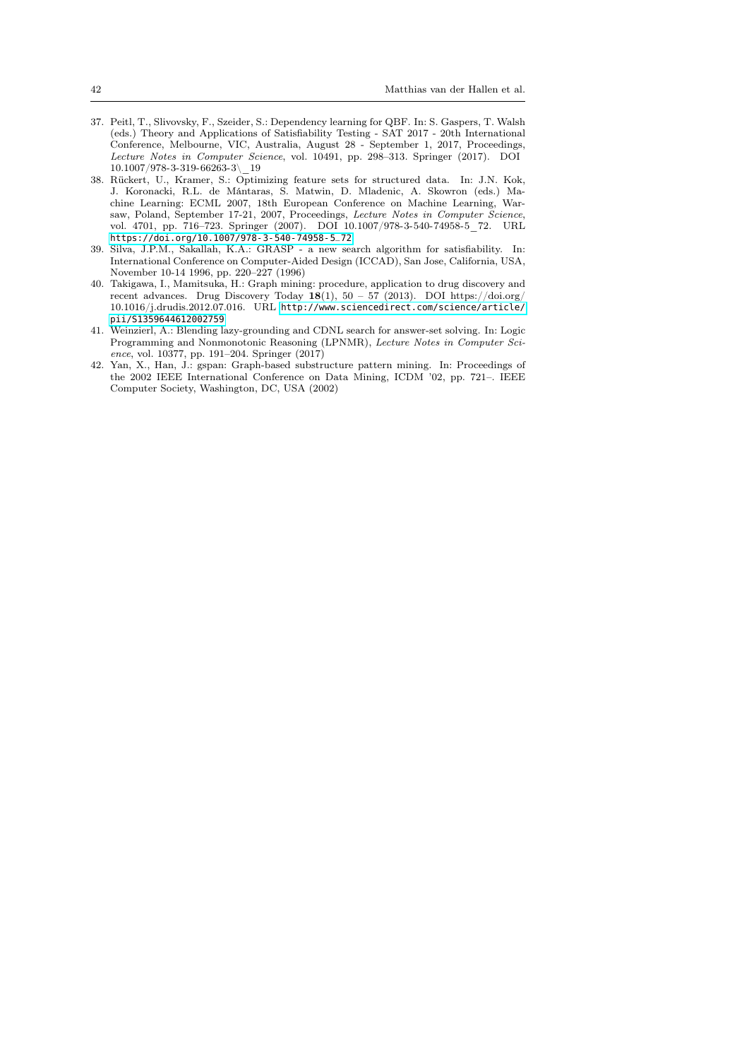37. Peitl, T., Slivovsky, F., Szeider, S.: Dependency learning for QBF. In: S. Gaspers, T. Walsh (eds.) Theory and Applications of Satisfiability Testing - SAT 2017 - 20th International Conference, Melbourne, VIC, Australia, August 28 - September 1, 2017, Proceedings, *Lecture Notes in Computer Science*, vol. 10491, pp. 298–313. Springer (2017). DOI 10.1007/978-3-319-66263-3\_19
38. Rückert, U., Kramer, S.: Optimizing feature sets for structured data. In: J.N. Kok, J. Koronacki, R.L. de Mántaras, S. Matwin, D. Mladenic, A. Skowron (eds.) Machine Learning: ECML 2007, 18th European Conference on Machine Learning, Warsaw, Poland, September 17-21, 2007, Proceedings, *Lecture Notes in Computer Science*, vol. 4701, pp. 716–723. Springer (2007). DOI 10.1007/978-3-540-74958-5_72. URL https://doi.org/10.1007/978-3-540-74958-5_72
39. Silva, J.P.M., Sakallah, K.A.: GRASP - a new search algorithm for satisfiability. In: International Conference on Computer-Aided Design (ICCAD), San Jose, California, USA, November 10-14 1996, pp. 220–227 (1996)
40. Takigawa, I., Mamitsuka, H.: Graph mining: procedure, application to drug discovery and recent advances. Drug Discovery Today **18**(1), 50 – 57 (2013). DOI https://doi.org/10.1016/j.drudis.2012.07.016. URL http://www.sciencedirect.com/science/article/pii/S1359644612002759
41. Weinzierl, A.: Blending lazy-grounding and CDNL search for answer-set solving. In: Logic Programming and Nonmonotonic Reasoning (LPNMR), *Lecture Notes in Computer Science*, vol. 10377, pp. 191–204. Springer (2017)
42. Yan, X., Han, J.: gspan: Graph-based substructure pattern mining. In: Proceedings of the 2002 IEEE International Conference on Data Mining, ICDM '02, pp. 721–. IEEE Computer Society, Washington, DC, USA (2002)